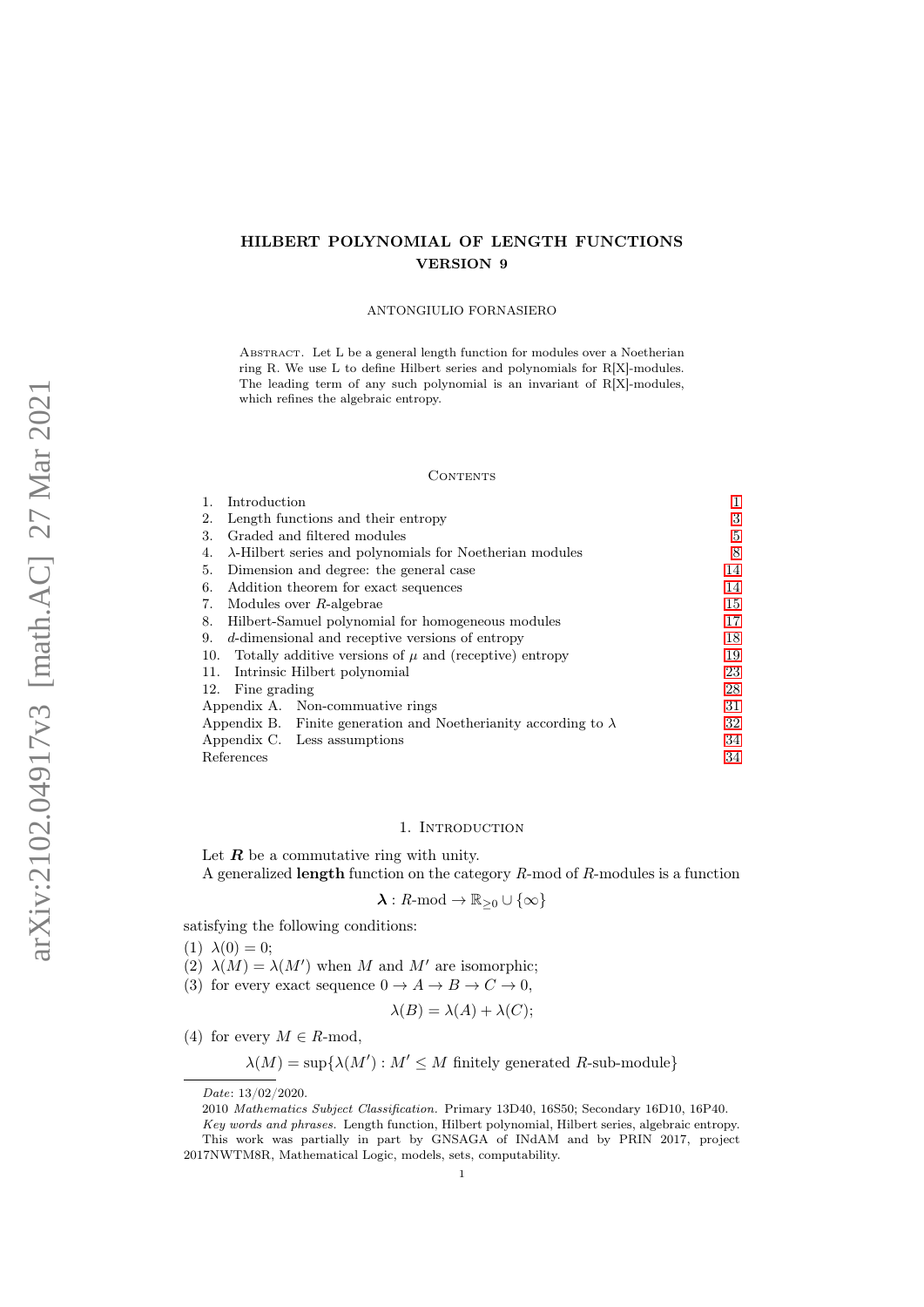# HILBERT POLYNOMIAL OF LENGTH FUNCTIONS VERSION 9

ANTONGIULIO FORNASIERO

Abstract. Let L be a general length function for modules over a Noetherian ring R. We use L to define Hilbert series and polynomials for R[X]-modules. The leading term of any such polynomial is an invariant of R[X]-modules, which refines the algebraic entropy.

## Contents

1. Introduction — 1
2. Length functions and their entropy — 3
3. Graded and filtered modules — 5
4. $\lambda$-Hilbert series and polynomials for Noetherian modules — 8
5. Dimension and degree: the general case — 14
6. Addition theorem for exact sequences — 14
7. Modules over $R$-algebrae — 15
8. Hilbert-Samuel polynomial for homogeneous modules — 17
9. $d$-dimensional and receptive versions of entropy — 18
10. Totally additive versions of $\mu$ and (receptive) entropy — 19
11. Intrinsic Hilbert polynomial — 23
12. Fine grading — 28

Appendix A. Non-commuative rings — 31

Appendix B. Finite generation and Noetherianity according to $\lambda$ — 32

Appendix C. Less assumptions — 34

References — 34

## 1. Introduction

Let $\boldsymbol{R}$ be a commutative ring with unity.

A generalized **length** function on the category $R$-mod of $R$-modules is a function

$$\boldsymbol{\lambda} : R\text{-mod} \to \mathbb{R}_{\geq 0} \cup \{\infty\}$$

satisfying the following conditions:

(1) $\lambda(0) = 0$;

(2) $\lambda(M) = \lambda(M')$ when $M$ and $M'$ are isomorphic;

(3) for every exact sequence $0 \to A \to B \to C \to 0$,

$$\lambda(B) = \lambda(A) + \lambda(C);$$

(4) for every $M \in R$-mod,

$$\lambda(M) = \sup\{\lambda(M') : M' \leq M \text{ finitely generated } R\text{-sub-module}\}$$

---

*Date*: 13/02/2020.

2010 *Mathematics Subject Classification.* Primary 13D40, 16S50; Secondary 16D10, 16P40.

*Key words and phrases.* Length function, Hilbert polynomial, Hilbert series, algebraic entropy.

This work was partially in part by GNSAGA of INdAM and by PRIN 2017, project 2017NWTM8R, Mathematical Logic, models, sets, computability.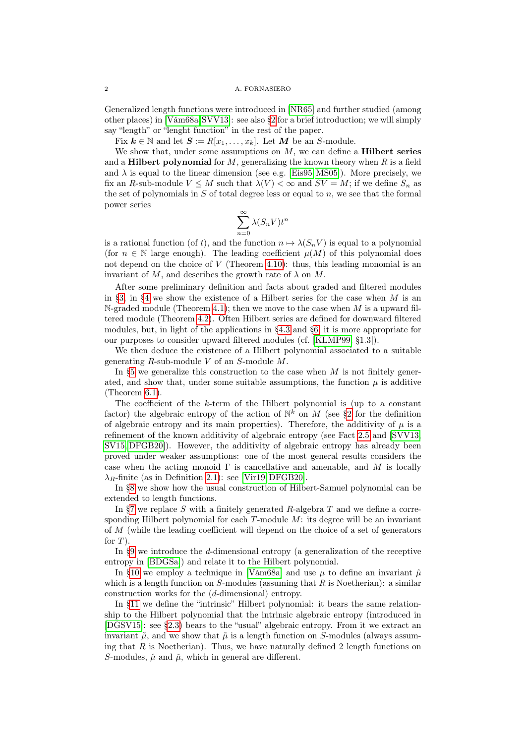Generalized length functions were introduced in [NR65] and further studied (among other places) in [Vám68a, SVV13]: see also §2 for a brief introduction; we will simply say "length" or "lenght function" in the rest of the paper.

Fix $\boldsymbol{k} \in \mathbb{N}$ and let $\boldsymbol{S} := R[x_1, \dots, x_k]$. Let $\boldsymbol{M}$ be an $S$-module.

We show that, under some assumptions on $M$, we can define a **Hilbert series** and a **Hilbert polynomial** for $M$, generalizing the known theory when $R$ is a field and $\lambda$ is equal to the linear dimension (see e.g. [Eis95, MS05]). More precisely, we fix an $R$-sub-module $V \leq M$ such that $\lambda(V) < \infty$ and $SV = M$; if we define $S_n$ as the set of polynomials in $S$ of total degree less or equal to $n$, we see that the formal power series

$$\sum_{n=0}^{\infty} \lambda(S_n V) t^n$$

is a rational function (of $t$), and the function $n \mapsto \lambda(S_n V)$ is equal to a polynomial (for $n \in \mathbb{N}$ large enough). The leading coefficient $\mu(M)$ of this polynomial does not depend on the choice of $V$ (Theorem 4.10): thus, this leading monomial is an invariant of $M$, and describes the growth rate of $\lambda$ on $M$.

After some preliminary definition and facts about graded and filtered modules in §3, in §4 we show the existence of a Hilbert series for the case when $M$ is an $\mathbb{N}$-graded module (Theorem 4.1); then we move to the case when $M$ is a upward filtered module (Theorem 4.2). Often Hilbert series are defined for downward filtered modules, but, in light of the applications in §4.3 and §6, it is more appropriate for our purposes to consider upward filtered modules (cf. [KLMP99, §1.3]).

We then deduce the existence of a Hilbert polynomial associated to a suitable generating $R$-sub-module $V$ of an $S$-module $M$.

In §5 we generalize this construction to the case when $M$ is not finitely generated, and show that, under some suitable assumptions, the function $\mu$ is additive (Theorem 6.1).

The coefficient of the $k$-term of the Hilbert polynomial is (up to a constant factor) the algebraic entropy of the action of $\mathbb{N}^k$ on $M$ (see §2 for the definition of algebraic entropy and its main properties). Therefore, the additivity of $\mu$ is a refinement of the known additivity of algebraic entropy (see Fact 2.5 and [SVV13, SV15, DFGB20]). However, the additivity of algebraic entropy has already been proved under weaker assumptions: one of the most general results considers the case when the acting monoid $\Gamma$ is cancellative and amenable, and $M$ is locally $\lambda_R$-finite (as in Definition 2.1): see [Vir19, DFGB20].

In §8 we show how the usual construction of Hilbert-Samuel polynomial can be extended to length functions.

In §7 we replace $S$ with a finitely generated $R$-algebra $T$ and we define a corresponding Hilbert polynomial for each $T$-module $M$: its degree will be an invariant of $M$ (while the leading coefficient will depend on the choice of a set of generators for $T$).

In §9 we introduce the $d$-dimensional entropy (a generalization of the receptive entropy in [BDGSa]) and relate it to the Hilbert polynomial.

In §10 we employ a technique in [Vám68a] and use $\mu$ to define an invariant $\hat{\mu}$ which is a length function on $S$-modules (assuming that $R$ is Noetherian): a similar construction works for the ($d$-dimensional) entropy.

In §11 we define the "intrinsic" Hilbert polynomial: it bears the same relationship to the Hilbert polynomial that the intrinsic algebraic entropy (introduced in [DGSV15]: see §2.3) bears to the "usual" algebraic entropy. From it we extract an invariant $\tilde{\mu}$, and we show that $\tilde{\mu}$ is a length function on $S$-modules (always assuming that $R$ is Noetherian). Thus, we have naturally defined 2 length functions on $S$-modules, $\hat{\mu}$ and $\tilde{\mu}$, which in general are different.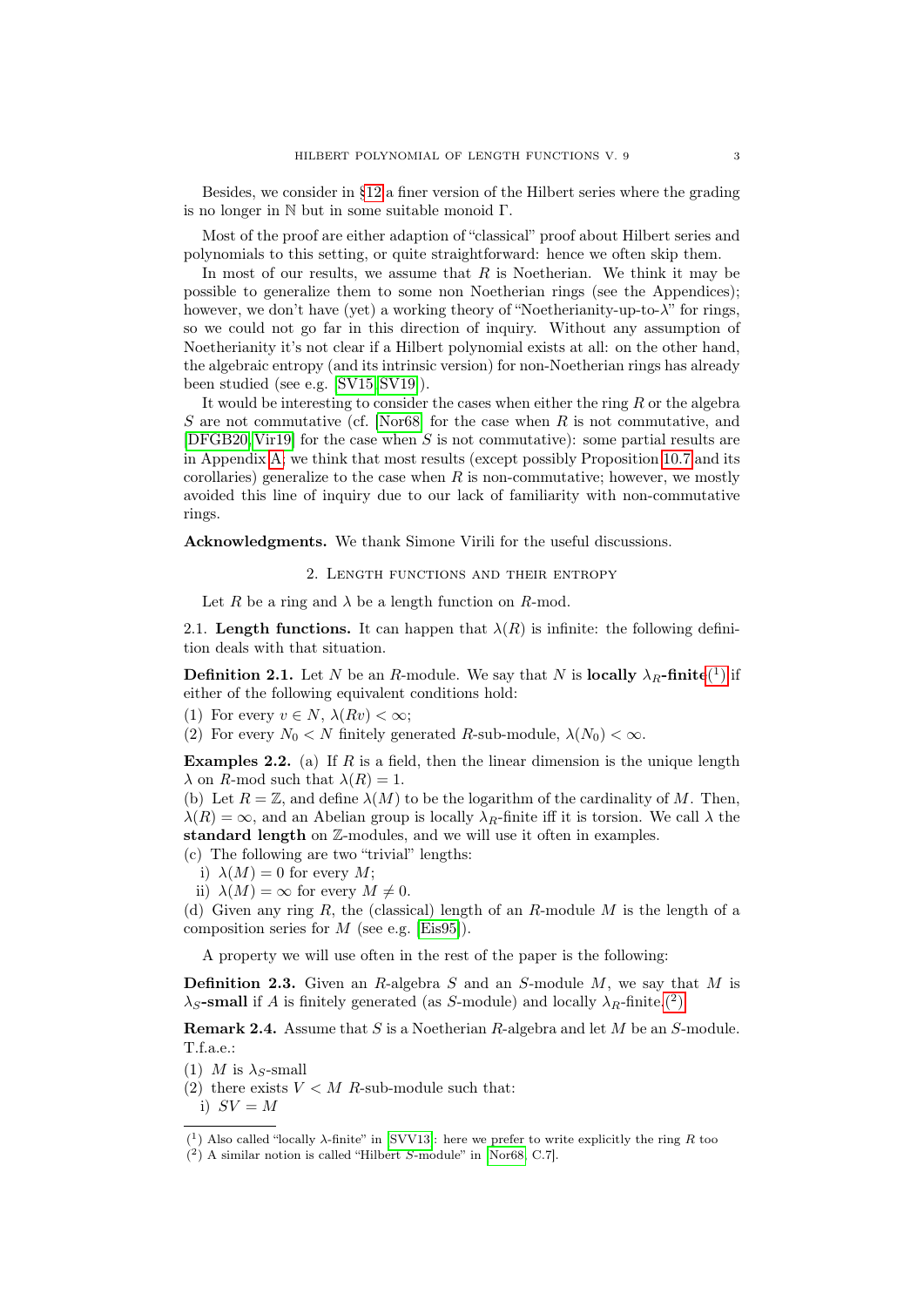Besides, we consider in §12 a finer version of the Hilbert series where the grading is no longer in $\mathbb{N}$ but in some suitable monoid $\Gamma$.

Most of the proof are either adaption of "classical" proof about Hilbert series and polynomials to this setting, or quite straightforward: hence we often skip them.

In most of our results, we assume that $R$ is Noetherian. We think it may be possible to generalize them to some non Noetherian rings (see the Appendices); however, we don't have (yet) a working theory of "Noetherianity-up-to-$\lambda$" for rings, so we could not go far in this direction of inquiry. Without any assumption of Noetherianity it's not clear if a Hilbert polynomial exists at all: on the other hand, the algebraic entropy (and its intrinsic version) for non-Noetherian rings has already been studied (see e.g. [SV15, SV19]).

It would be interesting to consider the cases when either the ring $R$ or the algebra $S$ are not commutative (cf. [Nor68] for the case when $R$ is not commutative, and [DFGB20, Vir19] for the case when $S$ is not commutative): some partial results are in Appendix A; we think that most results (except possibly Proposition 10.7 and its corollaries) generalize to the case when $R$ is non-commutative; however, we mostly avoided this line of inquiry due to our lack of familiarity with non-commutative rings.

**Acknowledgments.** We thank Simone Virili for the useful discussions.

## 2. Length functions and their entropy

Let $R$ be a ring and $\lambda$ be a length function on $R$-mod.

2.1. **Length functions.** It can happen that $\lambda(R)$ is infinite: the following definition deals with that situation.

**Definition 2.1.** Let $N$ be an $R$-module. We say that $N$ is **locally $\lambda_R$-finite**(1) if either of the following equivalent conditions hold:

(1) For every $v \in N$, $\lambda(Rv) < \infty$;
(2) For every $N_0 < N$ finitely generated $R$-sub-module, $\lambda(N_0) < \infty$.

**Examples 2.2.** (a) If $R$ is a field, then the linear dimension is the unique length $\lambda$ on $R$-mod such that $\lambda(R) = 1$.
(b) Let $R = \mathbb{Z}$, and define $\lambda(M)$ to be the logarithm of the cardinality of $M$. Then, $\lambda(R) = \infty$, and an Abelian group is locally $\lambda_R$-finite iff it is torsion. We call $\lambda$ the **standard length** on $\mathbb{Z}$-modules, and we will use it often in examples.
(c) The following are two "trivial" lengths:
 i) $\lambda(M) = 0$ for every $M$;
 ii) $\lambda(M) = \infty$ for every $M \neq 0$.
(d) Given any ring $R$, the (classical) length of an $R$-module $M$ is the length of a composition series for $M$ (see e.g. [Eis95]).

A property we will use often in the rest of the paper is the following:

**Definition 2.3.** Given an $R$-algebra $S$ and an $S$-module $M$, we say that $M$ is **$\lambda_S$-small** if $A$ is finitely generated (as $S$-module) and locally $\lambda_R$-finite.(2)

**Remark 2.4.** Assume that $S$ is a Noetherian $R$-algebra and let $M$ be an $S$-module. T.f.a.e.:

(1) $M$ is $\lambda_S$-small
(2) there exists $V < M$ $R$-sub-module such that:
 i) $SV = M$

(1) Also called "locally $\lambda$-finite" in [SVV13]: here we prefer to write explicitly the ring $R$ too
(2) A similar notion is called "Hilbert $S$-module" in [Nor68, C.7].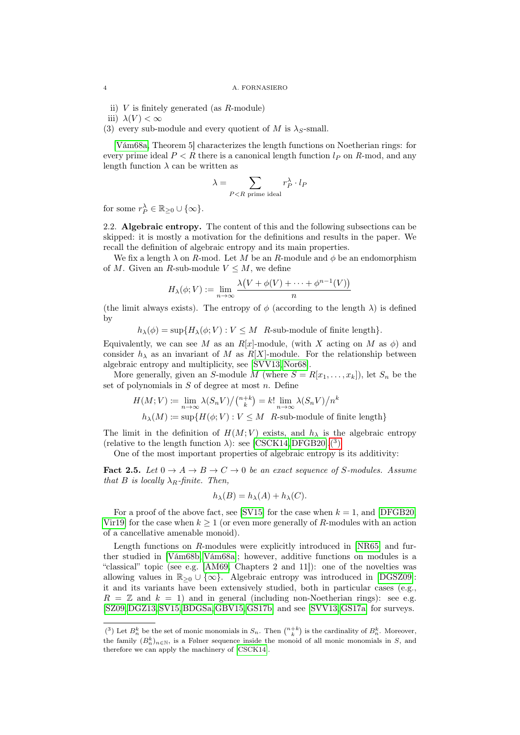ii) $V$ is finitely generated (as $R$-module)

iii) $\lambda(V) < \infty$

(3) every sub-module and every quotient of $M$ is $\lambda_S$-small.

[Vám68a, Theorem 5] characterizes the length functions on Noetherian rings: for every prime ideal $P < R$ there is a canonical length function $l_P$ on $R$-mod, and any length function $\lambda$ can be written as

$$\lambda = \sum_{P<R \text{ prime ideal}} r_P^\lambda \cdot l_P$$

for some $r_P^\lambda \in \mathbb{R}_{\geq 0} \cup \{\infty\}$.

**2.2. Algebraic entropy.** The content of this and the following subsections can be skipped: it is mostly a motivation for the definitions and results in the paper. We recall the definition of algebraic entropy and its main properties.

We fix a length $\lambda$ on $R$-mod. Let $M$ be an $R$-module and $\phi$ be an endomorphism of $M$. Given an $R$-sub-module $V \leq M$, we define

$$H_\lambda(\phi; V) := \lim_{n\to\infty} \frac{\lambda\big(V + \phi(V) + \cdots + \phi^{n-1}(V)\big)}{n}$$

(the limit always exists). The entropy of $\phi$ (according to the length $\lambda$) is defined by

$$h_\lambda(\phi) = \sup\{H_\lambda(\phi; V) : V \leq M \ \ R\text{-sub-module of finite length}\}.$$

Equivalently, we can see $M$ as an $R[x]$-module, (with $X$ acting on $M$ as $\phi$) and consider $h_\lambda$ as an invariant of $M$ as $R[X]$-module. For the relationship between algebraic entropy and multiplicity, see [SVV13, Nor68].

More generally, given an $S$-module $M$ (where $S = R[x_1, \ldots, x_k]$), let $S_n$ be the set of polynomials in $S$ of degree at most $n$. Define

$$H(M; V) := \lim_{n\to\infty} \lambda(S_n V) \big/ \tbinom{n+k}{k} = k! \lim_{n\to\infty} \lambda(S_n V)/n^k$$

$$h_\lambda(M) := \sup\{H(\phi; V) : V \leq M \ \ R\text{-sub-module of finite length}\}$$

The limit in the definition of $H(M; V)$ exists, and $h_\lambda$ is the algebraic entropy (relative to the length function $\lambda$): see [CSCK14, DFGB20].(3)

One of the most important properties of algebraic entropy is its additivity:

**Fact 2.5.** *Let $0 \to A \to B \to C \to 0$ be an exact sequence of $S$-modules. Assume that $B$ is locally $\lambda_R$-finite. Then,*

$$h_\lambda(B) = h_\lambda(A) + h_\lambda(C).$$

For a proof of the above fact, see [SV15] for the case when $k = 1$, and [DFGB20, Vir19] for the case when $k \geq 1$ (or even more generally of $R$-modules with an action of a cancellative amenable monoid).

Length functions on $R$-modules were explicitly introduced in [NR65] and further studied in [Vám68b, Vám68a]; however, additive functions on modules is a "classical" topic (see e.g. [AM69, Chapters 2 and 11]): one of the novelties was allowing values in $\mathbb{R}_{\geq 0} \cup \{\infty\}$. Algebraic entropy was introduced in [DGSZ09]: it and its variants have been extensively studied, both in particular cases (e.g., $R = \mathbb{Z}$ and $k = 1$) and in general (including non-Noetherian rings): see e.g. [SZ09, DGZ13, SV15, BDGSa, GBV15, GS17b] and see [SVV13, GS17a] for surveys.

---

(3) Let $B_n^k$ be the set of monic monomials in $S_n$. Then $\binom{n+k}{k}$ is the cardinality of $B_n^k$. Moreover, the family $(B_n^k)_{n\in\mathbb{N}}$, is a Følner sequence inside the monoid of all monic monomials in $S$, and therefore we can apply the machinery of [CSCK14].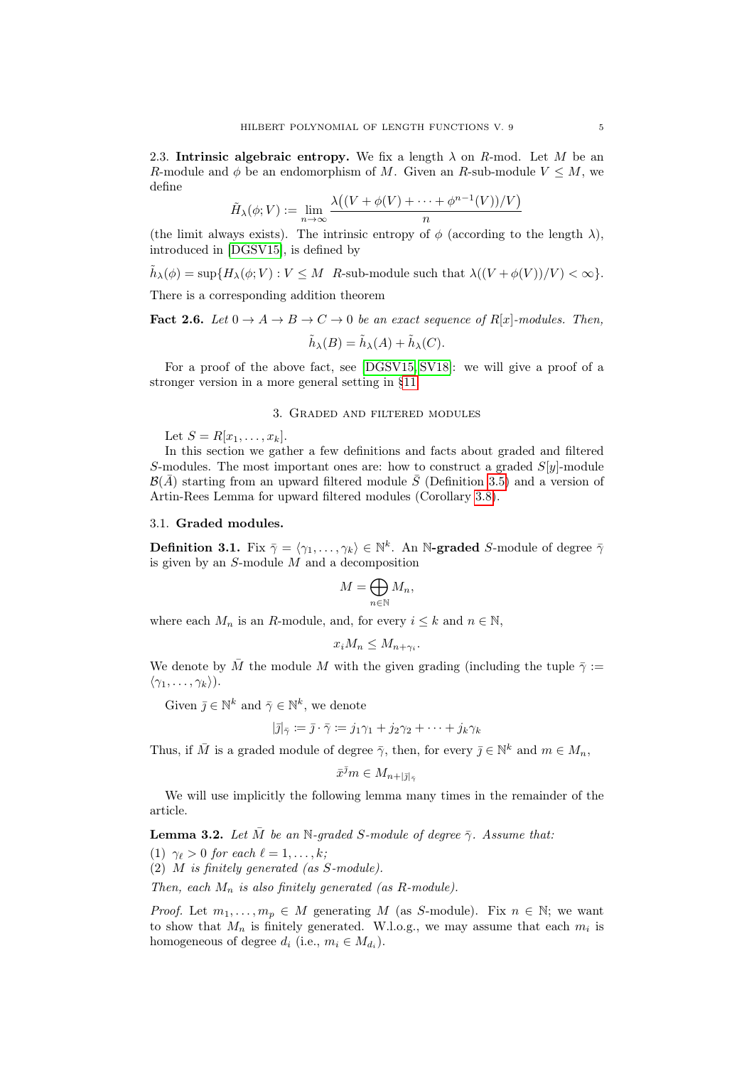2.3. **Intrinsic algebraic entropy.** We fix a length $\lambda$ on $R$-mod. Let $M$ be an $R$-module and $\phi$ be an endomorphism of $M$. Given an $R$-sub-module $V \leq M$, we define

$$\tilde{H}_\lambda(\phi; V) := \lim_{n\to\infty} \frac{\lambda\big((V + \phi(V) + \cdots + \phi^{n-1}(V))/V\big)}{n}$$

(the limit always exists). The intrinsic entropy of $\phi$ (according to the length $\lambda$), introduced in [DGSV15], is defined by

$$\tilde{h}_\lambda(\phi) = \sup\{H_\lambda(\phi; V) : V \leq M \ \ R\text{-sub-module such that } \lambda((V + \phi(V))/V) < \infty\}.$$

There is a corresponding addition theorem

**Fact 2.6.** *Let $0 \to A \to B \to C \to 0$ be an exact sequence of $R[x]$-modules. Then,*

$$\tilde{h}_\lambda(B) = \tilde{h}_\lambda(A) + \tilde{h}_\lambda(C).$$

For a proof of the above fact, see [DGSV15, SV18]: we will give a proof of a stronger version in a more general setting in §11.

## 3. Graded and filtered modules

Let $S = R[x_1, \dots, x_k]$.

In this section we gather a few definitions and facts about graded and filtered $S$-modules. The most important ones are: how to construct a graded $S[y]$-module $\mathcal{B}(\bar{A})$ starting from an upward filtered module $\bar{S}$ (Definition 3.5) and a version of Artin-Rees Lemma for upward filtered modules (Corollary 3.8).

### 3.1. Graded modules.

**Definition 3.1.** Fix $\bar{\gamma} = \langle \gamma_1, \dots, \gamma_k \rangle \in \mathbb{N}^k$. An $\mathbb{N}$**-graded** $S$-module of degree $\bar{\gamma}$ is given by an $S$-module $M$ and a decomposition

$$M = \bigoplus_{n\in\mathbb{N}} M_n,$$

where each $M_n$ is an $R$-module, and, for every $i \leq k$ and $n \in \mathbb{N}$,

$$x_i M_n \leq M_{n+\gamma_i}.$$

We denote by $\bar{M}$ the module $M$ with the given grading (including the tuple $\bar{\gamma} := \langle \gamma_1, \dots, \gamma_k \rangle$).

Given $\bar{\jmath} \in \mathbb{N}^k$ and $\bar{\gamma} \in \mathbb{N}^k$, we denote

$$|\bar{\jmath}|_{\bar{\gamma}} := \bar{\jmath} \cdot \bar{\gamma} := j_1\gamma_1 + j_2\gamma_2 + \cdots + j_k\gamma_k$$

Thus, if $\bar{M}$ is a graded module of degree $\bar{\gamma}$, then, for every $\bar{\jmath} \in \mathbb{N}^k$ and $m \in M_n$,

$$\bar{x}^{\bar{\jmath}} m \in M_{n+|\bar{\jmath}|_{\bar{\gamma}}}$$

We will use implicitly the following lemma many times in the remainder of the article.

**Lemma 3.2.** *Let $\bar{M}$ be an $\mathbb{N}$-graded $S$-module of degree $\bar{\gamma}$. Assume that:*

(1) *$\gamma_\ell > 0$ for each $\ell = 1, \dots, k$;*
(2) *$M$ is finitely generated (as $S$-module).*

*Then, each $M_n$ is also finitely generated (as $R$-module).*

*Proof.* Let $m_1, \dots, m_p \in M$ generating $M$ (as $S$-module). Fix $n \in \mathbb{N}$; we want to show that $M_n$ is finitely generated. W.l.o.g., we may assume that each $m_i$ is homogeneous of degree $d_i$ (i.e., $m_i \in M_{d_i}$).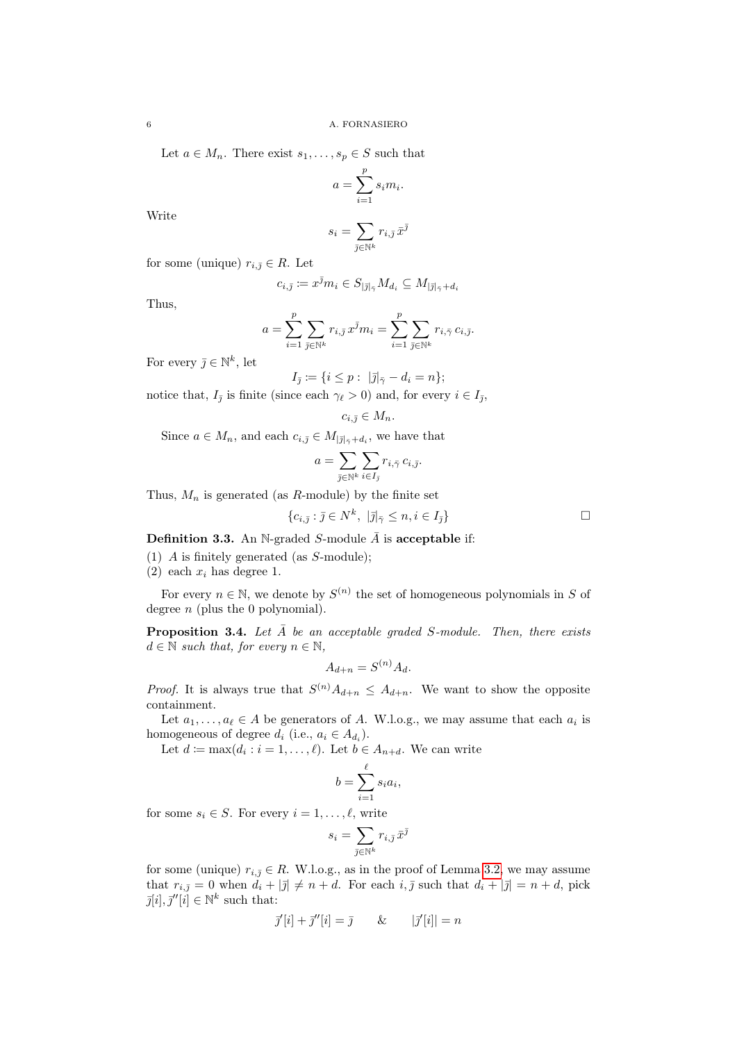Let $a \in M_n$. There exist $s_1, \dots, s_p \in S$ such that

$$a = \sum_{i=1}^{p} s_i m_i.$$

Write

$$s_i = \sum_{\bar{\jmath} \in \mathbb{N}^k} r_{i,\bar{\jmath}} \bar{x}^{\bar{\jmath}}$$

for some (unique) $r_{i,\bar{\jmath}} \in R$. Let

$$c_{i,\bar{\jmath}} := x^{\bar{\jmath}} m_i \in S_{|\bar{\jmath}|_{\bar{\gamma}}} M_{d_i} \subseteq M_{|\bar{\jmath}|_{\bar{\gamma}} + d_i}$$

Thus,

$$a = \sum_{i=1}^{p} \sum_{\bar{\jmath} \in \mathbb{N}^k} r_{i,\bar{\jmath}} x^{\bar{\jmath}} m_i = \sum_{i=1}^{p} \sum_{\bar{\jmath} \in \mathbb{N}^k} r_{i,\bar{\gamma}} c_{i,\bar{\jmath}}.$$

For every $\bar{\jmath} \in \mathbb{N}^k$, let

$$I_{\bar{\jmath}} := \{i \le p : \ |\bar{\jmath}|_{\bar{\gamma}} - d_i = n\};$$

notice that, $I_{\bar{\jmath}}$ is finite (since each $\gamma_\ell > 0$) and, for every $i \in I_{\bar{\jmath}}$,

$$c_{i,\bar{\jmath}} \in M_n.$$

Since $a \in M_n$, and each $c_{i,\bar{\jmath}} \in M_{|\bar{\jmath}|_{\bar{\gamma}} + d_i}$, we have that

$$a = \sum_{\bar{\jmath} \in \mathbb{N}^k} \sum_{i \in I_{\bar{\jmath}}} r_{i,\bar{\gamma}} c_{i,\bar{\jmath}}.$$

Thus, $M_n$ is generated (as $R$-module) by the finite set

$$\{c_{i,\bar{\jmath}} : \bar{\jmath} \in N^k, \ |\bar{\jmath}|_{\bar{\gamma}} \le n, i \in I_{\bar{\jmath}}\} \qquad \square$$

**Definition 3.3.** An $\mathbb{N}$-graded $S$-module $\bar{A}$ is **acceptable** if:

(1) $A$ is finitely generated (as $S$-module);
(2) each $x_i$ has degree 1.

For every $n \in \mathbb{N}$, we denote by $S^{(n)}$ the set of homogeneous polynomials in $S$ of degree $n$ (plus the 0 polynomial).

**Proposition 3.4.** *Let $\bar{A}$ be an acceptable graded $S$-module. Then, there exists $d \in \mathbb{N}$ such that, for every $n \in \mathbb{N}$,*

$$A_{d+n} = S^{(n)} A_d.$$

*Proof.* It is always true that $S^{(n)} A_{d+n} \le A_{d+n}$. We want to show the opposite containment.

Let $a_1, \dots, a_\ell \in A$ be generators of $A$. W.l.o.g., we may assume that each $a_i$ is homogeneous of degree $d_i$ (i.e., $a_i \in A_{d_i}$).

Let $d := \max(d_i : i = 1, \dots, \ell)$. Let $b \in A_{n+d}$. We can write

$$b = \sum_{i=1}^{\ell} s_i a_i,$$

for some $s_i \in S$. For every $i = 1, \dots, \ell$, write

$$s_i = \sum_{\bar{\jmath} \in \mathbb{N}^k} r_{i,\bar{\jmath}} \bar{x}^{\bar{\jmath}}$$

for some (unique) $r_{i,\bar{\jmath}} \in R$. W.l.o.g., as in the proof of Lemma 3.2, we may assume that $r_{i,\bar{\jmath}} = 0$ when $d_i + |\bar{\jmath}| \ne n + d$. For each $i, \bar{\jmath}$ such that $d_i + |\bar{\jmath}| = n + d$, pick $\bar{\jmath}[i], \bar{\jmath}''[i] \in \mathbb{N}^k$ such that:

$$\bar{\jmath}'[i] + \bar{\jmath}''[i] = \bar{\jmath} \qquad \& \qquad |\bar{\jmath}'[i]| = n$$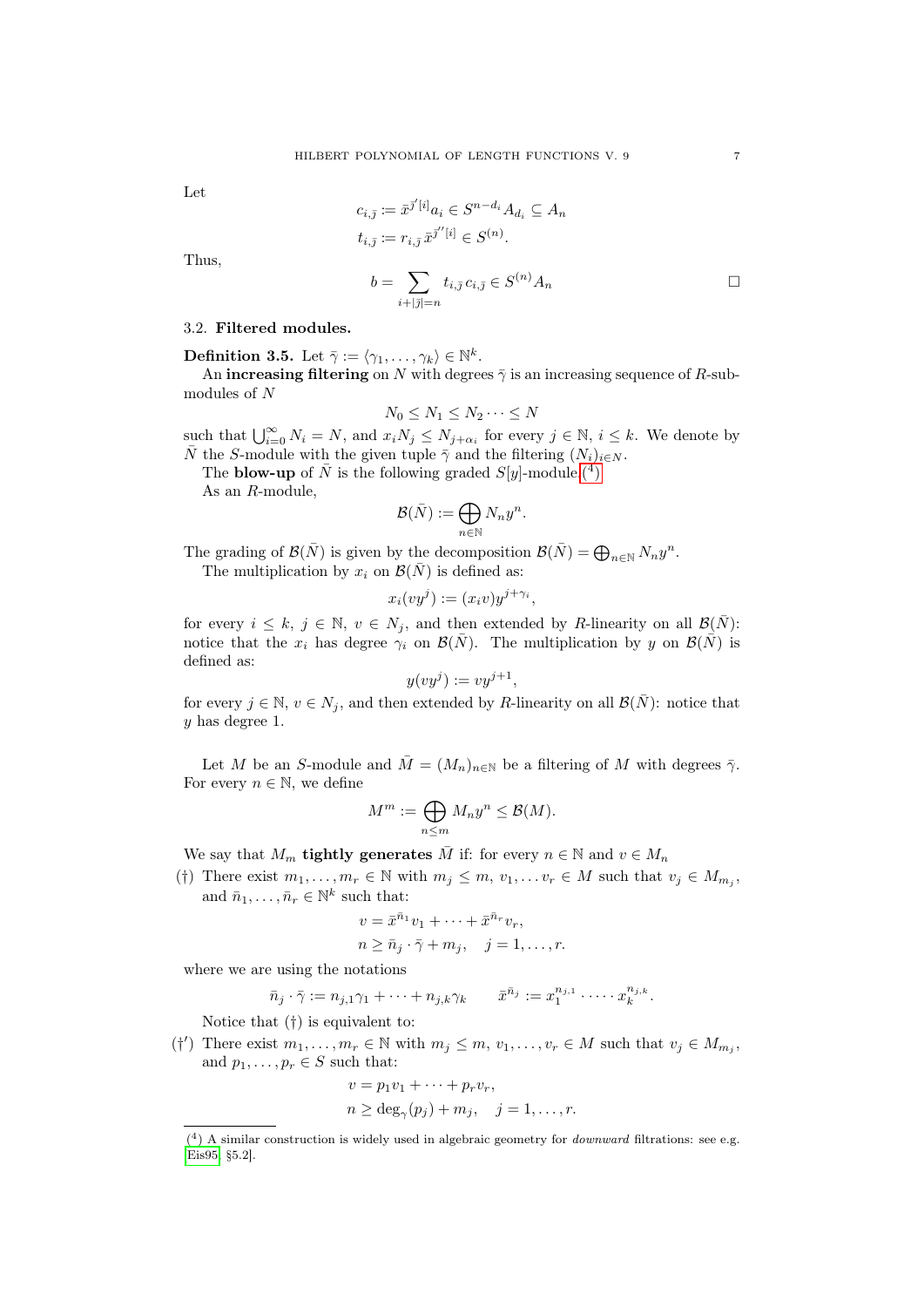Let

$$c_{i,\bar{j}} := \bar{x}^{\bar{j}'[i]} a_i \in S^{n-d_i} A_{d_i} \subseteq A_n$$
$$t_{i,\bar{j}} := r_{i,\bar{j}} \bar{x}^{\bar{j}''[i]} \in S^{(n)}.$$

Thus,

$$b = \sum_{i+|\bar{j}|=n} t_{i,\bar{j}} c_{i,\bar{j}} \in S^{(n)} A_n \qquad \square$$

### 3.2. Filtered modules.

**Definition 3.5.** Let $\bar{\gamma} := \langle \gamma_1, \ldots, \gamma_k \rangle \in \mathbb{N}^k$.

An **increasing filtering** on $N$ with degrees $\bar{\gamma}$ is an increasing sequence of $R$-submodules of $N$

$$N_0 \leq N_1 \leq N_2 \cdots \leq N$$

such that $\bigcup_{i=0}^{\infty} N_i = N$, and $x_i N_j \leq N_{j+\alpha_i}$ for every $j \in \mathbb{N}$, $i \leq k$. We denote by $\bar{N}$ the $S$-module with the given tuple $\bar{\gamma}$ and the filtering $(N_i)_{i \in N}$.

The **blow-up** of $\bar{N}$ is the following graded $S[y]$-module.(4)

As an $R$-module,

$$\mathcal{B}(\bar{N}) := \bigoplus_{n \in \mathbb{N}} N_n y^n.$$

The grading of $\mathcal{B}(\bar{N})$ is given by the decomposition $\mathcal{B}(\bar{N}) = \bigoplus_{n \in \mathbb{N}} N_n y^n$.

The multiplication by $x_i$ on $\mathcal{B}(\bar{N})$ is defined as:

$$x_i(vy^j) := (x_i v) y^{j+\gamma_i},$$

for every $i \leq k$, $j \in \mathbb{N}$, $v \in N_j$, and then extended by $R$-linearity on all $\mathcal{B}(\bar{N})$: notice that the $x_i$ has degree $\gamma_i$ on $\mathcal{B}(\bar{N})$. The multiplication by $y$ on $\mathcal{B}(\bar{N})$ is defined as:

$$y(vy^j) := vy^{j+1},$$

for every $j \in \mathbb{N}$, $v \in N_j$, and then extended by $R$-linearity on all $\mathcal{B}(\bar{N})$: notice that $y$ has degree 1.

Let $M$ be an $S$-module and $\bar{M} = (M_n)_{n \in \mathbb{N}}$ be a filtering of $M$ with degrees $\bar{\gamma}$. For every $n \in \mathbb{N}$, we define

$$M^m := \bigoplus_{n \leq m} M_n y^n \leq \mathcal{B}(M).$$

We say that $M_m$ **tightly generates** $\bar{M}$ if: for every $n \in \mathbb{N}$ and $v \in M_n$

(†) There exist $m_1, \ldots, m_r \in \mathbb{N}$ with $m_j \leq m$, $v_1, \ldots v_r \in M$ such that $v_j \in M_{m_j}$, and $\bar{n}_1, \ldots, \bar{n}_r \in \mathbb{N}^k$ such that:

$$v = \bar{x}^{\bar{n}_1} v_1 + \cdots + \bar{x}^{\bar{n}_r} v_r,$$
$$n \geq \bar{n}_j \cdot \bar{\gamma} + m_j, \quad j = 1, \ldots, r.$$

where we are using the notations

$$\bar{n}_j \cdot \bar{\gamma} := n_{j,1}\gamma_1 + \cdots + n_{j,k}\gamma_k \qquad \bar{x}^{\bar{n}_j} := x_1^{n_{j,1}} \cdot \cdots \cdot x_k^{n_{j,k}}.$$

Notice that (†) is equivalent to:

(†′) There exist $m_1, \ldots, m_r \in \mathbb{N}$ with $m_j \leq m$, $v_1, \ldots, v_r \in M$ such that $v_j \in M_{m_j}$, and $p_1, \ldots, p_r \in S$ such that:

$$v = p_1 v_1 + \cdots + p_r v_r,$$
$$n \geq \deg_\gamma(p_j) + m_j, \quad j = 1, \ldots, r.$$

(4) A similar construction is widely used in algebraic geometry for *downward* filtrations: see e.g. [Eis95, §5.2].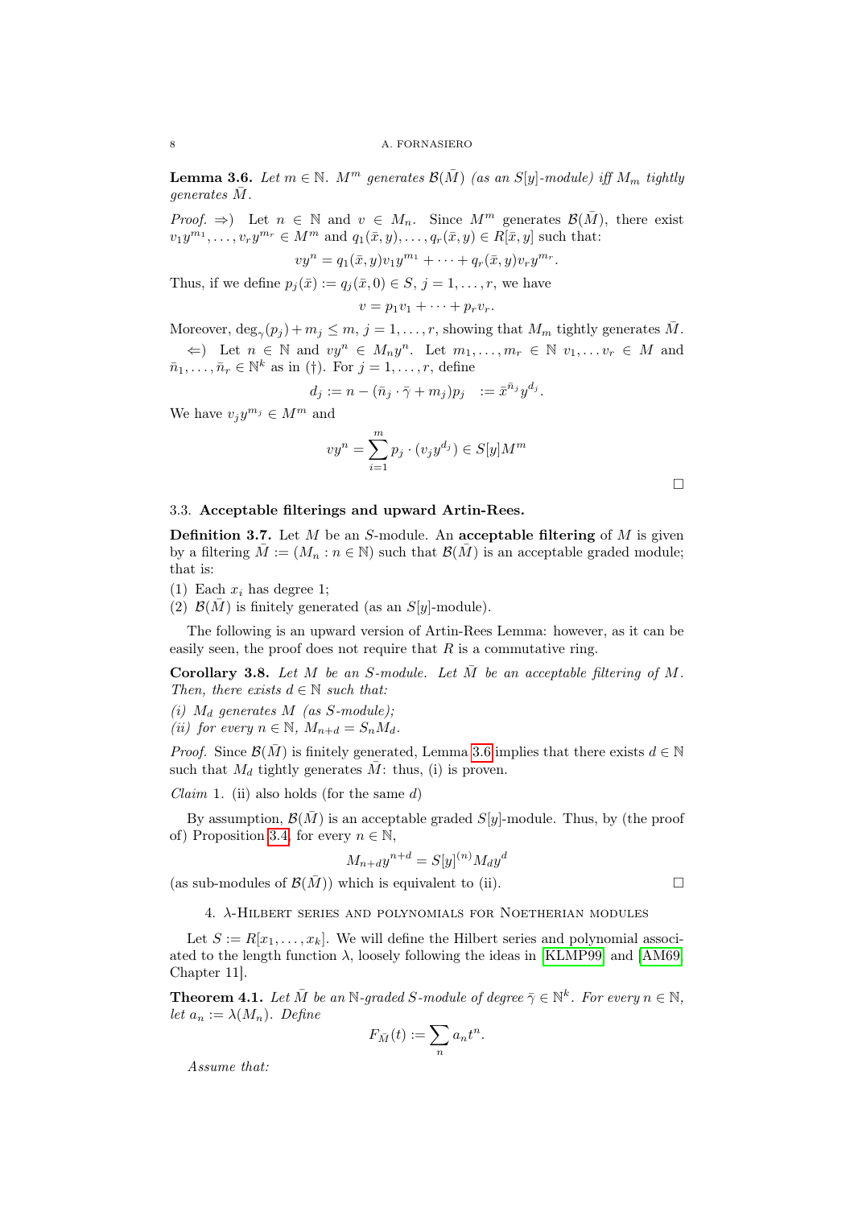**Lemma 3.6.** *Let $m \in \mathbb{N}$. $M^m$ generates $\mathcal{B}(\bar{M})$ (as an $S[y]$-module) iff $M_m$ tightly generates $\bar{M}$.*

*Proof.* $\Rightarrow$) Let $n \in \mathbb{N}$ and $v \in M_n$. Since $M^m$ generates $\mathcal{B}(\bar{M})$, there exist $v_1 y^{m_1}, \dots, v_r y^{m_r} \in M^m$ and $q_1(\bar{x}, y), \dots, q_r(\bar{x}, y) \in R[\bar{x}, y]$ such that:

$$vy^n = q_1(\bar{x}, y) v_1 y^{m_1} + \dots + q_r(\bar{x}, y) v_r y^{m_r}.$$

Thus, if we define $p_j(\bar{x}) := q_j(\bar{x}, 0) \in S$, $j = 1, \dots, r$, we have

$$v = p_1 v_1 + \dots + p_r v_r.$$

Moreover, $\deg_\gamma(p_j) + m_j \le m$, $j = 1, \dots, r$, showing that $M_m$ tightly generates $\bar{M}$.

$\Leftarrow$) Let $n \in \mathbb{N}$ and $vy^n \in M_n y^n$. Let $m_1, \dots, m_r \in \mathbb{N}$ $v_1, \dots v_r \in M$ and $\bar{n}_1, \dots, \bar{n}_r \in \mathbb{N}^k$ as in (†). For $j = 1, \dots, r$, define

$$d_j := n - (\bar{n}_j \cdot \bar{\gamma} + m_j) p_j \quad := \bar{x}^{\bar{n}_j} y^{d_j}.$$

We have $v_j y^{m_j} \in M^m$ and

$$vy^n = \sum_{i=1}^{m} p_j \cdot (v_j y^{d_j}) \in S[y] M^m$$

□

### 3.3. Acceptable filterings and upward Artin-Rees.

**Definition 3.7.** Let $M$ be an $S$-module. An **acceptable filtering** of $M$ is given by a filtering $\bar{M} := (M_n : n \in \mathbb{N})$ such that $\mathcal{B}(\bar{M})$ is an acceptable graded module; that is:

(1) Each $x_i$ has degree 1;
(2) $\mathcal{B}(\bar{M})$ is finitely generated (as an $S[y]$-module).

The following is an upward version of Artin-Rees Lemma: however, as it can be easily seen, the proof does not require that $R$ is a commutative ring.

**Corollary 3.8.** *Let $M$ be an $S$-module. Let $\bar{M}$ be an acceptable filtering of $M$. Then, there exists $d \in \mathbb{N}$ such that:*

*(i) $M_d$ generates $M$ (as $S$-module);*
*(ii) for every $n \in \mathbb{N}$, $M_{n+d} = S_n M_d$.*

*Proof.* Since $\mathcal{B}(\bar{M})$ is finitely generated, Lemma 3.6 implies that there exists $d \in \mathbb{N}$ such that $M_d$ tightly generates $\bar{M}$: thus, (i) is proven.

*Claim* 1. (ii) also holds (for the same $d$)

By assumption, $\mathcal{B}(\bar{M})$ is an acceptable graded $S[y]$-module. Thus, by (the proof of) Proposition 3.4, for every $n \in \mathbb{N}$,

$$M_{n+d} y^{n+d} = S[y]^{(n)} M_d y^d$$

(as sub-modules of $\mathcal{B}(\bar{M})$) which is equivalent to (ii). □

## 4. λ-Hilbert series and polynomials for Noetherian modules

Let $S := R[x_1, \dots, x_k]$. We will define the Hilbert series and polynomial associated to the length function $\lambda$, loosely following the ideas in [KLMP99] and [AM69, Chapter 11].

**Theorem 4.1.** *Let $\bar{M}$ be an $\mathbb{N}$-graded $S$-module of degree $\bar{\gamma} \in \mathbb{N}^k$. For every $n \in \mathbb{N}$, let $a_n := \lambda(M_n)$. Define*

$$F_{\bar{M}}(t) := \sum_n a_n t^n.$$

*Assume that:*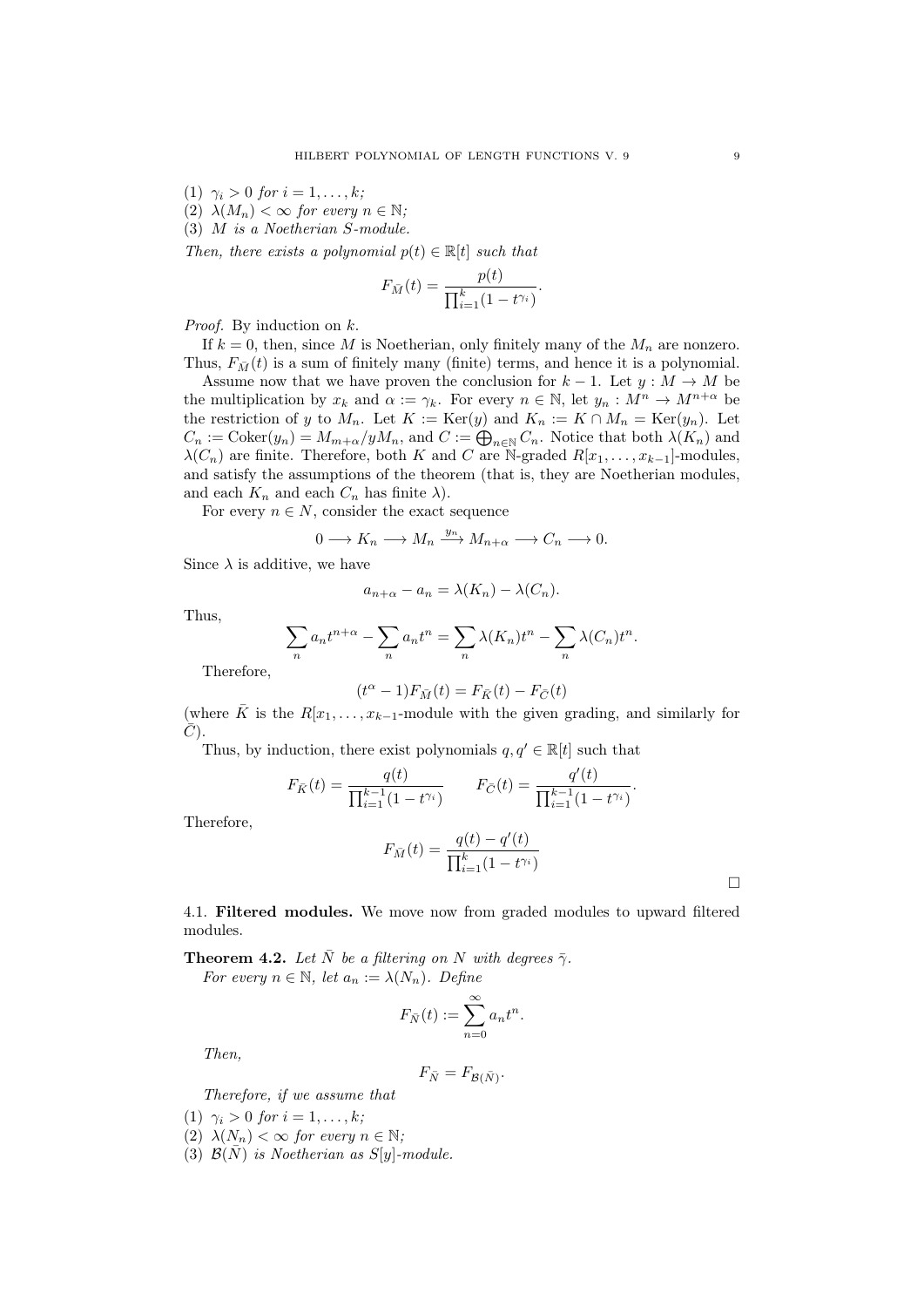(1) $\gamma_i > 0$ *for* $i = 1, \ldots, k$;
(2) $\lambda(M_n) < \infty$ *for every* $n \in \mathbb{N}$;
(3) $M$ *is a Noetherian* $S$*-module.*

*Then, there exists a polynomial* $p(t) \in \mathbb{R}[t]$ *such that*

$$F_{\bar{M}}(t) = \frac{p(t)}{\prod_{i=1}^{k}(1 - t^{\gamma_i})}.$$

*Proof.* By induction on $k$.

If $k = 0$, then, since $M$ is Noetherian, only finitely many of the $M_n$ are nonzero. Thus, $F_{\bar{M}}(t)$ is a sum of finitely many (finite) terms, and hence it is a polynomial.

Assume now that we have proven the conclusion for $k - 1$. Let $y : M \to M$ be the multiplication by $x_k$ and $\alpha := \gamma_k$. For every $n \in \mathbb{N}$, let $y_n : M^n \to M^{n+\alpha}$ be the restriction of $y$ to $M_n$. Let $K := \mathrm{Ker}(y)$ and $K_n := K \cap M_n = \mathrm{Ker}(y_n)$. Let $C_n := \mathrm{Coker}(y_n) = M_{m+\alpha}/yM_n$, and $C := \bigoplus_{n \in \mathbb{N}} C_n$. Notice that both $\lambda(K_n)$ and $\lambda(C_n)$ are finite. Therefore, both $K$ and $C$ are $\mathbb{N}$-graded $R[x_1, \ldots, x_{k-1}]$-modules, and satisfy the assumptions of the theorem (that is, they are Noetherian modules, and each $K_n$ and each $C_n$ has finite $\lambda$).

For every $n \in N$, consider the exact sequence

$$0 \longrightarrow K_n \longrightarrow M_n \xrightarrow{y_n} M_{n+\alpha} \longrightarrow C_n \longrightarrow 0.$$

Since $\lambda$ is additive, we have

$$a_{n+\alpha} - a_n = \lambda(K_n) - \lambda(C_n).$$

Thus,

$$\sum_n a_n t^{n+\alpha} - \sum_n a_n t^n = \sum_n \lambda(K_n) t^n - \sum_n \lambda(C_n) t^n.$$

Therefore,

$$(t^\alpha - 1) F_{\bar{M}}(t) = F_{\bar{K}}(t) - F_{\bar{C}}(t)$$

(where $\bar{K}$ is the $R[x_1, \ldots, x_{k-1}]$-module with the given grading, and similarly for $\bar{C}$).

Thus, by induction, there exist polynomials $q, q' \in \mathbb{R}[t]$ such that

$$F_{\bar{K}}(t) = \frac{q(t)}{\prod_{i=1}^{k-1}(1 - t^{\gamma_i})} \qquad F_{\bar{C}}(t) = \frac{q'(t)}{\prod_{i=1}^{k-1}(1 - t^{\gamma_i})}.$$

Therefore,

$$F_{\bar{M}}(t) = \frac{q(t) - q'(t)}{\prod_{i=1}^{k}(1 - t^{\gamma_i})}$$

□

4.1. **Filtered modules.** We move now from graded modules to upward filtered modules.

**Theorem 4.2.** *Let* $\bar{N}$ *be a filtering on* $N$ *with degrees* $\bar{\gamma}$.

*For every* $n \in \mathbb{N}$, *let* $a_n := \lambda(N_n)$. *Define*

$$F_{\bar{N}}(t) := \sum_{n=0}^{\infty} a_n t^n.$$

*Then,*

$$F_{\bar{N}} = F_{\mathcal{B}(\bar{N})}.$$

*Therefore, if we assume that*

(1) $\gamma_i > 0$ *for* $i = 1, \ldots, k$;
(2) $\lambda(N_n) < \infty$ *for every* $n \in \mathbb{N}$;
(3) $\mathcal{B}(\bar{N})$ *is Noetherian as* $S[y]$*-module.*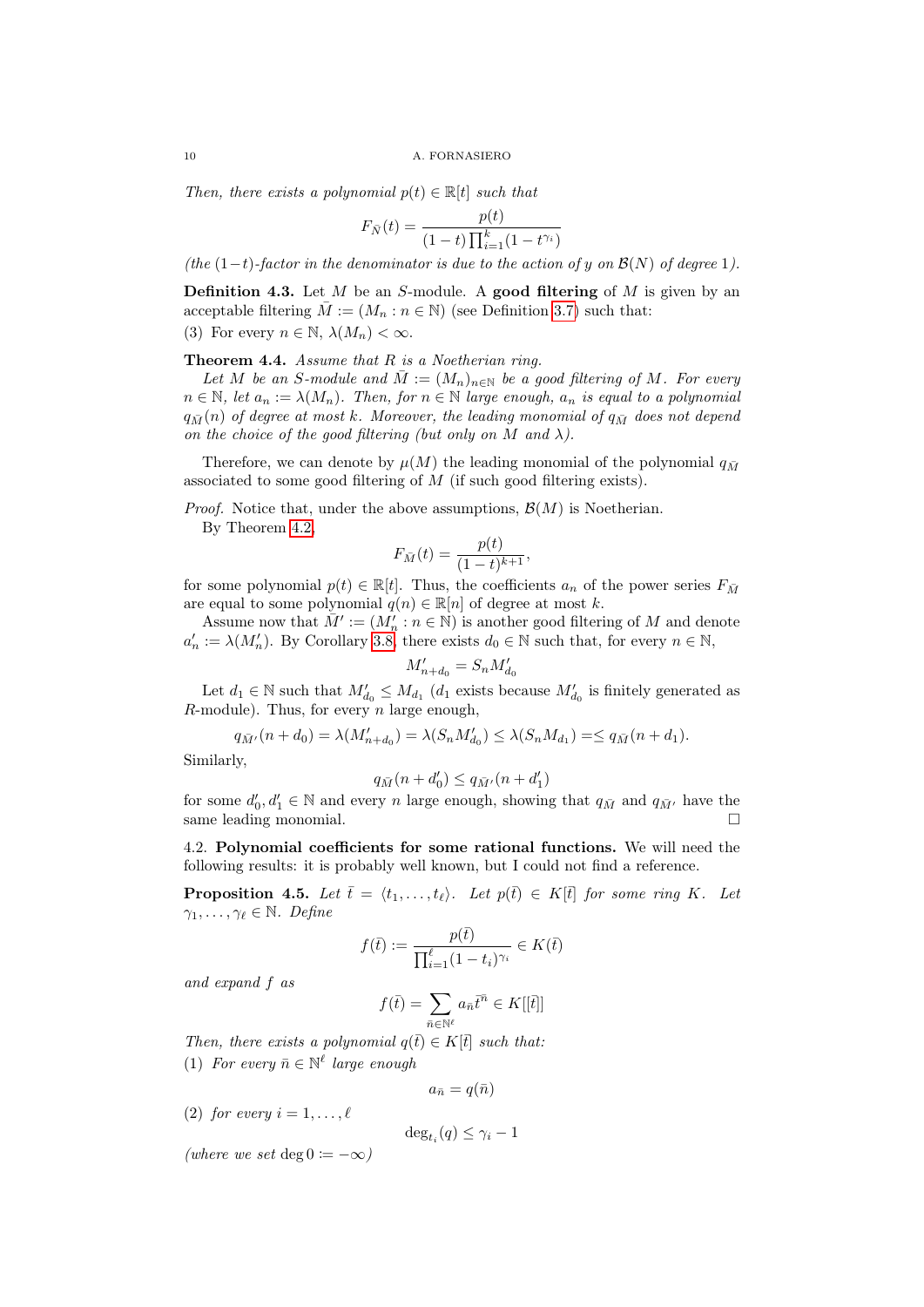*Then, there exists a polynomial $p(t) \in \mathbb{R}[t]$ such that*

$$F_{\bar{N}}(t) = \frac{p(t)}{(1-t)\prod_{i=1}^{k}(1-t^{\gamma_i})}$$

*(the $(1-t)$-factor in the denominator is due to the action of $y$ on $\mathcal{B}(N)$ of degree 1).*

**Definition 4.3.** Let $M$ be an $S$-module. A **good filtering** of $M$ is given by an acceptable filtering $\bar{M} := (M_n : n \in \mathbb{N})$ (see Definition 3.7) such that:

(3) For every $n \in \mathbb{N}$, $\lambda(M_n) < \infty$.

**Theorem 4.4.** *Assume that $R$ is a Noetherian ring.*

*Let $M$ be an $S$-module and $\bar{M} := (M_n)_{n\in\mathbb{N}}$ be a good filtering of $M$. For every $n \in \mathbb{N}$, let $a_n := \lambda(M_n)$. Then, for $n \in \mathbb{N}$ large enough, $a_n$ is equal to a polynomial $q_{\bar{M}}(n)$ of degree at most $k$. Moreover, the leading monomial of $q_{\bar{M}}$ does not depend on the choice of the good filtering (but only on $M$ and $\lambda$).*

Therefore, we can denote by $\mu(M)$ the leading monomial of the polynomial $q_{\bar{M}}$ associated to some good filtering of $M$ (if such good filtering exists).

*Proof.* Notice that, under the above assumptions, $\mathcal{B}(M)$ is Noetherian.

By Theorem 4.2,

$$F_{\bar{M}}(t) = \frac{p(t)}{(1-t)^{k+1}},$$

for some polynomial $p(t) \in \mathbb{R}[t]$. Thus, the coefficients $a_n$ of the power series $F_{\bar{M}}$ are equal to some polynomial $q(n) \in \mathbb{R}[n]$ of degree at most $k$.

Assume now that $\bar{M}' := (M'_n : n \in \mathbb{N})$ is another good filtering of $M$ and denote $a'_n := \lambda(M'_n)$. By Corollary 3.8, there exists $d_0 \in \mathbb{N}$ such that, for every $n \in \mathbb{N}$,

$$M'_{n+d_0} = S_n M'_{d_0}$$

Let $d_1 \in \mathbb{N}$ such that $M'_{d_0} \leq M_{d_1}$ ($d_1$ exists because $M'_{d_0}$ is finitely generated as $R$-module). Thus, for every $n$ large enough,

$$q_{\bar{M}'}(n+d_0) = \lambda(M'_{n+d_0}) = \lambda(S_n M'_{d_0}) \leq \lambda(S_n M_{d_1}) = \leq q_{\bar{M}}(n+d_1).$$

Similarly,

$$q_{\bar{M}}(n+d'_0) \leq q_{\bar{M}'}(n+d'_1)$$

for some $d'_0, d'_1 \in \mathbb{N}$ and every $n$ large enough, showing that $q_{\bar{M}}$ and $q_{\bar{M}'}$ have the same leading monomial. □

### 4.2. Polynomial coefficients for some rational functions.

We will need the following results: it is probably well known, but I could not find a reference.

**Proposition 4.5.** *Let $\bar{t} = \langle t_1, \ldots, t_\ell \rangle$. Let $p(\bar{t}) \in K[\bar{t}]$ for some ring $K$. Let $\gamma_1, \ldots, \gamma_\ell \in \mathbb{N}$. Define*

$$f(\bar{t}) := \frac{p(\bar{t})}{\prod_{i=1}^{\ell}(1-t_i)^{\gamma_i}} \in K(\bar{t})$$

*and expand $f$ as*

$$f(\bar{t}) = \sum_{\bar{n}\in\mathbb{N}^\ell} a_{\bar{n}} \bar{t}^{\bar{n}} \in K[[\bar{t}]]$$

*Then, there exists a polynomial $q(\bar{t}) \in K[\bar{t}]$ such that:*

(1) *For every $\bar{n} \in \mathbb{N}^\ell$ large enough*

$$a_{\bar{n}} = q(\bar{n})$$

(2) *for every $i = 1, \ldots, \ell$*

$$\deg_{t_i}(q) \leq \gamma_i - 1$$

*(where we set $\deg 0 := -\infty$)*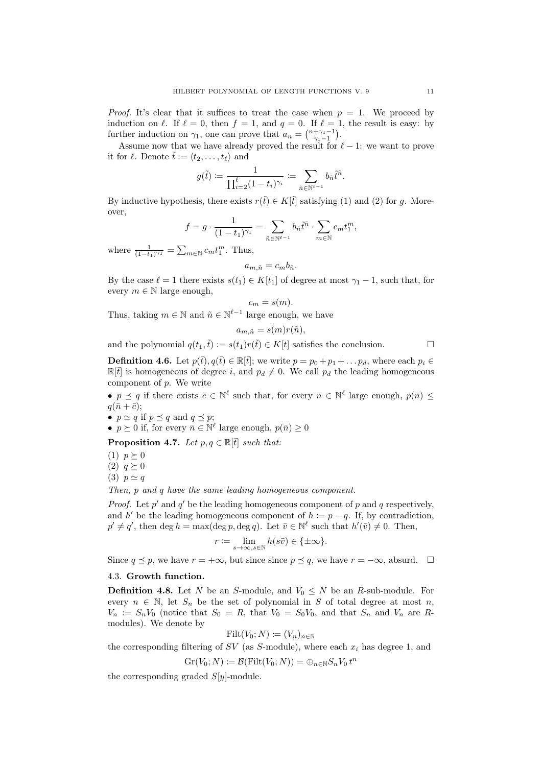*Proof.* It's clear that it suffices to treat the case when $p = 1$. We proceed by induction on $\ell$. If $\ell = 0$, then $f = 1$, and $q = 0$. If $\ell = 1$, the result is easy: by further induction on $\gamma_1$, one can prove that $a_n = \binom{n+\gamma_1-1}{\gamma_1-1}$.

Assume now that we have already proved the result for $\ell - 1$: we want to prove it for $\ell$. Denote $\tilde{t} := \langle t_2, \dots, t_\ell \rangle$ and

$$g(\tilde{t}) := \frac{1}{\prod_{i=2}^{\ell}(1-t_i)^{\gamma_i}} := \sum_{\tilde{n} \in \mathbb{N}^{\ell-1}} b_{\tilde{n}} \tilde{t}^{\tilde{n}}.$$

By inductive hypothesis, there exists $r(\tilde{t}) \in K[\tilde{t}]$ satisfying (1) and (2) for $g$. Moreover,

$$f = g \cdot \frac{1}{(1-t_1)^{\gamma_1}} = \sum_{\tilde{n} \in \mathbb{N}^{\ell-1}} b_{\tilde{n}} \tilde{t}^{\tilde{n}} \cdot \sum_{m \in \mathbb{N}} c_m t_1^m,$$

where $\frac{1}{(1-t_1)^{\gamma_1}} = \sum_{m \in \mathbb{N}} c_m t_1^m$. Thus,

$$a_{m,\tilde{n}} = c_m b_{\tilde{n}}.$$

By the case $\ell = 1$ there exists $s(t_1) \in K[t_1]$ of degree at most $\gamma_1 - 1$, such that, for every $m \in \mathbb{N}$ large enough,

$$c_m = s(m).$$

Thus, taking $m \in \mathbb{N}$ and $\tilde{n} \in \mathbb{N}^{\ell-1}$ large enough, we have

$$a_{m,\tilde{n}} = s(m) r(\tilde{n}),$$

and the polynomial $q(t_1, \tilde{t}) := s(t_1) r(\tilde{t}) \in K[t]$ satisfies the conclusion. □

**Definition 4.6.** Let $p(\bar{t}), q(\bar{t}) \in \mathbb{R}[\bar{t}]$; we write $p = p_0 + p_1 + \dots p_d$, where each $p_i \in \mathbb{R}[\bar{t}]$ is homogeneous of degree $i$, and $p_d \neq 0$. We call $p_d$ the leading homogeneous component of $p$. We write

- $p \preceq q$ if there exists $\bar{c} \in \mathbb{N}^\ell$ such that, for every $\bar{n} \in \mathbb{N}^\ell$ large enough, $p(\bar{n}) \leq q(\bar{n} + \bar{c})$;
- $p \simeq q$ if $p \preceq q$ and $q \preceq p$;
- $p \succeq 0$ if, for every $\bar{n} \in \mathbb{N}^\ell$ large enough, $p(\bar{n}) \geq 0$

**Proposition 4.7.** *Let $p, q \in \mathbb{R}[\bar{t}]$ such that:*

(1) $p \succeq 0$
(2) $q \succeq 0$
(3) $p \simeq q$

*Then, $p$ and $q$ have the same leading homogeneous component.*

*Proof.* Let $p'$ and $q'$ be the leading homogeneous component of $p$ and $q$ respectively, and $h'$ be the leading homogeneous component of $h := p - q$. If, by contradiction, $p' \neq q'$, then $\deg h = \max(\deg p, \deg q)$. Let $\bar{v} \in \mathbb{N}^\ell$ such that $h'(\bar{v}) \neq 0$. Then,

$$r := \lim_{s \to \infty, s \in \mathbb{N}} h(s\bar{v}) \in \{\pm\infty\}.$$

Since $q \preceq p$, we have $r = +\infty$, but since since $p \preceq q$, we have $r = -\infty$, absurd. □

### 4.3. Growth function.

**Definition 4.8.** Let $N$ be an $S$-module, and $V_0 \leq N$ be an $R$-sub-module. For every $n \in \mathbb{N}$, let $S_n$ be the set of polynomial in $S$ of total degree at most $n$, $V_n := S_n V_0$ (notice that $S_0 = R$, that $V_0 = S_0 V_0$, and that $S_n$ and $V_n$ are $R$-modules). We denote by

$$\mathrm{Filt}(V_0; N) := (V_n)_{n \in \mathbb{N}}$$

the corresponding filtering of $SV$ (as $S$-module), where each $x_i$ has degree 1, and

$$\mathrm{Gr}(V_0; N) := \mathcal{B}(\mathrm{Filt}(V_0; N)) = \oplus_{n \in \mathbb{N}} S_n V_0 \, t^n$$

the corresponding graded $S[y]$-module.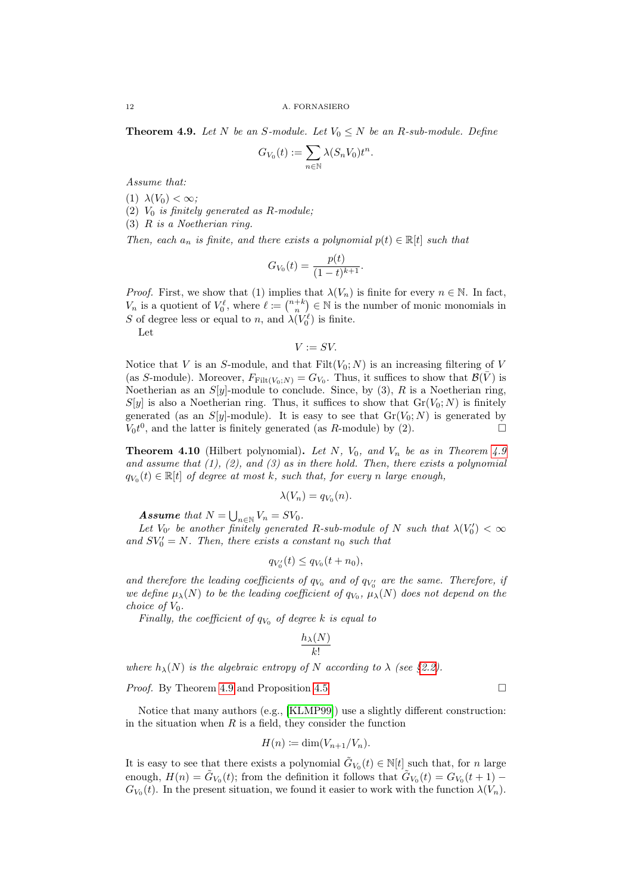**Theorem 4.9.** *Let $N$ be an $S$-module. Let $V_0 \leq N$ be an $R$-sub-module. Define*

$$G_{V_0}(t) := \sum_{n \in \mathbb{N}} \lambda(S_n V_0) t^n.$$

*Assume that:*

1. $\lambda(V_0) < \infty$;
2. $V_0$ *is finitely generated as* $R$*-module;*
3. $R$ *is a Noetherian ring.*

*Then, each $a_n$ is finite, and there exists a polynomial $p(t) \in \mathbb{R}[t]$ such that*

$$G_{V_0}(t) = \frac{p(t)}{(1-t)^{k+1}}.$$

*Proof.* First, we show that (1) implies that $\lambda(V_n)$ is finite for every $n \in \mathbb{N}$. In fact, $V_n$ is a quotient of $V_0^\ell$, where $\ell := \binom{n+k}{n} \in \mathbb{N}$ is the number of monic monomials in $S$ of degree less or equal to $n$, and $\lambda(V_0^\ell)$ is finite.

Let

$$V := SV.$$

Notice that $V$ is an $S$-module, and that $\mathrm{Filt}(V_0; N)$ is an increasing filtering of $V$ (as $S$-module). Moreover, $F_{\mathrm{Filt}(V_0;N)} = G_{V_0}$. Thus, it suffices to show that $\mathcal{B}(\bar{V})$ is Noetherian as an $S[y]$-module to conclude. Since, by (3), $R$ is a Noetherian ring, $S[y]$ is also a Noetherian ring. Thus, it suffices to show that $\mathrm{Gr}(V_0; N)$ is finitely generated (as an $S[y]$-module). It is easy to see that $\mathrm{Gr}(V_0; N)$ is generated by $V_0 t^0$, and the latter is finitely generated (as $R$-module) by (2). □

**Theorem 4.10** (Hilbert polynomial)**.** *Let $N$, $V_0$, and $V_n$ be as in Theorem 4.9 and assume that (1), (2), and (3) as in there hold. Then, there exists a polynomial $q_{V_0}(t) \in \mathbb{R}[t]$ of degree at most $k$, such that, for every $n$ large enough,*

$$\lambda(V_n) = q_{V_0}(n).$$

***Assume*** *that $N = \bigcup_{n \in \mathbb{N}} V_n = SV_0$.*

*Let $V_{0'}$ be another finitely generated $R$-sub-module of $N$ such that $\lambda(V_0') < \infty$ and $SV_0' = N$. Then, there exists a constant $n_0$ such that*

$$q_{V_0'}(t) \leq q_{V_0}(t + n_0),$$

*and therefore the leading coefficients of $q_{V_0}$ and of $q_{V_0'}$ are the same. Therefore, if we define $\mu_\lambda(N)$ to be the leading coefficient of $q_{V_0}$, $\mu_\lambda(N)$ does not depend on the choice of $V_0$.*

*Finally, the coefficient of $q_{V_0}$ of degree $k$ is equal to*

$$\frac{h_\lambda(N)}{k!}$$

*where $h_\lambda(N)$ is the algebraic entropy of $N$ according to $\lambda$ (see §2.2).*

*Proof.* By Theorem 4.9 and Proposition 4.5. □

Notice that many authors (e.g., [KLMP99]) use a slightly different construction: in the situation when $R$ is a field, they consider the function

$$H(n) \coloneqq \dim(V_{n+1}/V_n).$$

It is easy to see that there exists a polynomial $\tilde{G}_{V_0}(t) \in \mathbb{N}[t]$ such that, for $n$ large enough, $H(n) = \tilde{G}_{V_0}(t)$; from the definition it follows that $\tilde{G}_{V_0}(t) = G_{V_0}(t+1) - G_{V_0}(t)$. In the present situation, we found it easier to work with the function $\lambda(V_n)$.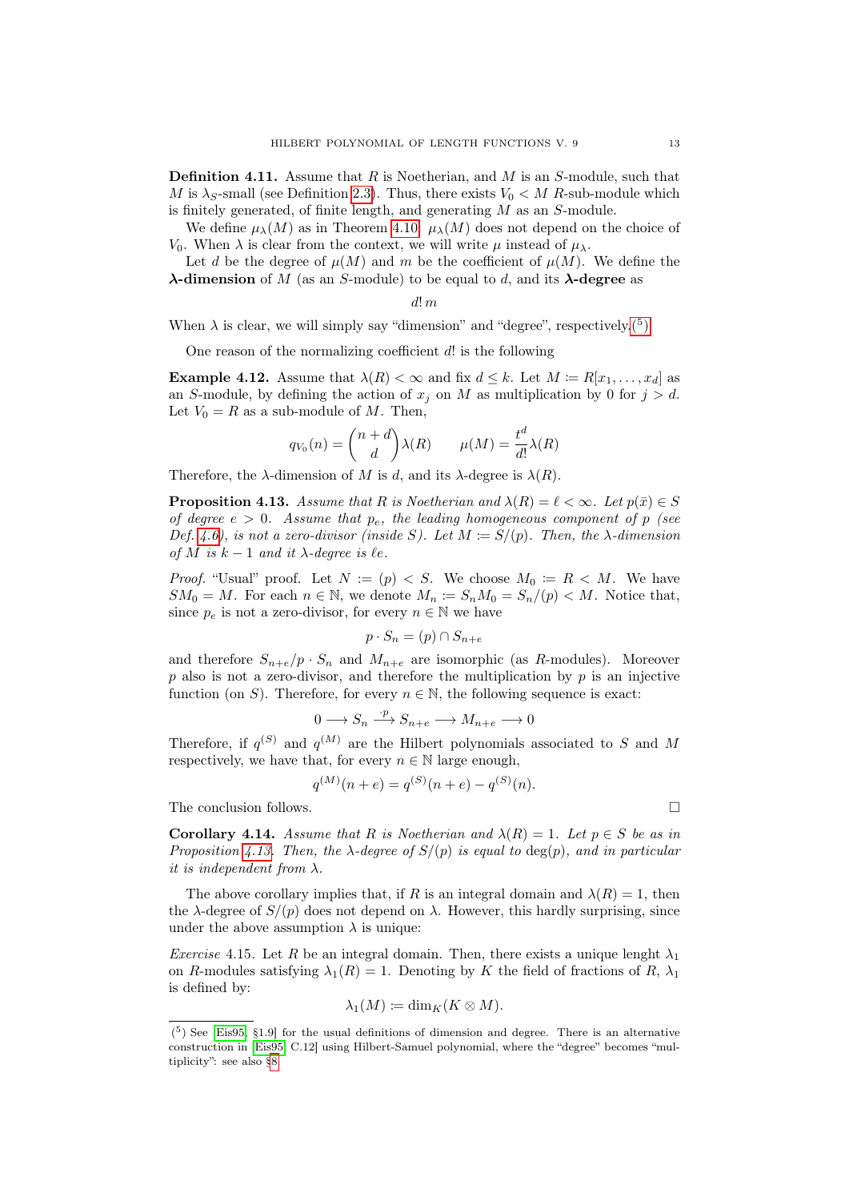**Definition 4.11.** Assume that $R$ is Noetherian, and $M$ is an $S$-module, such that $M$ is $\lambda_S$-small (see Definition 2.3). Thus, there exists $V_0 < M$ $R$-sub-module which is finitely generated, of finite length, and generating $M$ as an $S$-module.

We define $\mu_\lambda(M)$ as in Theorem 4.10: $\mu_\lambda(M)$ does not depend on the choice of $V_0$. When $\lambda$ is clear from the context, we will write $\mu$ instead of $\mu_\lambda$.

Let $d$ be the degree of $\mu(M)$ and $m$ be the coefficient of $\mu(M)$. We define the **$\boldsymbol{\lambda}$-dimension** of $M$ (as an $S$-module) to be equal to $d$, and its **$\boldsymbol{\lambda}$-degree** as

$$d!\, m$$

When $\lambda$ is clear, we will simply say "dimension" and "degree", respectively.(5)

One reason of the normalizing coefficient $d!$ is the following

**Example 4.12.** Assume that $\lambda(R) < \infty$ and fix $d \leq k$. Let $M \coloneqq R[x_1, \dots, x_d]$ as an $S$-module, by defining the action of $x_j$ on $M$ as multiplication by 0 for $j > d$. Let $V_0 = R$ as a sub-module of $M$. Then,

$$q_{V_0}(n) = \binom{n+d}{d}\lambda(R) \qquad \mu(M) = \frac{t^d}{d!}\lambda(R)$$

Therefore, the $\lambda$-dimension of $M$ is $d$, and its $\lambda$-degree is $\lambda(R)$.

**Proposition 4.13.** *Assume that $R$ is Noetherian and $\lambda(R) = \ell < \infty$. Let $p(\bar{x}) \in S$ of degree $e > 0$. Assume that $p_e$, the leading homogeneous component of $p$ (see Def. 4.6), is not a zero-divisor (inside $S$). Let $M \coloneqq S/(p)$. Then, the $\lambda$-dimension of $M$ is $k-1$ and it $\lambda$-degree is $\ell e$.*

*Proof.* "Usual" proof. Let $N \coloneqq (p) < S$. We choose $M_0 \coloneqq R < M$. We have $SM_0 = M$. For each $n \in \mathbb{N}$, we denote $M_n \coloneqq S_n M_0 = S_n/(p) < M$. Notice that, since $p_e$ is not a zero-divisor, for every $n \in \mathbb{N}$ we have

$$p \cdot S_n = (p) \cap S_{n+e}$$

and therefore $S_{n+e}/p \cdot S_n$ and $M_{n+e}$ are isomorphic (as $R$-modules). Moreover $p$ also is not a zero-divisor, and therefore the multiplication by $p$ is an injective function (on $S$). Therefore, for every $n \in \mathbb{N}$, the following sequence is exact:

$$0 \longrightarrow S_n \xrightarrow{\cdot p} S_{n+e} \longrightarrow M_{n+e} \longrightarrow 0$$

Therefore, if $q^{(S)}$ and $q^{(M)}$ are the Hilbert polynomials associated to $S$ and $M$ respectively, we have that, for every $n \in \mathbb{N}$ large enough,

$$q^{(M)}(n+e) = q^{(S)}(n+e) - q^{(S)}(n).$$

The conclusion follows. □

**Corollary 4.14.** *Assume that $R$ is Noetherian and $\lambda(R) = 1$. Let $p \in S$ be as in Proposition 4.13. Then, the $\lambda$-degree of $S/(p)$ is equal to $\deg(p)$, and in particular it is independent from $\lambda$.*

The above corollary implies that, if $R$ is an integral domain and $\lambda(R) = 1$, then the $\lambda$-degree of $S/(p)$ does not depend on $\lambda$. However, this hardly surprising, since under the above assumption $\lambda$ is unique:

*Exercise* 4.15. Let $R$ be an integral domain. Then, there exists a unique lenght $\lambda_1$ on $R$-modules satisfying $\lambda_1(R) = 1$. Denoting by $K$ the field of fractions of $R$, $\lambda_1$ is defined by:

$$\lambda_1(M) \coloneqq \dim_K(K \otimes M).$$

(5) See [Eis95, §1.9] for the usual definitions of dimension and degree. There is an alternative construction in [Eis95, C.12] using Hilbert-Samuel polynomial, where the "degree" becomes "multiplicity": see also §8.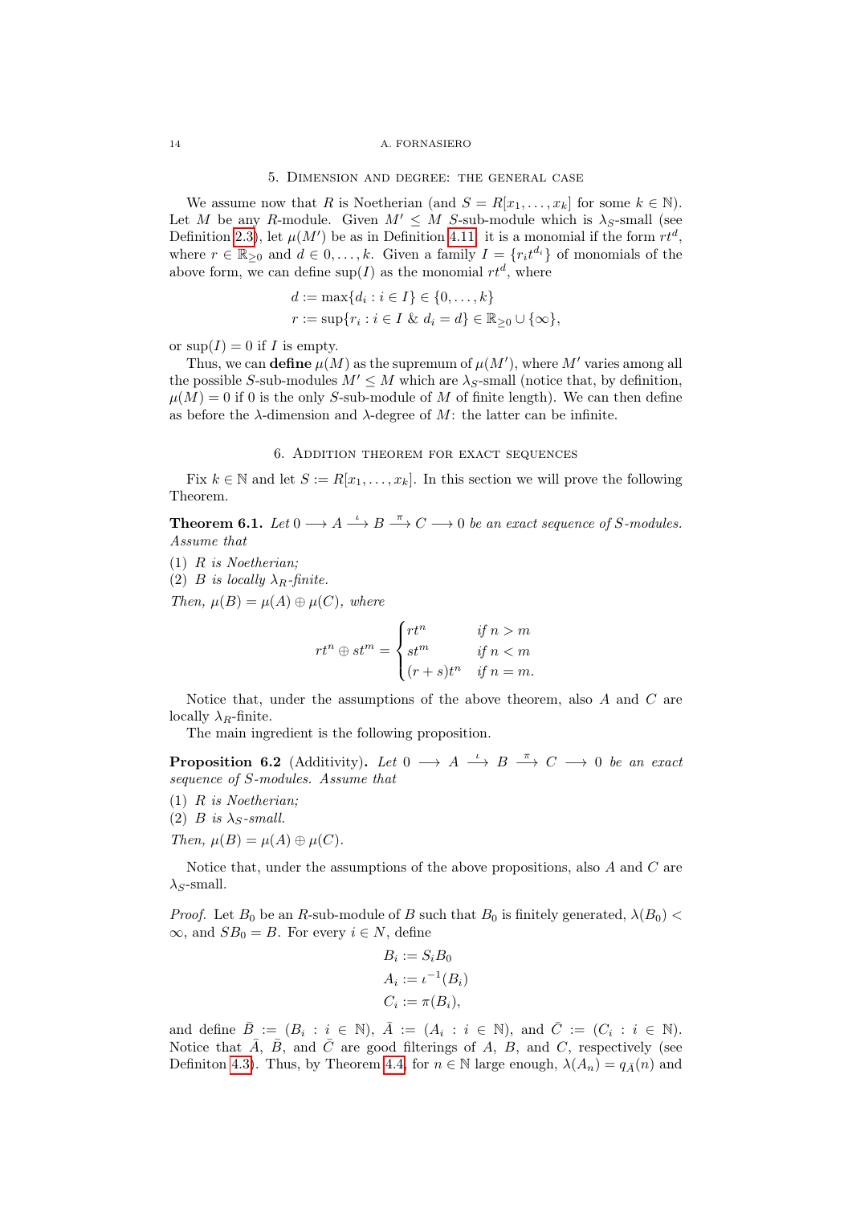## 5. Dimension and degree: the general case

We assume now that $R$ is Noetherian (and $S = R[x_1, \dots, x_k]$ for some $k \in \mathbb{N}$). Let $M$ be any $R$-module. Given $M' \le M$ $S$-sub-module which is $\lambda_S$-small (see Definition 2.3), let $\mu(M')$ be as in Definition 4.11: it is a monomial if the form $rt^d$, where $r \in \mathbb{R}_{\geq 0}$ and $d \in 0, \dots, k$. Given a family $I = \{r_i t^{d_i}\}$ of monomials of the above form, we can define $\sup(I)$ as the monomial $rt^d$, where

$$d := \max\{d_i : i \in I\} \in \{0, \dots, k\}$$
$$r := \sup\{r_i : i \in I \ \& \ d_i = d\} \in \mathbb{R}_{\geq 0} \cup \{\infty\},$$

or $\sup(I) = 0$ if $I$ is empty.

Thus, we can **define** $\mu(M)$ as the supremum of $\mu(M')$, where $M'$ varies among all the possible $S$-sub-modules $M' \le M$ which are $\lambda_S$-small (notice that, by definition, $\mu(M) = 0$ if 0 is the only $S$-sub-module of $M$ of finite length). We can then define as before the $\lambda$-dimension and $\lambda$-degree of $M$: the latter can be infinite.

## 6. Addition theorem for exact sequences

Fix $k \in \mathbb{N}$ and let $S := R[x_1, \dots, x_k]$. In this section we will prove the following Theorem.

**Theorem 6.1.** *Let $0 \longrightarrow A \xrightarrow{\iota} B \xrightarrow{\pi} C \longrightarrow 0$ be an exact sequence of $S$-modules. Assume that*

1. *$R$ is Noetherian;*
2. *$B$ is locally $\lambda_R$-finite.*

*Then, $\mu(B) = \mu(A) \oplus \mu(C)$, where*

$$rt^n \oplus st^m = \begin{cases} rt^n & \text{if } n > m \\ st^m & \text{if } n < m \\ (r+s)t^n & \text{if } n = m. \end{cases}$$

Notice that, under the assumptions of the above theorem, also $A$ and $C$ are locally $\lambda_R$-finite.

The main ingredient is the following proposition.

**Proposition 6.2** (Additivity)**.** *Let $0 \longrightarrow A \xrightarrow{\iota} B \xrightarrow{\pi} C \longrightarrow 0$ be an exact sequence of $S$-modules. Assume that*

1. *$R$ is Noetherian;*
2. *$B$ is $\lambda_S$-small.*

*Then, $\mu(B) = \mu(A) \oplus \mu(C)$.*

Notice that, under the assumptions of the above propositions, also $A$ and $C$ are $\lambda_S$-small.

*Proof.* Let $B_0$ be an $R$-sub-module of $B$ such that $B_0$ is finitely generated, $\lambda(B_0) < \infty$, and $SB_0 = B$. For every $i \in N$, define

$$B_i := S_i B_0$$
$$A_i := \iota^{-1}(B_i)$$
$$C_i := \pi(B_i),$$

and define $\bar{B} := (B_i : i \in \mathbb{N})$, $\bar{A} := (A_i : i \in \mathbb{N})$, and $\bar{C} := (C_i : i \in \mathbb{N})$. Notice that $\bar{A}$, $\bar{B}$, and $\bar{C}$ are good filterings of $A$, $B$, and $C$, respectively (see Definiton 4.3). Thus, by Theorem 4.4, for $n \in \mathbb{N}$ large enough, $\lambda(A_n) = q_{\bar{A}}(n)$ and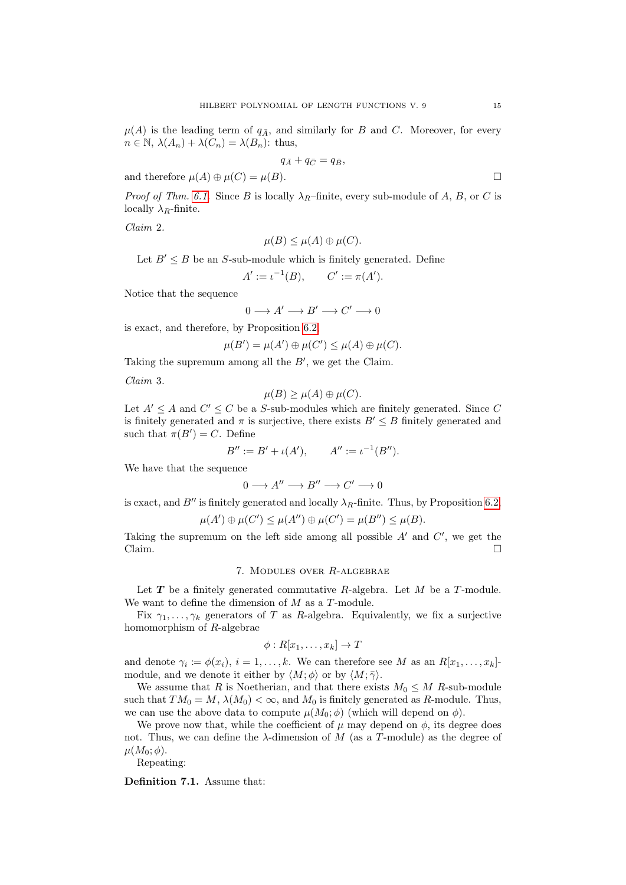$\mu(A)$ is the leading term of $q_{\bar{A}}$, and similarly for $B$ and $C$. Moreover, for every $n \in \mathbb{N}$, $\lambda(A_n) + \lambda(C_n) = \lambda(B_n)$: thus,

$$q_{\bar{A}} + q_{\bar{C}} = q_{\bar{B}},$$

and therefore $\mu(A) \oplus \mu(C) = \mu(B)$. □

*Proof of Thm. 6.1.* Since $B$ is locally $\lambda_R$–finite, every sub-module of $A$, $B$, or $C$ is locally $\lambda_R$-finite.

*Claim* 2.

$$\mu(B) \leq \mu(A) \oplus \mu(C).$$

Let $B' \leq B$ be an $S$-sub-module which is finitely generated. Define

$$A' := \iota^{-1}(B), \qquad C' := \pi(A').$$

Notice that the sequence

$$0 \longrightarrow A' \longrightarrow B' \longrightarrow C' \longrightarrow 0$$

is exact, and therefore, by Proposition 6.2,

$$\mu(B') = \mu(A') \oplus \mu(C') \leq \mu(A) \oplus \mu(C).$$

Taking the supremum among all the $B'$, we get the Claim.

*Claim* 3.

$$\mu(B) \geq \mu(A) \oplus \mu(C).$$

Let $A' \leq A$ and $C' \leq C$ be a $S$-sub-modules which are finitely generated. Since $C$ is finitely generated and $\pi$ is surjective, there exists $B' \leq B$ finitely generated and such that $\pi(B') = C$. Define

$$B'' := B' + \iota(A'), \qquad A'' := \iota^{-1}(B'').$$

We have that the sequence

$$0 \longrightarrow A'' \longrightarrow B'' \longrightarrow C' \longrightarrow 0$$

is exact, and $B''$ is finitely generated and locally $\lambda_R$-finite. Thus, by Proposition 6.2,

$$\mu(A') \oplus \mu(C') \leq \mu(A'') \oplus \mu(C') = \mu(B'') \leq \mu(B).$$

Taking the supremum on the left side among all possible $A'$ and $C'$, we get the Claim. □

## 7. Modules over $R$-algebrae

Let $\boldsymbol{T}$ be a finitely generated commutative $R$-algebra. Let $M$ be a $T$-module. We want to define the dimension of $M$ as a $T$-module.

Fix $\gamma_1, \dots, \gamma_k$ generators of $T$ as $R$-algebra. Equivalently, we fix a surjective homomorphism of $R$-algebrae

$$\phi : R[x_1, \dots, x_k] \to T$$

and denote $\gamma_i := \phi(x_i)$, $i = 1, \dots, k$. We can therefore see $M$ as an $R[x_1, \dots, x_k]$-module, and we denote it either by $\langle M; \phi\rangle$ or by $\langle M; \bar{\gamma}\rangle$.

We assume that $R$ is Noetherian, and that there exists $M_0 \leq M$ $R$-sub-module such that $TM_0 = M$, $\lambda(M_0) < \infty$, and $M_0$ is finitely generated as $R$-module. Thus, we can use the above data to compute $\mu(M_0; \phi)$ (which will depend on $\phi$).

We prove now that, while the coefficient of $\mu$ may depend on $\phi$, its degree does not. Thus, we can define the $\lambda$-dimension of $M$ (as a $T$-module) as the degree of $\mu(M_0; \phi)$.

Repeating:

**Definition 7.1.** Assume that: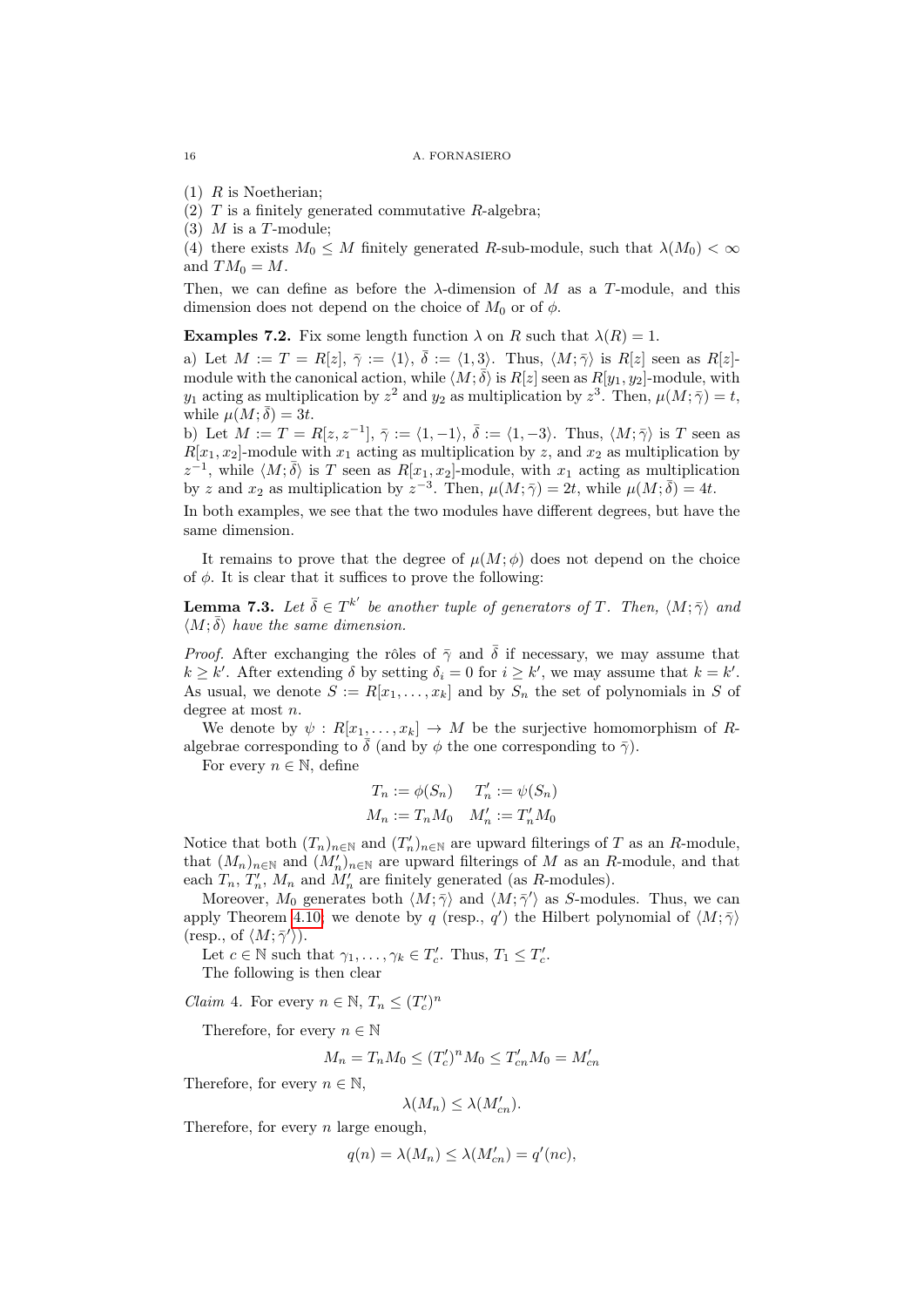(1) $R$ is Noetherian;

(2) $T$ is a finitely generated commutative $R$-algebra;

(3) $M$ is a $T$-module;

(4) there exists $M_0 \leq M$ finitely generated $R$-sub-module, such that $\lambda(M_0) < \infty$ and $TM_0 = M$.

Then, we can define as before the $\lambda$-dimension of $M$ as a $T$-module, and this dimension does not depend on the choice of $M_0$ or of $\phi$.

**Examples 7.2.** Fix some length function $\lambda$ on $R$ such that $\lambda(R) = 1$.

a) Let $M := T = R[z]$, $\bar{\gamma} := \langle 1 \rangle$, $\bar{\delta} := \langle 1, 3 \rangle$. Thus, $\langle M; \bar{\gamma} \rangle$ is $R[z]$ seen as $R[z]$-module with the canonical action, while $\langle M; \bar{\delta} \rangle$ is $R[z]$ seen as $R[y_1, y_2]$-module, with $y_1$ acting as multiplication by $z^2$ and $y_2$ as multiplication by $z^3$. Then, $\mu(M; \bar{\gamma}) = t$, while $\mu(M; \bar{\delta}) = 3t$.

b) Let $M := T = R[z, z^{-1}]$, $\bar{\gamma} := \langle 1, -1 \rangle$, $\bar{\delta} := \langle 1, -3 \rangle$. Thus, $\langle M; \bar{\gamma} \rangle$ is $T$ seen as $R[x_1, x_2]$-module with $x_1$ acting as multiplication by $z$, and $x_2$ as multiplication by $z^{-1}$, while $\langle M; \bar{\delta} \rangle$ is $T$ seen as $R[x_1, x_2]$-module, with $x_1$ acting as multiplication by $z$ and $x_2$ as multiplication by $z^{-3}$. Then, $\mu(M; \bar{\gamma}) = 2t$, while $\mu(M; \bar{\delta}) = 4t$.

In both examples, we see that the two modules have different degrees, but have the same dimension.

It remains to prove that the degree of $\mu(M; \phi)$ does not depend on the choice of $\phi$. It is clear that it suffices to prove the following:

**Lemma 7.3.** *Let $\bar{\delta} \in T^{k'}$ be another tuple of generators of $T$. Then, $\langle M; \bar{\gamma} \rangle$ and $\langle M; \bar{\delta} \rangle$ have the same dimension.*

*Proof.* After exchanging the rôles of $\bar{\gamma}$ and $\bar{\delta}$ if necessary, we may assume that $k \geq k'$. After extending $\delta$ by setting $\delta_i = 0$ for $i \geq k'$, we may assume that $k = k'$. As usual, we denote $S := R[x_1, \dots, x_k]$ and by $S_n$ the set of polynomials in $S$ of degree at most $n$.

We denote by $\psi : R[x_1, \dots, x_k] \to M$ be the surjective homomorphism of $R$-algebrae corresponding to $\bar{\delta}$ (and by $\phi$ the one corresponding to $\bar{\gamma}$).

For every $n \in \mathbb{N}$, define

$$T_n := \phi(S_n) \quad T'_n := \psi(S_n)$$
$$M_n := T_n M_0 \quad M'_n := T'_n M_0$$

Notice that both $(T_n)_{n \in \mathbb{N}}$ and $(T'_n)_{n \in \mathbb{N}}$ are upward filterings of $T$ as an $R$-module, that $(M_n)_{n \in \mathbb{N}}$ and $(M'_n)_{n \in \mathbb{N}}$ are upward filterings of $M$ as an $R$-module, and that each $T_n$, $T'_n$, $M_n$ and $M'_n$ are finitely generated (as $R$-modules).

Moreover, $M_0$ generates both $\langle M; \bar{\gamma} \rangle$ and $\langle M; \bar{\gamma}' \rangle$ as $S$-modules. Thus, we can apply Theorem 4.10: we denote by $q$ (resp., $q'$) the Hilbert polynomial of $\langle M; \bar{\gamma} \rangle$ (resp., of $\langle M; \bar{\gamma}' \rangle$).

Let $c \in \mathbb{N}$ such that $\gamma_1, \dots, \gamma_k \in T'_c$. Thus, $T_1 \leq T'_c$.

The following is then clear

*Claim* 4. For every $n \in \mathbb{N}$, $T_n \leq (T'_c)^n$

Therefore, for every $n \in \mathbb{N}$

$$M_n = T_n M_0 \leq (T'_c)^n M_0 \leq T'_{cn} M_0 = M'_{cn}$$

Therefore, for every $n \in \mathbb{N}$,

$$\lambda(M_n) \leq \lambda(M'_{cn}).$$

Therefore, for every $n$ large enough,

$$q(n) = \lambda(M_n) \leq \lambda(M'_{cn}) = q'(nc),$$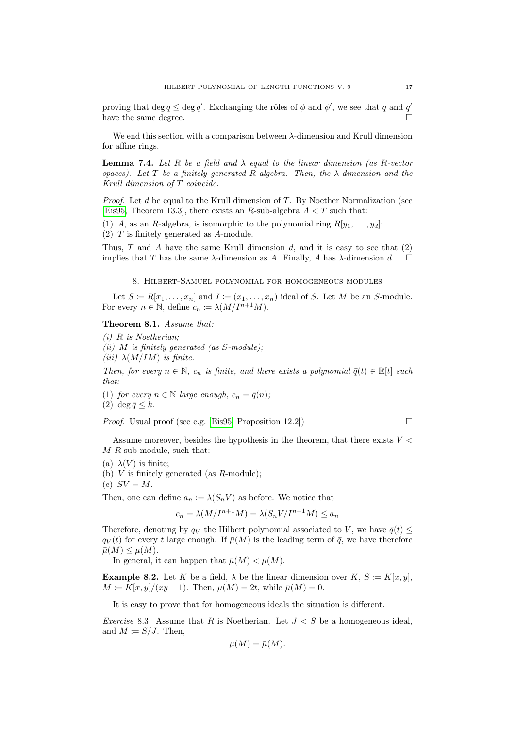proving that $\deg q \leq \deg q'$. Exchanging the rôles of $\phi$ and $\phi'$, we see that $q$ and $q'$ have the same degree. □

We end this section with a comparison between $\lambda$-dimension and Krull dimension for affine rings.

**Lemma 7.4.** *Let $R$ be a field and $\lambda$ equal to the linear dimension (as $R$-vector spaces). Let $T$ be a finitely generated $R$-algebra. Then, the $\lambda$-dimension and the Krull dimension of $T$ coincide.*

*Proof.* Let $d$ be equal to the Krull dimension of $T$. By Noether Normalization (see [Eis95, Theorem 13.3], there exists an $R$-sub-algebra $A < T$ such that:

(1) $A$, as an $R$-algebra, is isomorphic to the polynomial ring $R[y_1, \dots, y_d]$;
(2) $T$ is finitely generated as $A$-module.

Thus, $T$ and $A$ have the same Krull dimension $d$, and it is easy to see that (2) implies that $T$ has the same $\lambda$-dimension as $A$. Finally, $A$ has $\lambda$-dimension $d$. □

## 8. Hilbert-Samuel polynomial for homogeneous modules

Let $S := R[x_1, \dots, x_n]$ and $I := (x_1, \dots, x_n)$ ideal of $S$. Let $M$ be an $S$-module. For every $n \in \mathbb{N}$, define $c_n := \lambda(M/I^{n+1}M)$.

**Theorem 8.1.** *Assume that:*

*(i) $R$ is Noetherian;*
*(ii) $M$ is finitely generated (as $S$-module);*
*(iii) $\lambda(M/IM)$ is finite.*

*Then, for every $n \in \mathbb{N}$, $c_n$ is finite, and there exists a polynomial $\bar{q}(t) \in \mathbb{R}[t]$ such that:*

*(1) for every $n \in \mathbb{N}$ large enough, $c_n = \bar{q}(n)$;*
*(2) $\deg \bar{q} \leq k$.*

*Proof.* Usual proof (see e.g. [Eis95, Proposition 12.2]) □

Assume moreover, besides the hypothesis in the theorem, that there exists $V < M$ $R$-sub-module, such that:

(a) $\lambda(V)$ is finite;
(b) $V$ is finitely generated (as $R$-module);
(c) $SV = M$.

Then, one can define $a_n := \lambda(S_n V)$ as before. We notice that

$$c_n = \lambda(M/I^{n+1}M) = \lambda(S_n V/I^{n+1}M) \leq a_n$$

Therefore, denoting by $q_V$ the Hilbert polynomial associated to $V$, we have $\bar{q}(t) \leq q_V(t)$ for every $t$ large enough. If $\bar{\mu}(M)$ is the leading term of $\bar{q}$, we have therefore $\bar{\mu}(M) \leq \mu(M)$.

In general, it can happen that $\bar{\mu}(M) < \mu(M)$.

**Example 8.2.** Let $K$ be a field, $\lambda$ be the linear dimension over $K$, $S := K[x, y]$, $M := K[x, y]/(xy - 1)$. Then, $\mu(M) = 2t$, while $\bar{\mu}(M) = 0$.

It is easy to prove that for homogeneous ideals the situation is different.

*Exercise* 8.3. Assume that $R$ is Noetherian. Let $J < S$ be a homogeneous ideal, and $M := S/J$. Then,

$$\mu(M) = \bar{\mu}(M).$$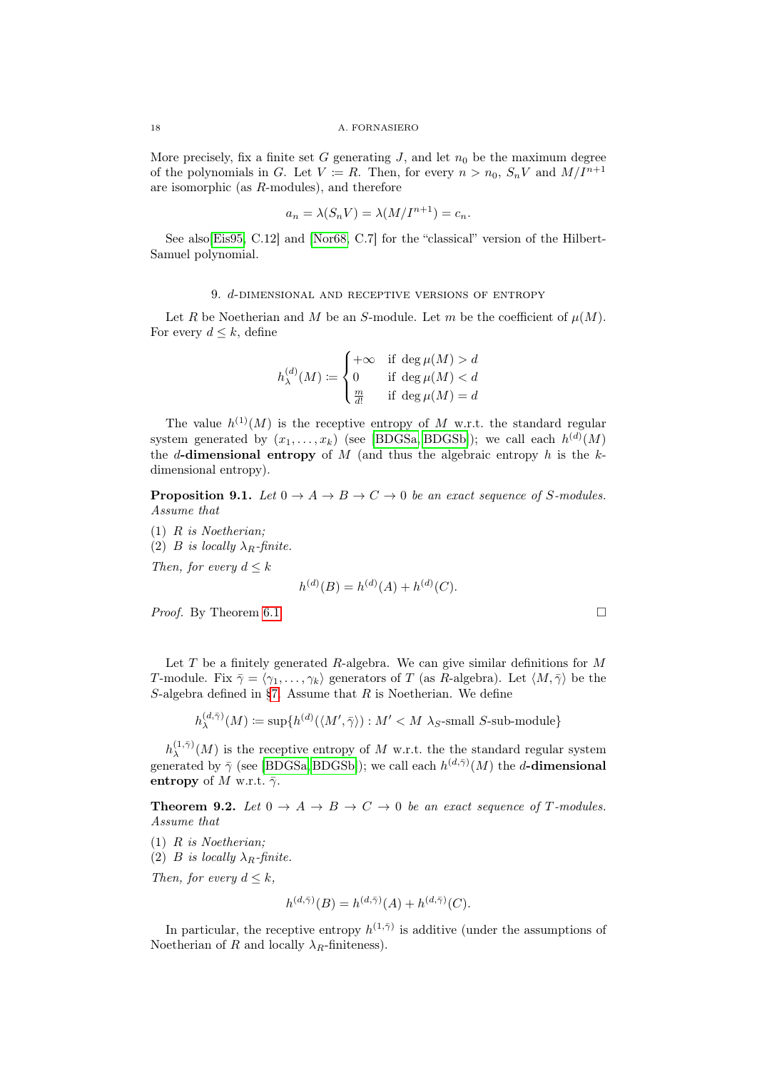More precisely, fix a finite set $G$ generating $J$, and let $n_0$ be the maximum degree of the polynomials in $G$. Let $V \coloneqq R$. Then, for every $n > n_0$, $S_n V$ and $M/I^{n+1}$ are isomorphic (as $R$-modules), and therefore

$$a_n = \lambda(S_n V) = \lambda(M/I^{n+1}) = c_n.$$

See also[Eis95, C.12] and [Nor68, C.7] for the "classical" version of the Hilbert-Samuel polynomial.

## 9. $d$-dimensional and receptive versions of entropy

Let $R$ be Noetherian and $M$ be an $S$-module. Let $m$ be the coefficient of $\mu(M)$. For every $d \leq k$, define

$$h^{(d)}_\lambda(M) \coloneqq \begin{cases} +\infty & \text{if } \deg \mu(M) > d \\ 0 & \text{if } \deg \mu(M) < d \\ \frac{m}{d!} & \text{if } \deg \mu(M) = d \end{cases}$$

The value $h^{(1)}(M)$ is the receptive entropy of $M$ w.r.t. the standard regular system generated by $(x_1, \dots, x_k)$ (see [BDGSa, BDGSb]); we call each $h^{(d)}(M)$ the $d$**-dimensional entropy** of $M$ (and thus the algebraic entropy $h$ is the $k$-dimensional entropy).

**Proposition 9.1.** *Let $0 \to A \to B \to C \to 0$ be an exact sequence of $S$-modules. Assume that*

1. *$R$ is Noetherian;*
2. *$B$ is locally $\lambda_R$-finite.*

*Then, for every $d \leq k$*

$$h^{(d)}(B) = h^{(d)}(A) + h^{(d)}(C).$$

*Proof.* By Theorem 6.1 □

Let $T$ be a finitely generated $R$-algebra. We can give similar definitions for $M$ $T$-module. Fix $\bar{\gamma} = \langle \gamma_1, \dots, \gamma_k \rangle$ generators of $T$ (as $R$-algebra). Let $\langle M, \bar{\gamma} \rangle$ be the $S$-algebra defined in §7. Assume that $R$ is Noetherian. We define

$$h^{(d,\bar{\gamma})}_\lambda(M) \coloneqq \sup\{h^{(d)}(\langle M', \bar{\gamma} \rangle) : M' < M \ \lambda_S\text{-small } S\text{-sub-module}\}$$

$h^{(1,\bar{\gamma})}_\lambda(M)$ is the receptive entropy of $M$ w.r.t. the the standard regular system generated by $\bar{\gamma}$ (see [BDGSa, BDGSb]); we call each $h^{(d,\bar{\gamma})}(M)$ the $d$**-dimensional entropy** of $M$ w.r.t. $\bar{\gamma}$.

**Theorem 9.2.** *Let $0 \to A \to B \to C \to 0$ be an exact sequence of $T$-modules. Assume that*

1. *$R$ is Noetherian;*
2. *$B$ is locally $\lambda_R$-finite.*

*Then, for every $d \leq k$,*

$$h^{(d,\bar{\gamma})}(B) = h^{(d,\bar{\gamma})}(A) + h^{(d,\bar{\gamma})}(C).$$

In particular, the receptive entropy $h^{(1,\bar{\gamma})}$ is additive (under the assumptions of Noetherian of $R$ and locally $\lambda_R$-finiteness).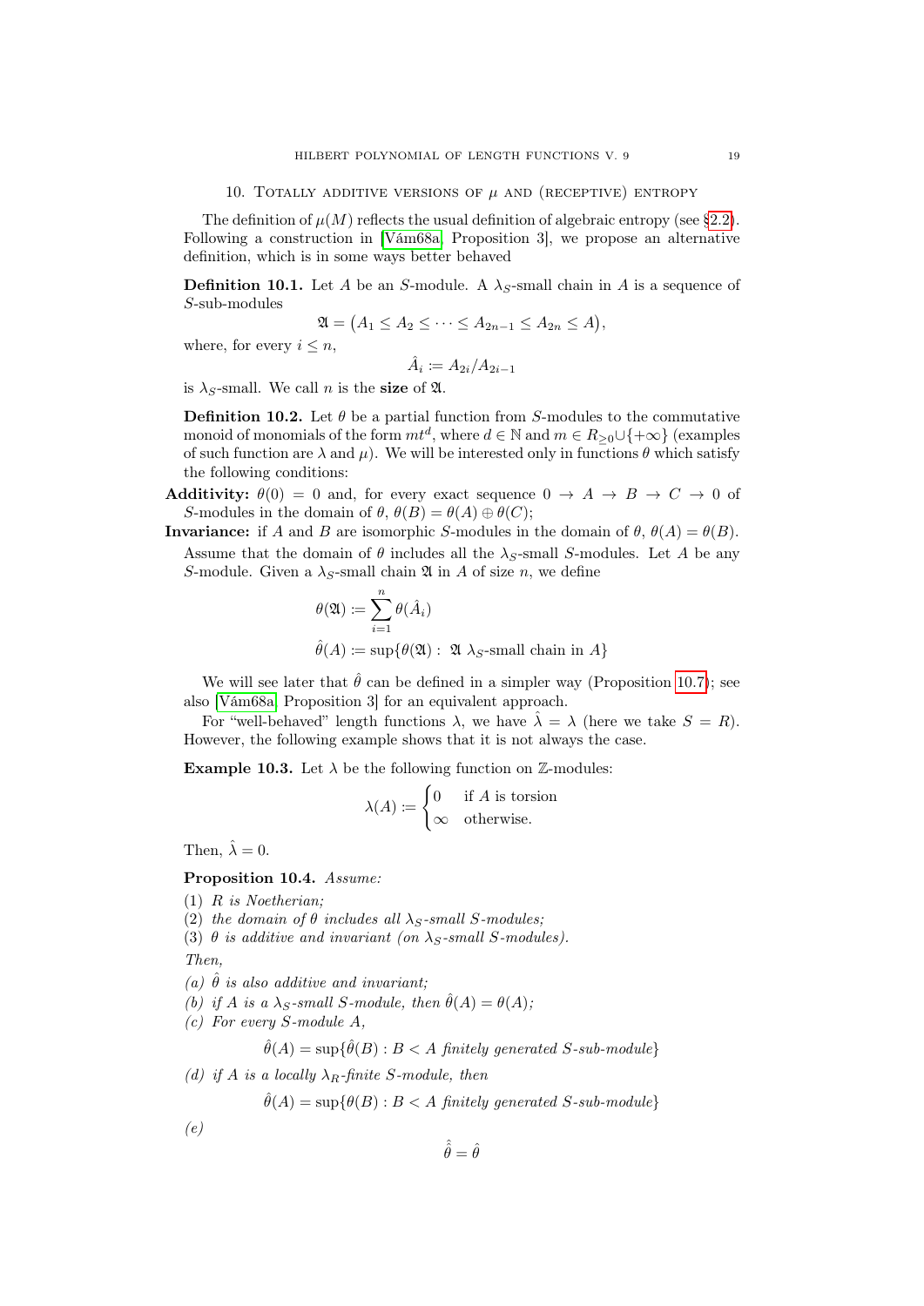## 10. Totally additive versions of $\mu$ and (receptive) entropy

The definition of $\mu(M)$ reflects the usual definition of algebraic entropy (see §2.2). Following a construction in [Vám68a, Proposition 3], we propose an alternative definition, which is in some ways better behaved

**Definition 10.1.** Let $A$ be an $S$-module. A $\lambda_S$-small chain in $A$ is a sequence of $S$-sub-modules

$$\mathfrak{A} = \big(A_1 \leq A_2 \leq \cdots \leq A_{2n-1} \leq A_{2n} \leq A\big),$$

where, for every $i \leq n$,

$$\hat{A}_i := A_{2i}/A_{2i-1}$$

is $\lambda_S$-small. We call $n$ is the **size** of $\mathfrak{A}$.

**Definition 10.2.** Let $\theta$ be a partial function from $S$-modules to the commutative monoid of monomials of the form $mt^d$, where $d \in \mathbb{N}$ and $m \in R_{\geq 0} \cup \{+\infty\}$ (examples of such function are $\lambda$ and $\mu$). We will be interested only in functions $\theta$ which satisfy the following conditions:

**Additivity:** $\theta(0) = 0$ and, for every exact sequence $0 \to A \to B \to C \to 0$ of $S$-modules in the domain of $\theta$, $\theta(B) = \theta(A) \oplus \theta(C)$;

**Invariance:** if $A$ and $B$ are isomorphic $S$-modules in the domain of $\theta$, $\theta(A) = \theta(B)$.

Assume that the domain of $\theta$ includes all the $\lambda_S$-small $S$-modules. Let $A$ be any $S$-module. Given a $\lambda_S$-small chain $\mathfrak{A}$ in $A$ of size $n$, we define

$$\theta(\mathfrak{A}) := \sum_{i=1}^{n} \theta(\hat{A}_i)$$

$$\hat{\theta}(A) := \sup\{\theta(\mathfrak{A}) : \ \mathfrak{A} \ \lambda_S\text{-small chain in } A\}$$

We will see later that $\hat{\theta}$ can be defined in a simpler way (Proposition 10.7); see also [Vám68a, Proposition 3] for an equivalent approach.

For "well-behaved" length functions $\lambda$, we have $\hat{\lambda} = \lambda$ (here we take $S = R$). However, the following example shows that it is not always the case.

**Example 10.3.** Let $\lambda$ be the following function on $\mathbb{Z}$-modules:

$$\lambda(A) := \begin{cases} 0 & \text{if } A \text{ is torsion} \\ \infty & \text{otherwise.} \end{cases}$$

Then, $\hat{\lambda} = 0$.

**Proposition 10.4.** *Assume:*

1. *$R$ is Noetherian;*
2. *the domain of $\theta$ includes all $\lambda_S$-small $S$-modules;*
3. *$\theta$ is additive and invariant (on $\lambda_S$-small $S$-modules).*

*Then,*

(a) *$\hat{\theta}$ is also additive and invariant;*

(b) *if $A$ is a $\lambda_S$-small $S$-module, then $\hat{\theta}(A) = \theta(A)$;*

(c) *For every $S$-module $A$,*

$$\hat{\theta}(A) = \sup\{\hat{\theta}(B) : B < A \text{ finitely generated } S\text{-sub-module}\}$$

(d) *if $A$ is a locally $\lambda_R$-finite $S$-module, then*

$$\hat{\theta}(A) = \sup\{\theta(B) : B < A \text{ finitely generated } S\text{-sub-module}\}$$

(e)

$$\hat{\hat{\theta}} = \hat{\theta}$$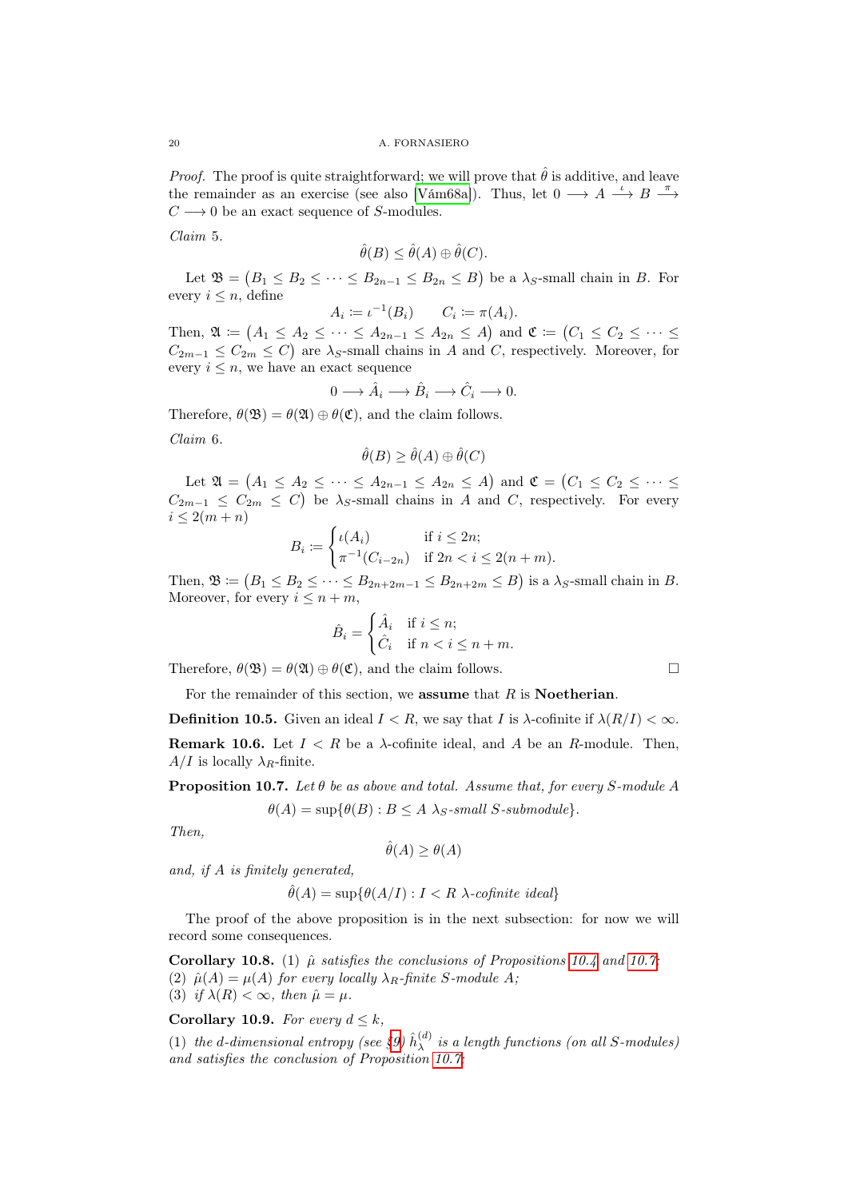*Proof.* The proof is quite straightforward; we will prove that $\hat{\theta}$ is additive, and leave the remainder as an exercise (see also [Vám68a]). Thus, let $0 \longrightarrow A \stackrel{\iota}{\longrightarrow} B \stackrel{\pi}{\longrightarrow} C \longrightarrow 0$ be an exact sequence of $S$-modules.

*Claim* 5.

$$\hat{\theta}(B) \leq \hat{\theta}(A) \oplus \hat{\theta}(C).$$

Let $\mathfrak{B} = \left(B_1 \leq B_2 \leq \cdots \leq B_{2n-1} \leq B_{2n} \leq B\right)$ be a $\lambda_S$-small chain in $B$. For every $i \leq n$, define

$$A_i \coloneqq \iota^{-1}(B_i) \qquad C_i \coloneqq \pi(A_i).$$

Then, $\mathfrak{A} \coloneqq \left(A_1 \leq A_2 \leq \cdots \leq A_{2n-1} \leq A_{2n} \leq A\right)$ and $\mathfrak{C} \coloneqq \left(C_1 \leq C_2 \leq \cdots \leq C_{2m-1} \leq C_{2m} \leq C\right)$ are $\lambda_S$-small chains in $A$ and $C$, respectively. Moreover, for every $i \leq n$, we have an exact sequence

$$0 \longrightarrow \hat{A}_i \longrightarrow \hat{B}_i \longrightarrow \hat{C}_i \longrightarrow 0.$$

Therefore, $\theta(\mathfrak{B}) = \theta(\mathfrak{A}) \oplus \theta(\mathfrak{C})$, and the claim follows.

*Claim* 6.

$$\hat{\theta}(B) \geq \hat{\theta}(A) \oplus \hat{\theta}(C)$$

Let $\mathfrak{A} = \left(A_1 \leq A_2 \leq \cdots \leq A_{2n-1} \leq A_{2n} \leq A\right)$ and $\mathfrak{C} = \left(C_1 \leq C_2 \leq \cdots \leq C_{2m-1} \leq C_{2m} \leq C\right)$ be $\lambda_S$-small chains in $A$ and $C$, respectively. For every $i \leq 2(m+n)$

$$B_i \coloneqq \begin{cases} \iota(A_i) & \text{if } i \leq 2n; \\ \pi^{-1}(C_{i-2n}) & \text{if } 2n < i \leq 2(n+m). \end{cases}$$

Then, $\mathfrak{B} \coloneqq \left(B_1 \leq B_2 \leq \cdots \leq B_{2n+2m-1} \leq B_{2n+2m} \leq B\right)$ is a $\lambda_S$-small chain in $B$. Moreover, for every $i \leq n+m$,

$$\hat{B}_i = \begin{cases} \hat{A}_i & \text{if } i \leq n; \\ \hat{C}_i & \text{if } n < i \leq n+m. \end{cases}$$

Therefore, $\theta(\mathfrak{B}) = \theta(\mathfrak{A}) \oplus \theta(\mathfrak{C})$, and the claim follows. □

For the remainder of this section, we **assume** that $R$ is **Noetherian**.

**Definition 10.5.** Given an ideal $I < R$, we say that $I$ is $\lambda$-cofinite if $\lambda(R/I) < \infty$.

**Remark 10.6.** Let $I < R$ be a $\lambda$-cofinite ideal, and $A$ be an $R$-module. Then, $A/I$ is locally $\lambda_R$-finite.

**Proposition 10.7.** *Let $\theta$ be as above and total. Assume that, for every $S$-module $A$*

$$\theta(A) = \sup\{\theta(B) : B \leq A \ \lambda_S\text{-small } S\text{-submodule}\}.$$

*Then,*

$$\hat{\theta}(A) \geq \theta(A)$$

*and, if $A$ is finitely generated,*

$$\hat{\theta}(A) = \sup\{\theta(A/I) : I < R \ \lambda\text{-cofinite ideal}\}$$

The proof of the above proposition is in the next subsection: for now we will record some consequences.

**Corollary 10.8.** (1) *$\hat{\mu}$ satisfies the conclusions of Propositions 10.4 and 10.7;*
(2) *$\hat{\mu}(A) = \mu(A)$ for every locally $\lambda_R$-finite $S$-module $A$;*
(3) *if $\lambda(R) < \infty$, then $\hat{\mu} = \mu$.*

**Corollary 10.9.** *For every $d \leq k$,*

(1) *the $d$-dimensional entropy (see §9) $\hat{h}_\lambda^{(d)}$ is a length functions (on all $S$-modules) and satisfies the conclusion of Proposition 10.7;*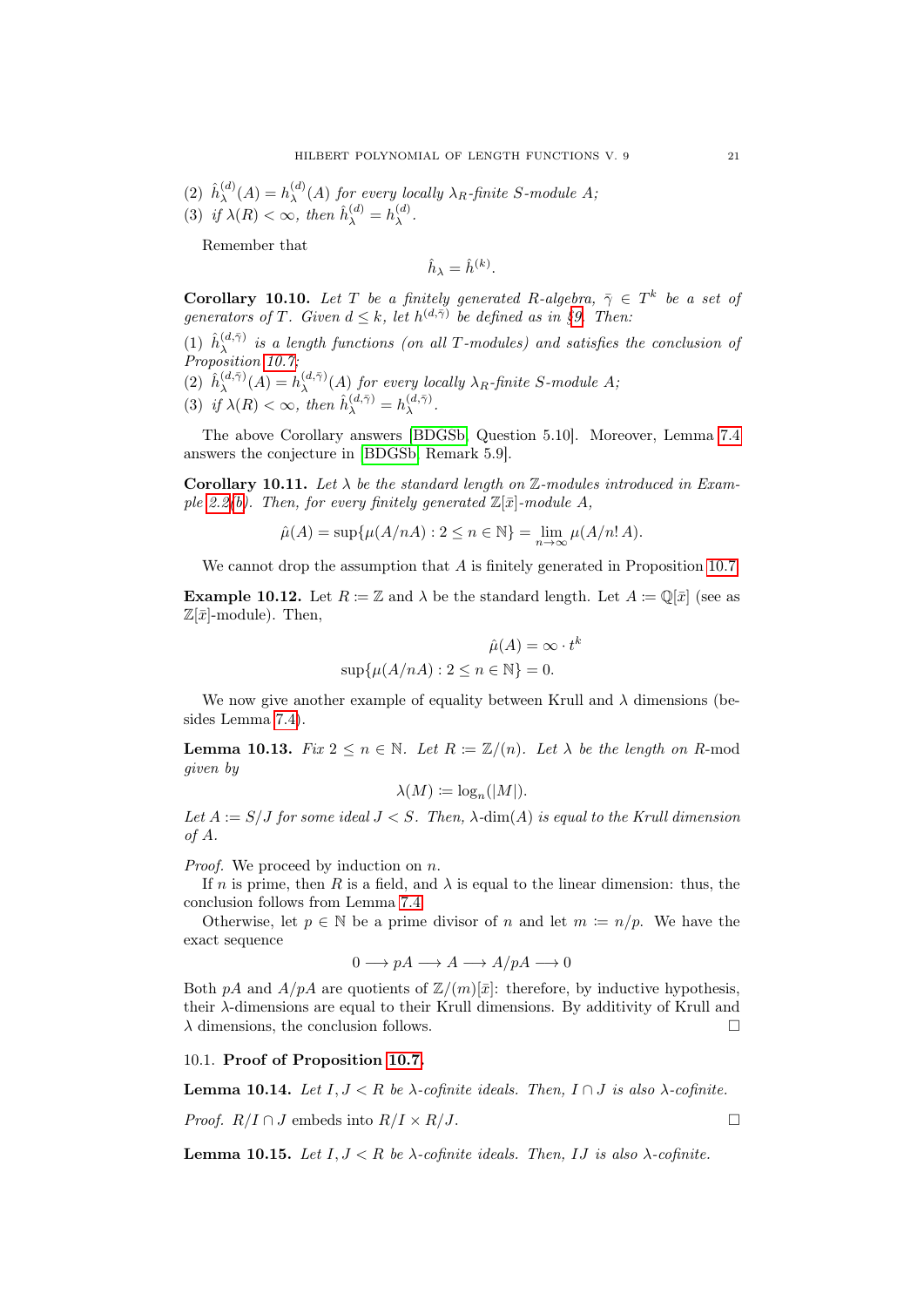(2) $\hat{h}_\lambda^{(d)}(A) = h_\lambda^{(d)}(A)$ *for every locally $\lambda_R$-finite $S$-module $A$;*
(3) *if $\lambda(R) < \infty$, then $\hat{h}_\lambda^{(d)} = h_\lambda^{(d)}$.*

Remember that

$$\hat{h}_\lambda = \hat{h}^{(k)}.$$

**Corollary 10.10.** *Let $T$ be a finitely generated $R$-algebra, $\bar{\gamma} \in T^k$ be a set of generators of $T$. Given $d \le k$, let $h^{(d,\bar{\gamma})}$ be defined as in §9. Then:*

(1) *$\hat{h}_\lambda^{(d,\bar{\gamma})}$ is a length functions (on all $T$-modules) and satisfies the conclusion of Proposition 10.7;*
(2) *$\hat{h}_\lambda^{(d,\bar{\gamma})}(A) = h_\lambda^{(d,\bar{\gamma})}(A)$ for every locally $\lambda_R$-finite $S$-module $A$;*
(3) *if $\lambda(R) < \infty$, then $\hat{h}_\lambda^{(d,\bar{\gamma})} = h_\lambda^{(d,\bar{\gamma})}$.*

The above Corollary answers [BDGSb, Question 5.10]. Moreover, Lemma 7.4 answers the conjecture in [BDGSb, Remark 5.9].

**Corollary 10.11.** *Let $\lambda$ be the standard length on $\mathbb{Z}$-modules introduced in Example 2.2(b). Then, for every finitely generated $\mathbb{Z}[\bar{x}]$-module $A$,*

$$\hat{\mu}(A) = \sup\{\mu(A/nA) : 2 \le n \in \mathbb{N}\} = \lim_{n\to\infty} \mu(A/n!\,A).$$

We cannot drop the assumption that $A$ is finitely generated in Proposition 10.7.

**Example 10.12.** Let $R \coloneqq \mathbb{Z}$ and $\lambda$ be the standard length. Let $A \coloneqq \mathbb{Q}[\bar{x}]$ (see as $\mathbb{Z}[\bar{x}]$-module). Then,

$$\hat{\mu}(A) = \infty \cdot t^k$$
$$\sup\{\mu(A/nA) : 2 \le n \in \mathbb{N}\} = 0.$$

We now give another example of equality between Krull and $\lambda$ dimensions (besides Lemma 7.4).

**Lemma 10.13.** *Fix $2 \le n \in \mathbb{N}$. Let $R \coloneqq \mathbb{Z}/(n)$. Let $\lambda$ be the length on $R$-mod given by*

$$\lambda(M) \coloneqq \log_n(|M|).$$

*Let $A \coloneqq S/J$ for some ideal $J < S$. Then, $\lambda$-$\dim(A)$ is equal to the Krull dimension of $A$.*

*Proof.* We proceed by induction on $n$.

If $n$ is prime, then $R$ is a field, and $\lambda$ is equal to the linear dimension: thus, the conclusion follows from Lemma 7.4.

Otherwise, let $p \in \mathbb{N}$ be a prime divisor of $n$ and let $m \coloneqq n/p$. We have the exact sequence

$$0 \longrightarrow pA \longrightarrow A \longrightarrow A/pA \longrightarrow 0$$

Both $pA$ and $A/pA$ are quotients of $\mathbb{Z}/(m)[\bar{x}]$: therefore, by inductive hypothesis, their $\lambda$-dimensions are equal to their Krull dimensions. By additivity of Krull and $\lambda$ dimensions, the conclusion follows. □

### 10.1. **Proof of Proposition 10.7.**

**Lemma 10.14.** *Let $I, J < R$ be $\lambda$-cofinite ideals. Then, $I \cap J$ is also $\lambda$-cofinite.*

*Proof.* $R/I \cap J$ embeds into $R/I \times R/J$. □

**Lemma 10.15.** *Let $I, J < R$ be $\lambda$-cofinite ideals. Then, $IJ$ is also $\lambda$-cofinite.*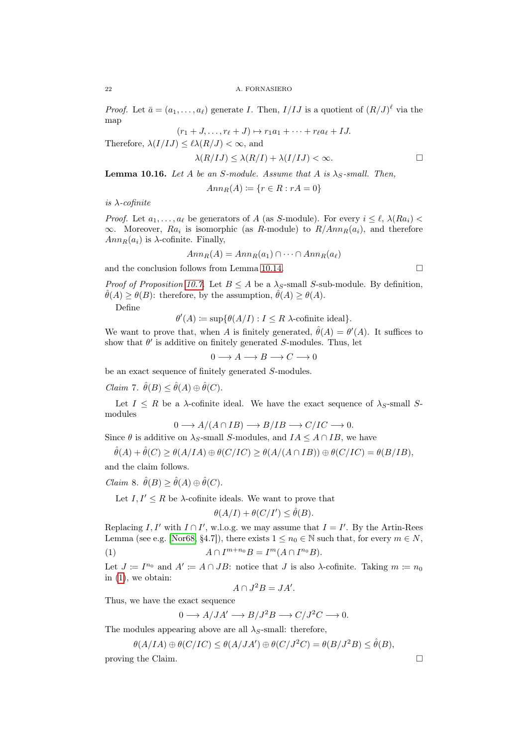*Proof.* Let $\bar{a} = (a_1, \dots, a_\ell)$ generate $I$. Then, $I/IJ$ is a quotient of $(R/J)^\ell$ via the map

$$(r_1 + J, \dots, r_\ell + J) \mapsto r_1 a_1 + \dots + r_\ell a_\ell + IJ.$$

Therefore, $\lambda(I/IJ) \leq \ell \lambda(R/J) < \infty$, and

$$\lambda(R/IJ) \leq \lambda(R/I) + \lambda(I/IJ) < \infty. \qquad \square$$

**Lemma 10.16.** *Let $A$ be an $S$-module. Assume that $A$ is $\lambda_S$-small. Then,*

$$Ann_R(A) := \{r \in R : rA = 0\}$$

*is $\lambda$-cofinite*

*Proof.* Let $a_1, \dots, a_\ell$ be generators of $A$ (as $S$-module). For every $i \leq \ell$, $\lambda(Ra_i) < \infty$. Moreover, $Ra_i$ is isomorphic (as $R$-module) to $R/Ann_R(a_i)$, and therefore $Ann_R(a_i)$ is $\lambda$-cofinite. Finally,

$$Ann_R(A) = Ann_R(a_1) \cap \dots \cap Ann_R(a_\ell)$$

and the conclusion follows from Lemma 10.14. $\square$

*Proof of Proposition 10.7.* Let $B \leq A$ be a $\lambda_S$-small $S$-sub-module. By definition, $\hat{\theta}(A) \geq \theta(B)$: therefore, by the assumption, $\hat{\theta}(A) \geq \theta(A)$.

Define

$$\theta'(A) := \sup\{\theta(A/I) : I \leq R \text{ } \lambda\text{-cofinite ideal}\}.$$

We want to prove that, when $A$ is finitely generated, $\hat{\theta}(A) = \theta'(A)$. It suffices to show that $\theta'$ is additive on finitely generated $S$-modules. Thus, let

$$0 \longrightarrow A \longrightarrow B \longrightarrow C \longrightarrow 0$$

be an exact sequence of finitely generated $S$-modules.

*Claim* 7. $\hat{\theta}(B) \leq \hat{\theta}(A) \oplus \hat{\theta}(C)$.

Let $I \leq R$ be a $\lambda$-cofinite ideal. We have the exact sequence of $\lambda_S$-small $S$-modules

$$0 \longrightarrow A/(A \cap IB) \longrightarrow B/IB \longrightarrow C/IC \longrightarrow 0.$$

Since $\theta$ is additive on $\lambda_S$-small $S$-modules, and $IA \leq A \cap IB$, we have

$$\hat{\theta}(A) + \hat{\theta}(C) \geq \theta(A/IA) \oplus \theta(C/IC) \geq \theta(A/(A \cap IB)) \oplus \theta(C/IC) = \theta(B/IB),$$

and the claim follows.

*Claim* 8. $\hat{\theta}(B) \geq \hat{\theta}(A) \oplus \hat{\theta}(C)$.

Let $I, I' \leq R$ be $\lambda$-cofinite ideals. We want to prove that

$$\theta(A/I) + \theta(C/I') \leq \hat{\theta}(B).$$

Replacing $I, I'$ with $I \cap I'$, w.l.o.g. we may assume that $I = I'$. By the Artin-Rees Lemma (see e.g. [Nor68, §4.7]), there exists $1 \leq n_0 \in \mathbb{N}$ such that, for every $m \in N$,

$$A \cap I^{m+n_0} B = I^m (A \cap I^{n_0} B). \tag{1}$$

Let $J := I^{n_0}$ and $A' := A \cap JB$: notice that $J$ is also $\lambda$-cofinite. Taking $m := n_0$ in (1), we obtain:

$$A \cap J^2 B = JA'.$$

Thus, we have the exact sequence

$$0 \longrightarrow A/JA' \longrightarrow B/J^2 B \longrightarrow C/J^2 C \longrightarrow 0.$$

The modules appearing above are all $\lambda_S$-small: therefore,

$$\theta(A/IA) \oplus \theta(C/IC) \leq \theta(A/JA') \oplus \theta(C/J^2 C) = \theta(B/J^2 B) \leq \hat{\theta}(B),$$

proving the Claim. $\square$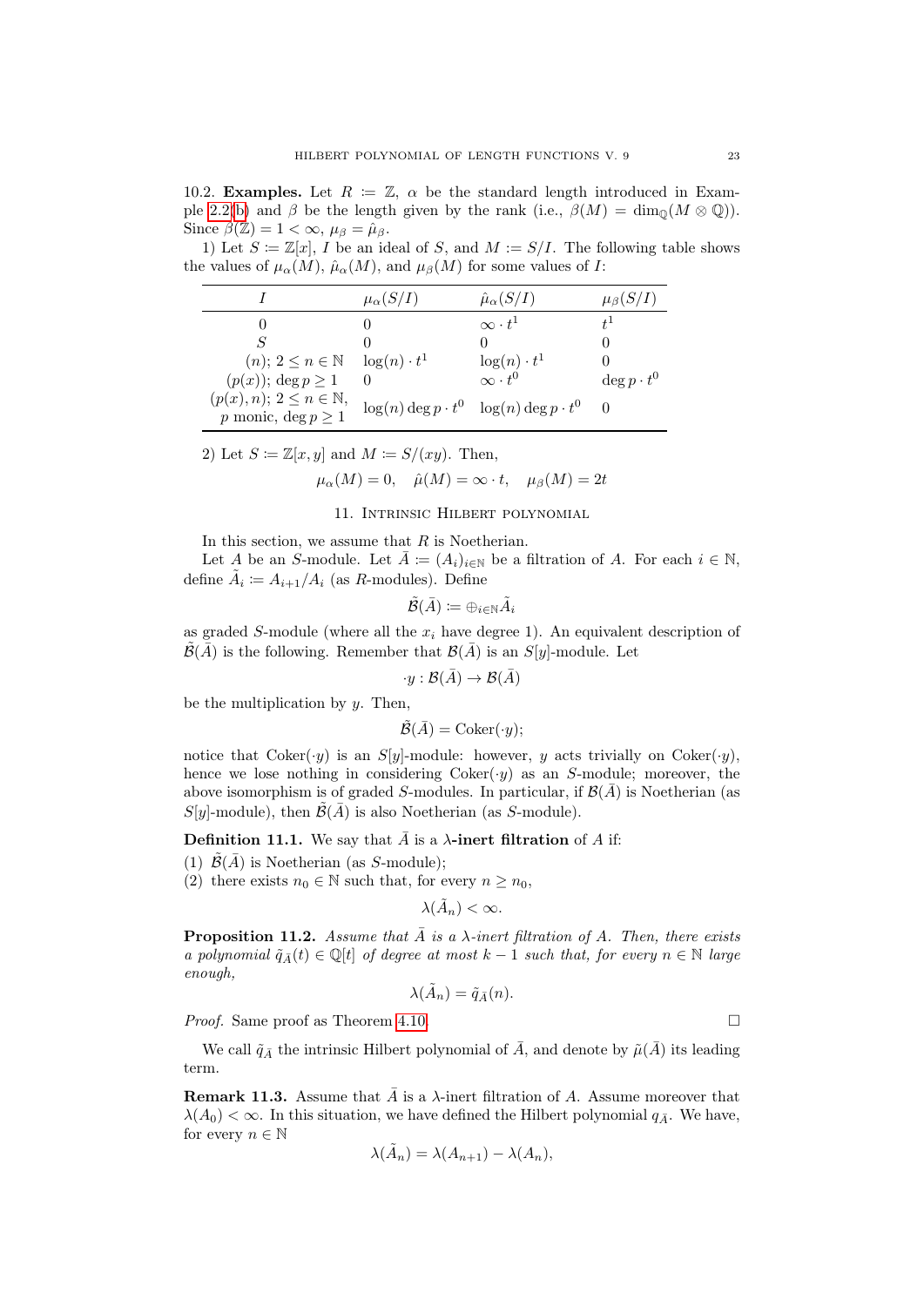**10.2. Examples.** Let $R \coloneqq \mathbb{Z}$, $\alpha$ be the standard length introduced in Example 2.2(b) and $\beta$ be the length given by the rank (i.e., $\beta(M) = \dim_{\mathbb{Q}}(M \otimes \mathbb{Q})$). Since $\beta(\mathbb{Z}) = 1 < \infty$, $\mu_\beta = \hat{\mu}_\beta$.

1) Let $S \coloneqq \mathbb{Z}[x]$, $I$ be an ideal of $S$, and $M \coloneqq S/I$. The following table shows the values of $\mu_\alpha(M)$, $\hat{\mu}_\alpha(M)$, and $\mu_\beta(M)$ for some values of $I$:

| $I$ | $\mu_\alpha(S/I)$ | $\hat{\mu}_\alpha(S/I)$ | $\mu_\beta(S/I)$ |
|---|---|---|---|
| $0$ | $0$ | $\infty \cdot t^1$ | $t^1$ |
| $S$ | $0$ | $0$ | $0$ |
| $(n)$; $2 \le n \in \mathbb{N}$ | $\log(n) \cdot t^1$ | $\log(n) \cdot t^1$ | $0$ |
| $(p(x))$; $\deg p \geq 1$ | $0$ | $\infty \cdot t^0$ | $\deg p \cdot t^0$ |
| $(p(x), n)$; $2 \le n \in \mathbb{N}$, $p$ monic, $\deg p \geq 1$ | $\log(n) \deg p \cdot t^0$ | $\log(n) \deg p \cdot t^0$ | $0$ |

2) Let $S \coloneqq \mathbb{Z}[x, y]$ and $M \coloneqq S/(xy)$. Then,

$$\mu_\alpha(M) = 0, \quad \hat{\mu}(M) = \infty \cdot t, \quad \mu_\beta(M) = 2t$$

## 11. Intrinsic Hilbert polynomial

In this section, we assume that $R$ is Noetherian.

Let $A$ be an $S$-module. Let $\bar{A} \coloneqq (A_i)_{i \in \mathbb{N}}$ be a filtration of $A$. For each $i \in \mathbb{N}$, define $\tilde{A}_i \coloneqq A_{i+1}/A_i$ (as $R$-modules). Define

$$\tilde{\mathcal{B}}(\bar{A}) \coloneqq \oplus_{i \in \mathbb{N}} \tilde{A}_i$$

as graded $S$-module (where all the $x_i$ have degree 1). An equivalent description of $\tilde{\mathcal{B}}(\bar{A})$ is the following. Remember that $\mathcal{B}(\bar{A})$ is an $S[y]$-module. Let

$$\cdot y : \mathcal{B}(\bar{A}) \to \mathcal{B}(\bar{A})$$

be the multiplication by $y$. Then,

$$\tilde{\mathcal{B}}(\bar{A}) = \operatorname{Coker}(\cdot y);$$

notice that $\operatorname{Coker}(\cdot y)$ is an $S[y]$-module: however, $y$ acts trivially on $\operatorname{Coker}(\cdot y)$, hence we lose nothing in considering $\operatorname{Coker}(\cdot y)$ as an $S$-module; moreover, the above isomorphism is of graded $S$-modules. In particular, if $\mathcal{B}(\bar{A})$ is Noetherian (as $S[y]$-module), then $\tilde{\mathcal{B}}(\bar{A})$ is also Noetherian (as $S$-module).

**Definition 11.1.** We say that $\bar{A}$ is a **$\lambda$-inert filtration** of $A$ if:

(1) $\tilde{\mathcal{B}}(\bar{A})$ is Noetherian (as $S$-module);
(2) there exists $n_0 \in \mathbb{N}$ such that, for every $n \geq n_0$,

$$\lambda(\tilde{A}_n) < \infty.$$

**Proposition 11.2.** *Assume that $\bar{A}$ is a $\lambda$-inert filtration of $A$. Then, there exists a polynomial $\tilde{q}_{\bar{A}}(t) \in \mathbb{Q}[t]$ of degree at most $k-1$ such that, for every $n \in \mathbb{N}$ large enough,*

$$\lambda(\tilde{A}_n) = \tilde{q}_{\bar{A}}(n).$$

*Proof.* Same proof as Theorem 4.10. $\square$

We call $\tilde{q}_{\bar{A}}$ the intrinsic Hilbert polynomial of $\bar{A}$, and denote by $\tilde{\mu}(\bar{A})$ its leading term.

**Remark 11.3.** Assume that $\bar{A}$ is a $\lambda$-inert filtration of $A$. Assume moreover that $\lambda(A_0) < \infty$. In this situation, we have defined the Hilbert polynomial $q_{\bar{A}}$. We have, for every $n \in \mathbb{N}$

$$\lambda(\tilde{A}_n) = \lambda(A_{n+1}) - \lambda(A_n),$$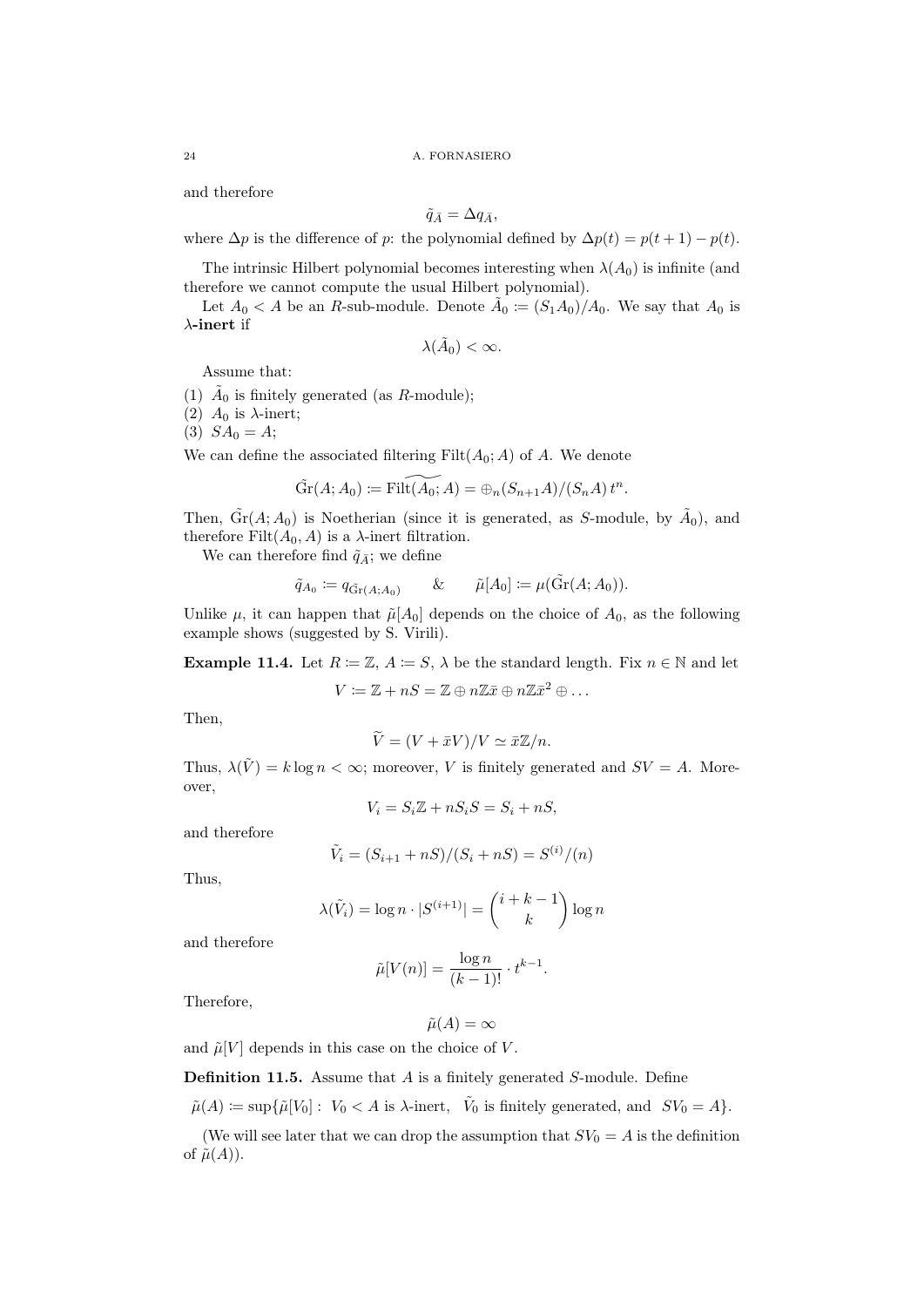and therefore

$$\tilde{q}_{\bar{A}} = \Delta q_{\bar{A}},$$

where $\Delta p$ is the difference of $p$: the polynomial defined by $\Delta p(t) = p(t+1) - p(t)$.

The intrinsic Hilbert polynomial becomes interesting when $\lambda(A_0)$ is infinite (and therefore we cannot compute the usual Hilbert polynomial).

Let $A_0 < A$ be an $R$-sub-module. Denote $\tilde{A}_0 \coloneqq (S_1 A_0)/A_0$. We say that $A_0$ is **$\lambda$-inert** if

$$\lambda(\tilde{A}_0) < \infty.$$

Assume that:

(1) $\tilde{A}_0$ is finitely generated (as $R$-module);
(2) $A_0$ is $\lambda$-inert;
(3) $SA_0 = A$;

We can define the associated filtering $\mathrm{Filt}(A_0; A)$ of $A$. We denote

$$\tilde{\mathrm{Gr}}(A; A_0) \coloneqq \widetilde{\mathrm{Filt}(A_0; A)} = \oplus_n (S_{n+1}A)/(S_n A)\, t^n.$$

Then, $\tilde{\mathrm{Gr}}(A; A_0)$ is Noetherian (since it is generated, as $S$-module, by $\tilde{A}_0$), and therefore $\mathrm{Filt}(A_0, A)$ is a $\lambda$-inert filtration.

We can therefore find $\tilde{q}_{\bar{A}}$; we define

$$\tilde{q}_{A_0} \coloneqq q_{\tilde{\mathrm{Gr}}(A;A_0)} \qquad \& \qquad \tilde{\mu}[A_0] \coloneqq \mu(\tilde{\mathrm{Gr}}(A; A_0)).$$

Unlike $\mu$, it can happen that $\tilde{\mu}[A_0]$ depends on the choice of $A_0$, as the following example shows (suggested by S. Virili).

**Example 11.4.** Let $R \coloneqq \mathbb{Z}$, $A \coloneqq S$, $\lambda$ be the standard length. Fix $n \in \mathbb{N}$ and let

$$V \coloneqq \mathbb{Z} + nS = \mathbb{Z} \oplus n\mathbb{Z}\bar{x} \oplus n\mathbb{Z}\bar{x}^2 \oplus \dots$$

Then,

$$\widetilde{V} = (V + \bar{x}V)/V \simeq \bar{x}\mathbb{Z}/n.$$

Thus, $\lambda(\tilde{V}) = k \log n < \infty$; moreover, $V$ is finitely generated and $SV = A$. Moreover,

$$V_i = S_i\mathbb{Z} + nS_iS = S_i + nS,$$

and therefore

$$\tilde{V}_i = (S_{i+1} + nS)/(S_i + nS) = S^{(i)}/(n)$$

Thus,

$$\lambda(\tilde{V}_i) = \log n \cdot |S^{(i+1)}| = \binom{i+k-1}{k} \log n$$

and therefore

$$\tilde{\mu}[V(n)] = \frac{\log n}{(k-1)!} \cdot t^{k-1}.$$

Therefore,

$$\tilde{\mu}(A) = \infty$$

and $\tilde{\mu}[V]$ depends in this case on the choice of $V$.

**Definition 11.5.** Assume that $A$ is a finitely generated $S$-module. Define

$$\tilde{\mu}(A) \coloneqq \sup\{\tilde{\mu}[V_0] : \ V_0 < A \text{ is } \lambda\text{-inert}, \ \ \tilde{V}_0 \text{ is finitely generated, and } \ SV_0 = A\}.$$

(We will see later that we can drop the assumption that $SV_0 = A$ is the definition of $\tilde{\mu}(A)$).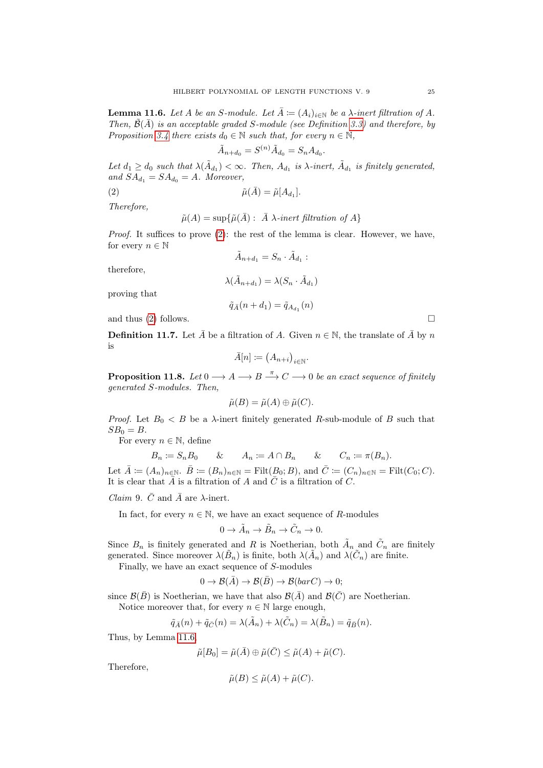**Lemma 11.6.** *Let $A$ be an $S$-module. Let $\bar{A} \coloneqq (A_i)_{i\in\mathbb{N}}$ be a $\lambda$-inert filtration of $A$. Then, $\tilde{\mathcal{B}}(\bar{A})$ is an acceptable graded $S$-module (see Definition 3.3) and therefore, by Proposition 3.4 there exists $d_0 \in \mathbb{N}$ such that, for every $n \in \mathbb{N}$,*

$$\tilde{A}_{n+d_0} = S^{(n)}\tilde{A}_{d_0} = S_n A_{d_0}.$$

*Let $d_1 \geq d_0$ such that $\lambda(\tilde{A}_{d_1}) < \infty$. Then, $A_{d_1}$ is $\lambda$-inert, $\tilde{A}_{d_1}$ is finitely generated, and $SA_{d_1} = SA_{d_0} = A$. Moreover,*

$$\tilde{\mu}(\bar{A}) = \tilde{\mu}[A_{d_1}]. \tag{2}$$

*Therefore,*

$$\tilde{\mu}(A) = \sup\{\tilde{\mu}(\bar{A}) : \ \bar{A} \ \lambda\text{-inert filtration of } A\}$$

*Proof.* It suffices to prove (2): the rest of the lemma is clear. However, we have, for every $n \in \mathbb{N}$

$$\tilde{A}_{n+d_1} = S_n \cdot \tilde{A}_{d_1} :$$

therefore,

$$\lambda(\tilde{A}_{n+d_1}) = \lambda(S_n \cdot \tilde{A}_{d_1})$$

proving that

$$\tilde{q}_{\bar{A}}(n + d_1) = \tilde{q}_{A_{d_1}}(n)$$

and thus (2) follows. ∎

**Definition 11.7.** Let $\bar{A}$ be a filtration of $A$. Given $n \in \mathbb{N}$, the translate of $\bar{A}$ by $n$ is

$$\bar{A}[n] \coloneqq \left(A_{n+i}\right)_{i\in\mathbb{N}}.$$

**Proposition 11.8.** *Let $0 \longrightarrow A \longrightarrow B \overset{\pi}{\longrightarrow} C \longrightarrow 0$ be an exact sequence of finitely generated $S$-modules. Then,*

$$\tilde{\mu}(B) = \tilde{\mu}(A) \oplus \tilde{\mu}(C).$$

*Proof.* Let $B_0 < B$ be a $\lambda$-inert finitely generated $R$-sub-module of $B$ such that $SB_0 = B$.

For every $n \in \mathbb{N}$, define

$$B_n \coloneqq S_n B_0 \qquad \& \qquad A_n \coloneqq A \cap B_n \qquad \& \qquad C_n \coloneqq \pi(B_n).$$

Let $\bar{A} \coloneqq (A_n)_{n\in\mathbb{N}}$. $\bar{B} \coloneqq (B_n)_{n\in\mathbb{N}} = \mathrm{Filt}(B_0; B)$, and $\bar{C} \coloneqq (C_n)_{n\in\mathbb{N}} = \mathrm{Filt}(C_0; C)$. It is clear that $\bar{A}$ is a filtration of $A$ and $\bar{C}$ is a filtration of $C$.

*Claim* 9. $\bar{C}$ and $\bar{A}$ are $\lambda$-inert.

In fact, for every $n \in \mathbb{N}$, we have an exact sequence of $R$-modules

$$0 \to \tilde{A}_n \to \tilde{B}_n \to \tilde{C}_n \to 0.$$

Since $B_n$ is finitely generated and $R$ is Noetherian, both $\tilde{A}_n$ and $\tilde{C}_n$ are finitely generated. Since moreover $\lambda(\tilde{B}_n)$ is finite, both $\lambda(\tilde{A}_n)$ and $\lambda(\tilde{C}_n)$ are finite.

Finally, we have an exact sequence of $S$-modules

$$0 \to \mathcal{B}(\bar{A}) \to \mathcal{B}(\bar{B}) \to \mathcal{B}(barC) \to 0;$$

since $\mathcal{B}(\bar{B})$ is Noetherian, we have that also $\mathcal{B}(\bar{A})$ and $\mathcal{B}(\bar{C})$ are Noetherian.

Notice moreover that, for every $n \in \mathbb{N}$ large enough,

$$\tilde{q}_{\bar{A}}(n) + \tilde{q}_{\bar{C}}(n) = \lambda(\tilde{A}_n) + \lambda(\tilde{C}_n) = \lambda(\tilde{B}_n) = \tilde{q}_{\bar{B}}(n).$$

Thus, by Lemma 11.6

$$\tilde{\mu}[B_0] = \tilde{\mu}(\bar{A}) \oplus \tilde{\mu}(\bar{C}) \leq \tilde{\mu}(A) + \tilde{\mu}(C).$$

Therefore,

$$\tilde{\mu}(B) \leq \tilde{\mu}(A) + \tilde{\mu}(C).$$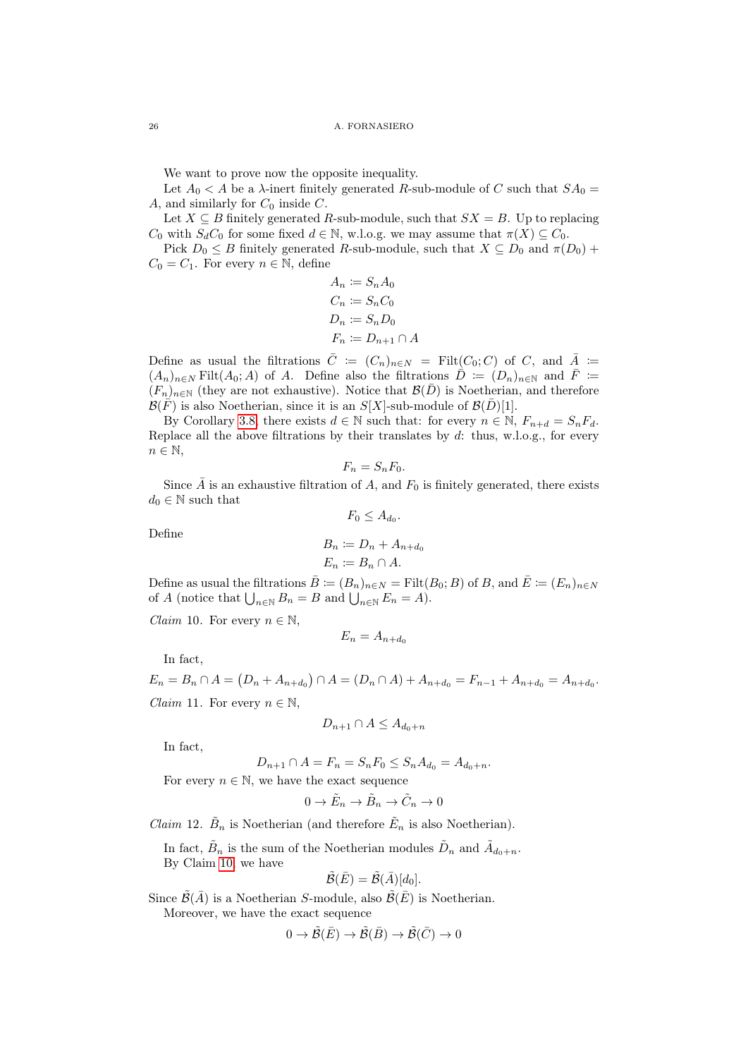We want to prove now the opposite inequality.

Let $A_0 < A$ be a $\lambda$-inert finitely generated $R$-sub-module of $C$ such that $SA_0 = A$, and similarly for $C_0$ inside $C$.

Let $X \subseteq B$ finitely generated $R$-sub-module, such that $SX = B$. Up to replacing $C_0$ with $S_d C_0$ for some fixed $d \in \mathbb{N}$, w.l.o.g. we may assume that $\pi(X) \subseteq C_0$.

Pick $D_0 \leq B$ finitely generated $R$-sub-module, such that $X \subseteq D_0$ and $\pi(D_0) + C_0 = C_1$. For every $n \in \mathbb{N}$, define

$$
\begin{aligned}
A_n &:= S_n A_0 \\
C_n &:= S_n C_0 \\
D_n &:= S_n D_0 \\
F_n &:= D_{n+1} \cap A
\end{aligned}
$$

Define as usual the filtrations $\bar{C} := (C_n)_{n \in N} = \operatorname{Filt}(C_0; C)$ of $C$, and $\bar{A} := (A_n)_{n \in N} \operatorname{Filt}(A_0; A)$ of $A$. Define also the filtrations $\bar{D} := (D_n)_{n \in \mathbb{N}}$ and $\bar{F} := (F_n)_{n \in \mathbb{N}}$ (they are not exhaustive). Notice that $\mathcal{B}(\bar{D})$ is Noetherian, and therefore $\mathcal{B}(\bar{F})$ is also Noetherian, since it is an $S[X]$-sub-module of $\mathcal{B}(\bar{D})[1]$.

By Corollary 3.8, there exists $d \in \mathbb{N}$ such that: for every $n \in \mathbb{N}$, $F_{n+d} = S_n F_d$. Replace all the above filtrations by their translates by $d$: thus, w.l.o.g., for every $n \in \mathbb{N}$,

$$
F_n = S_n F_0.
$$

Since $\bar{A}$ is an exhaustive filtration of $A$, and $F_0$ is finitely generated, there exists $d_0 \in \mathbb{N}$ such that

$$
F_0 \leq A_{d_0}.
$$

Define

$$
\begin{aligned}
B_n &:= D_n + A_{n+d_0} \\
E_n &:= B_n \cap A.
\end{aligned}
$$

Define as usual the filtrations $\bar{B} := (B_n)_{n \in N} = \operatorname{Filt}(B_0; B)$ of $B$, and $\bar{E} := (E_n)_{n \in N}$ of $A$ (notice that $\bigcup_{n \in \mathbb{N}} B_n = B$ and $\bigcup_{n \in \mathbb{N}} E_n = A$).

*Claim* 10. For every $n \in \mathbb{N}$,

$$
E_n = A_{n+d_0}
$$

In fact,

$$
E_n = B_n \cap A = \left(D_n + A_{n+d_0}\right) \cap A = (D_n \cap A) + A_{n+d_0} = F_{n-1} + A_{n+d_0} = A_{n+d_0}.
$$

*Claim* 11. For every $n \in \mathbb{N}$,

$$
D_{n+1} \cap A \leq A_{d_0+n}
$$

In fact,

$$
D_{n+1} \cap A = F_n = S_n F_0 \leq S_n A_{d_0} = A_{d_0+n}.
$$

For every $n \in \mathbb{N}$, we have the exact sequence

$$
0 \to \tilde{E}_n \to \tilde{B}_n \to \tilde{C}_n \to 0
$$

*Claim* 12. $\tilde{B}_n$ is Noetherian (and therefore $\tilde{E}_n$ is also Noetherian).

In fact, $\tilde{B}_n$ is the sum of the Noetherian modules $\tilde{D}_n$ and $\tilde{A}_{d_0+n}$.

By Claim 10, we have

$$
\tilde{\mathcal{B}}(\bar{E}) = \tilde{\mathcal{B}}(\bar{A})[d_0].
$$

Since $\tilde{\mathcal{B}}(\bar{A})$ is a Noetherian $S$-module, also $\tilde{\mathcal{B}}(\bar{E})$ is Noetherian.

Moreover, we have the exact sequence

$$
0 \to \tilde{\mathcal{B}}(\bar{E}) \to \tilde{\mathcal{B}}(\bar{B}) \to \tilde{\mathcal{B}}(\bar{C}) \to 0
$$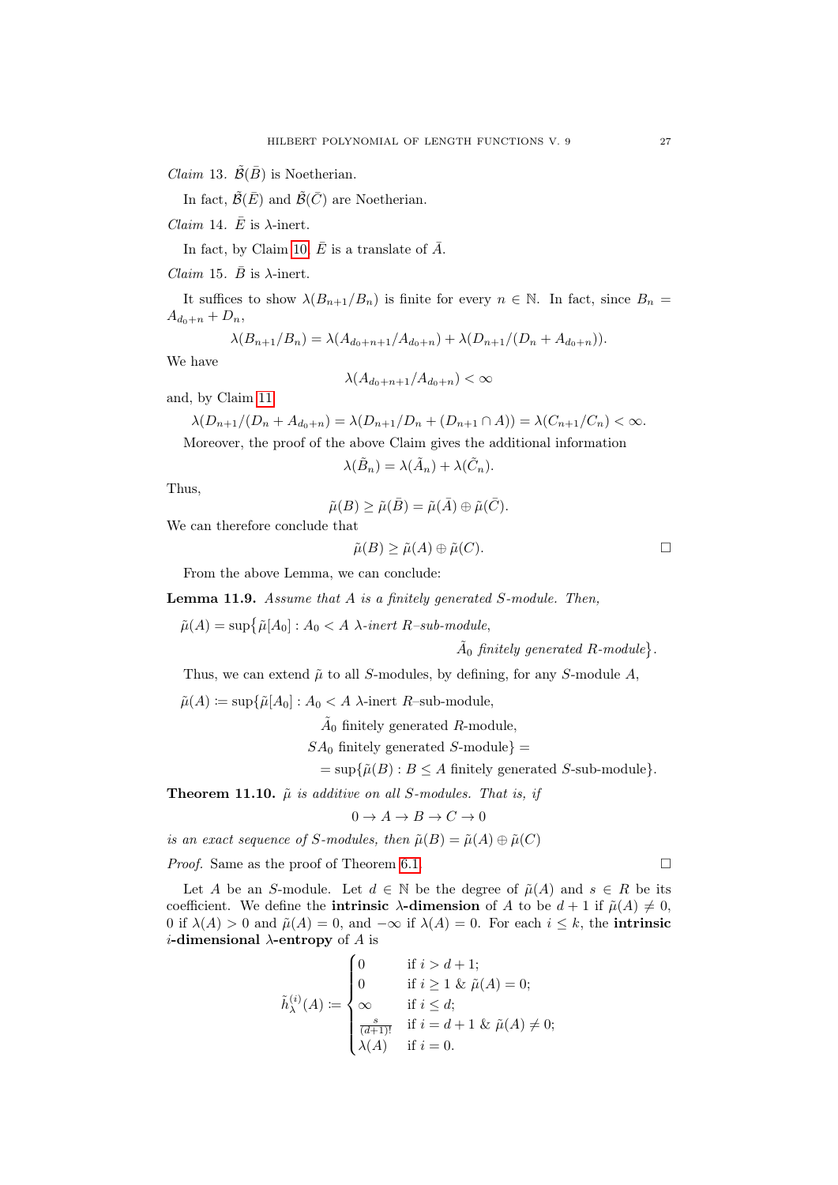*Claim* 13. $\tilde{\mathcal{B}}(\bar{B})$ is Noetherian.

In fact, $\tilde{\mathcal{B}}(\bar{E})$ and $\tilde{\mathcal{B}}(\bar{C})$ are Noetherian.

*Claim* 14. $\bar{E}$ is $\lambda$-inert.

In fact, by Claim 10, $\bar{E}$ is a translate of $\bar{A}$.

*Claim* 15. $\bar{B}$ is $\lambda$-inert.

It suffices to show $\lambda(B_{n+1}/B_n)$ is finite for every $n \in \mathbb{N}$. In fact, since $B_n = A_{d_0+n} + D_n$,

$$\lambda(B_{n+1}/B_n) = \lambda(A_{d_0+n+1}/A_{d_0+n}) + \lambda(D_{n+1}/(D_n + A_{d_0+n})).$$

We have

$$\lambda(A_{d_0+n+1}/A_{d_0+n}) < \infty$$

and, by Claim 11,

$$\lambda(D_{n+1}/(D_n + A_{d_0+n}) = \lambda(D_{n+1}/D_n + (D_{n+1} \cap A)) = \lambda(C_{n+1}/C_n) < \infty.$$

Moreover, the proof of the above Claim gives the additional information

$$\lambda(\tilde{B}_n) = \lambda(\tilde{A}_n) + \lambda(\tilde{C}_n).$$

Thus,

$$\tilde{\mu}(B) \geq \tilde{\mu}(\bar{B}) = \tilde{\mu}(\bar{A}) \oplus \tilde{\mu}(\bar{C}).$$

We can therefore conclude that

$$\tilde{\mu}(B) \geq \tilde{\mu}(A) \oplus \tilde{\mu}(C). \qquad \square$$

From the above Lemma, we can conclude:

**Lemma 11.9.** *Assume that $A$ is a finitely generated $S$-module. Then,*

$$\tilde{\mu}(A) = \sup\bigl\{\tilde{\mu}[A_0] : A_0 < A \ \lambda\text{-inert } R\text{–sub-module}, \ \tilde{A}_0 \text{ finitely generated } R\text{-module}\bigr\}.$$

Thus, we can extend $\tilde{\mu}$ to all $S$-modules, by defining, for any $S$-module $A$,

$$\begin{aligned}\tilde{\mu}(A) \coloneqq \sup\{\tilde{\mu}[A_0] : \ & A_0 < A \ \lambda\text{-inert } R\text{–sub-module}, \\ & \tilde{A}_0 \text{ finitely generated } R\text{-module}, \\ & SA_0 \text{ finitely generated } S\text{-module}\} = \\ = \sup\{\tilde{\mu}(B) : \ & B \leq A \text{ finitely generated } S\text{-sub-module}\}.\end{aligned}$$

**Theorem 11.10.** *$\tilde{\mu}$ is additive on all $S$-modules. That is, if*

$$0 \to A \to B \to C \to 0$$

*is an exact sequence of $S$-modules, then $\tilde{\mu}(B) = \tilde{\mu}(A) \oplus \tilde{\mu}(C)$*

*Proof.* Same as the proof of Theorem 6.1. $\square$

Let $A$ be an $S$-module. Let $d \in \mathbb{N}$ be the degree of $\tilde{\mu}(A)$ and $s \in R$ be its coefficient. We define the **intrinsic $\lambda$-dimension** of $A$ to be $d+1$ if $\tilde{\mu}(A) \neq 0$, $0$ if $\lambda(A) > 0$ and $\tilde{\mu}(A) = 0$, and $-\infty$ if $\lambda(A) = 0$. For each $i \leq k$, the **intrinsic $i$-dimensional $\lambda$-entropy** of $A$ is

$$\tilde{h}_\lambda^{(i)}(A) \coloneqq \begin{cases} 0 & \text{if } i > d+1; \\ 0 & \text{if } i \geq 1 \ \& \ \tilde{\mu}(A) = 0; \\ \infty & \text{if } i \leq d; \\ \frac{s}{(d+1)!} & \text{if } i = d+1 \ \& \ \tilde{\mu}(A) \neq 0; \\ \lambda(A) & \text{if } i = 0. \end{cases}$$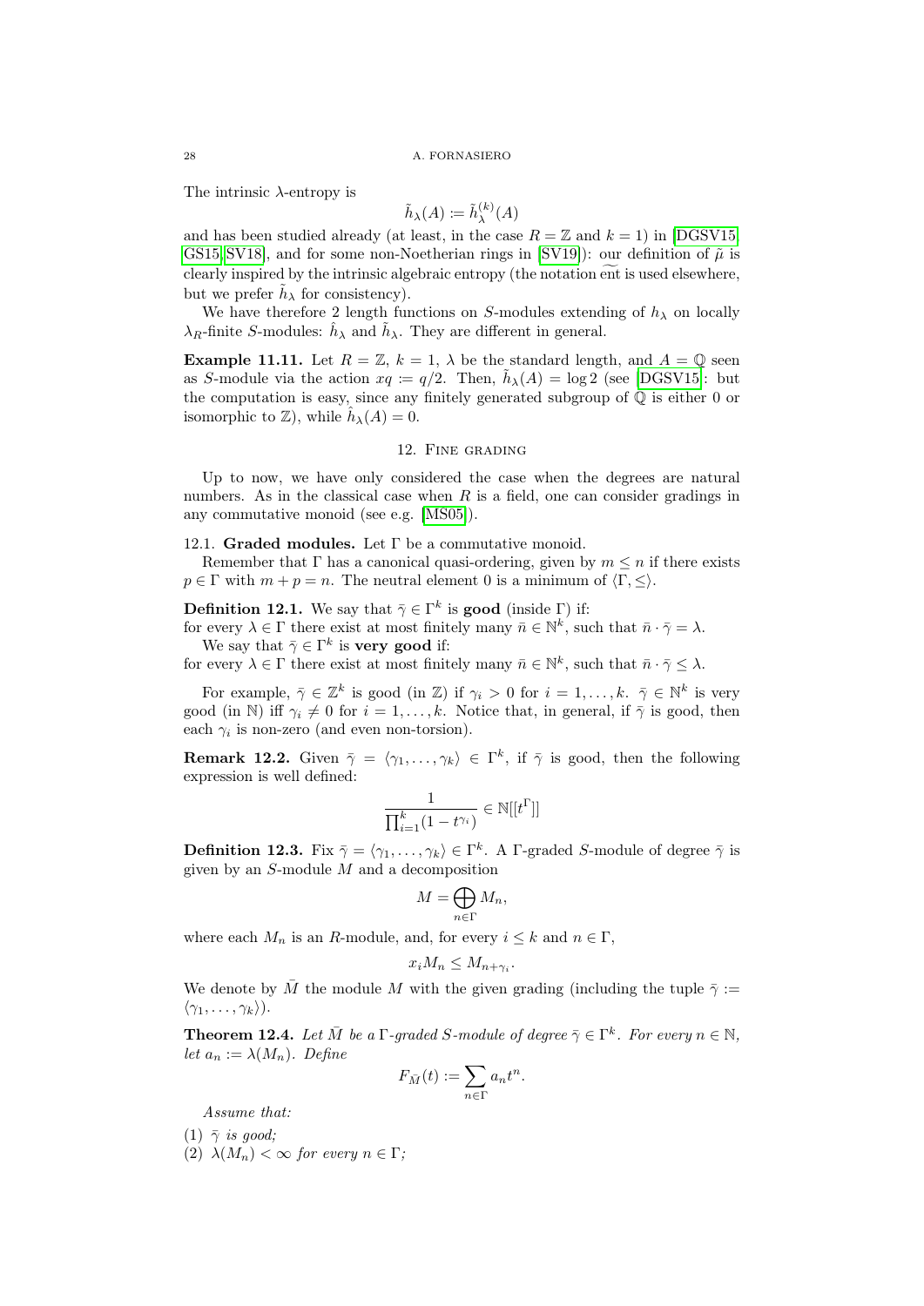The intrinsic $\lambda$-entropy is

$$\tilde{h}_\lambda(A) := \tilde{h}_\lambda^{(k)}(A)$$

and has been studied already (at least, in the case $R = \mathbb{Z}$ and $k = 1$) in [DGSV15, GS15, SV18], and for some non-Noetherian rings in [SV19]): our definition of $\tilde{\mu}$ is clearly inspired by the intrinsic algebraic entropy (the notation $\widetilde{\text{ent}}$ is used elsewhere, but we prefer $\tilde{h}_\lambda$ for consistency).

We have therefore 2 length functions on $S$-modules extending of $h_\lambda$ on locally $\lambda_R$-finite $S$-modules: $\hat{h}_\lambda$ and $\tilde{h}_\lambda$. They are different in general.

**Example 11.11.** Let $R = \mathbb{Z}$, $k = 1$, $\lambda$ be the standard length, and $A = \mathbb{Q}$ seen as $S$-module via the action $xq := q/2$. Then, $\tilde{h}_\lambda(A) = \log 2$ (see [DGSV15]: but the computation is easy, since any finitely generated subgroup of $\mathbb{Q}$ is either 0 or isomorphic to $\mathbb{Z}$), while $\hat{h}_\lambda(A) = 0$.

## 12. Fine grading

Up to now, we have only considered the case when the degrees are natural numbers. As in the classical case when $R$ is a field, one can consider gradings in any commutative monoid (see e.g. [MS05]).

### 12.1. Graded modules.

Let $\Gamma$ be a commutative monoid.

Remember that $\Gamma$ has a canonical quasi-ordering, given by $m \leq n$ if there exists $p \in \Gamma$ with $m + p = n$. The neutral element 0 is a minimum of $\langle \Gamma, \leq \rangle$.

**Definition 12.1.** We say that $\bar{\gamma} \in \Gamma^k$ is **good** (inside $\Gamma$) if:
for every $\lambda \in \Gamma$ there exist at most finitely many $\bar{n} \in \mathbb{N}^k$, such that $\bar{n} \cdot \bar{\gamma} = \lambda$.

We say that $\bar{\gamma} \in \Gamma^k$ is **very good** if:
for every $\lambda \in \Gamma$ there exist at most finitely many $\bar{n} \in \mathbb{N}^k$, such that $\bar{n} \cdot \bar{\gamma} \leq \lambda$.

For example, $\bar{\gamma} \in \mathbb{Z}^k$ is good (in $\mathbb{Z}$) if $\gamma_i > 0$ for $i = 1, \dots, k$. $\bar{\gamma} \in \mathbb{N}^k$ is very good (in $\mathbb{N}$) iff $\gamma_i \neq 0$ for $i = 1, \dots, k$. Notice that, in general, if $\bar{\gamma}$ is good, then each $\gamma_i$ is non-zero (and even non-torsion).

**Remark 12.2.** Given $\bar{\gamma} = \langle \gamma_1, \dots, \gamma_k \rangle \in \Gamma^k$, if $\bar{\gamma}$ is good, then the following expression is well defined:

$$\frac{1}{\prod_{i=1}^k (1 - t^{\gamma_i})} \in \mathbb{N}[[t^\Gamma]]$$

**Definition 12.3.** Fix $\bar{\gamma} = \langle \gamma_1, \dots, \gamma_k \rangle \in \Gamma^k$. A $\Gamma$-graded $S$-module of degree $\bar{\gamma}$ is given by an $S$-module $M$ and a decomposition

$$M = \bigoplus_{n \in \Gamma} M_n,$$

where each $M_n$ is an $R$-module, and, for every $i \leq k$ and $n \in \Gamma$,

$$x_i M_n \leq M_{n + \gamma_i}.$$

We denote by $\bar{M}$ the module $M$ with the given grading (including the tuple $\bar{\gamma} := \langle \gamma_1, \dots, \gamma_k \rangle$).

**Theorem 12.4.** *Let $\bar{M}$ be a $\Gamma$-graded $S$-module of degree $\bar{\gamma} \in \Gamma^k$. For every $n \in \mathbb{N}$, let $a_n := \lambda(M_n)$. Define*

$$F_{\bar{M}}(t) := \sum_{n \in \Gamma} a_n t^n.$$

*Assume that:*

(1) *$\bar{\gamma}$ is good;*
(2) *$\lambda(M_n) < \infty$ for every $n \in \Gamma$;*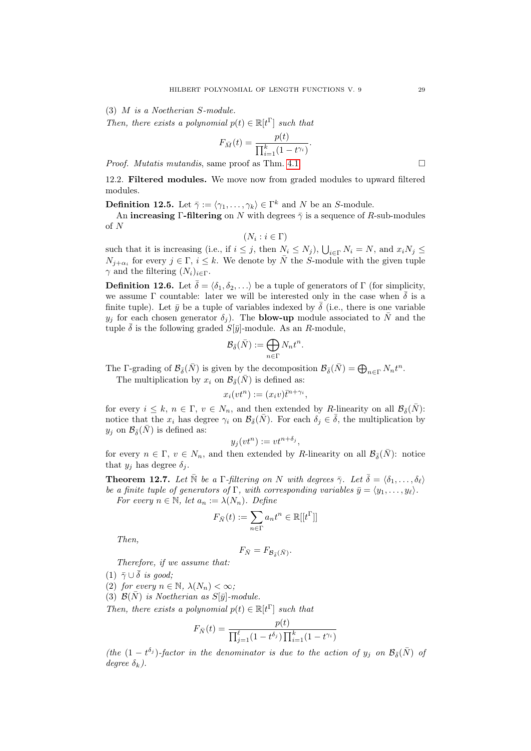(3) *$M$ is a Noetherian $S$-module.*

*Then, there exists a polynomial $p(t) \in \mathbb{R}[t^\Gamma]$ such that*

$$F_{\bar{M}}(t) = \frac{p(t)}{\prod_{i=1}^{k}(1 - t^{\gamma_i})}.$$

*Proof. Mutatis mutandis*, same proof as Thm. 4.1. □

12.2. **Filtered modules.** We move now from graded modules to upward filtered modules.

**Definition 12.5.** Let $\bar{\gamma} := \langle \gamma_1, \dots, \gamma_k \rangle \in \Gamma^k$ and $N$ be an $S$-module.

An **increasing Γ-filtering** on $N$ with degrees $\bar{\gamma}$ is a sequence of $R$-sub-modules of $N$

$$(N_i : i \in \Gamma)$$

such that it is increasing (i.e., if $i \leq j$, then $N_i \leq N_j$), $\bigcup_{i \in \Gamma} N_i = N$, and $x_i N_j \leq N_{j+\alpha_i}$ for every $j \in \Gamma$, $i \leq k$. We denote by $\bar{N}$ the $S$-module with the given tuple $\gamma$ and the filtering $(N_i)_{i \in \Gamma}$.

**Definition 12.6.** Let $\bar{\delta} = \langle \delta_1, \delta_2, \dots \rangle$ be a tuple of generators of $\Gamma$ (for simplicity, we assume $\Gamma$ countable: later we will be interested only in the case when $\bar{\delta}$ is a finite tuple). Let $\bar{y}$ be a tuple of variables indexed by $\bar{\delta}$ (i.e., there is one variable $y_j$ for each chosen generator $\delta_j$). The **blow-up** module associated to $\bar{N}$ and the tuple $\bar{\delta}$ is the following graded $S[\bar{y}]$-module. As an $R$-module,

$$\mathcal{B}_{\bar{\delta}}(\bar{N}) := \bigoplus_{n \in \Gamma} N_n t^n.$$

The $\Gamma$-grading of $\mathcal{B}_{\bar{\delta}}(\bar{N})$ is given by the decomposition $\mathcal{B}_{\bar{\delta}}(\bar{N}) = \bigoplus_{n \in \Gamma} N_n t^n$.

The multiplication by $x_i$ on $\mathcal{B}_{\bar{\delta}}(\bar{N})$ is defined as:

$$x_i(vt^n) := (x_i v)\bar{t}^{n+\gamma_i},$$

for every $i \leq k$, $n \in \Gamma$, $v \in N_n$, and then extended by $R$-linearity on all $\mathcal{B}_{\bar{\delta}}(\bar{N})$: notice that the $x_i$ has degree $\gamma_i$ on $\mathcal{B}_{\bar{\delta}}(\bar{N})$. For each $\delta_j \in \bar{\delta}$, the multiplication by $y_j$ on $\mathcal{B}_{\bar{\delta}}(\bar{N})$ is defined as:

$$y_j(vt^n) := vt^{n+\delta_j},$$

for every $n \in \Gamma$, $v \in N_n$, and then extended by $R$-linearity on all $\mathcal{B}_{\bar{\delta}}(\bar{N})$: notice that $y_j$ has degree $\delta_j$.

**Theorem 12.7.** *Let $\bar{\mathbb{N}}$ be a $\Gamma$-filtering on $N$ with degrees $\bar{\gamma}$. Let $\bar{\delta} = \langle \delta_1, \dots, \delta_\ell \rangle$ be a finite tuple of generators of $\Gamma$, with corresponding variables $\bar{y} = \langle y_1, \dots, y_\ell \rangle$.*

*For every $n \in \mathbb{N}$, let $a_n := \lambda(N_n)$. Define*

$$F_{\bar{N}}(t) := \sum_{n \in \Gamma} a_n t^n \in \mathbb{R}[[t^\Gamma]]$$

*Then,*

$$F_{\bar{N}} = F_{\mathcal{B}_{\bar{\delta}}(\bar{N})}.$$

*Therefore, if we assume that:*

(1) *$\bar{\gamma} \cup \bar{\delta}$ is good;*
(2) *for every $n \in \mathbb{N}$, $\lambda(N_n) < \infty$;*
(3) *$\mathcal{B}(\bar{N})$ is Noetherian as $S[\bar{y}]$-module.*

*Then, there exists a polynomial $p(t) \in \mathbb{R}[t^\Gamma]$ such that*

$$F_{\bar{N}}(t) = \frac{p(t)}{\prod_{j=1}^{\ell}(1 - t^{\delta_j}) \prod_{i=1}^{k}(1 - t^{\gamma_i})}$$

*(the $(1 - t^{\delta_j})$-factor in the denominator is due to the action of $y_j$ on $\mathcal{B}_{\bar{\delta}}(\bar{N})$ of degree $\delta_k$).*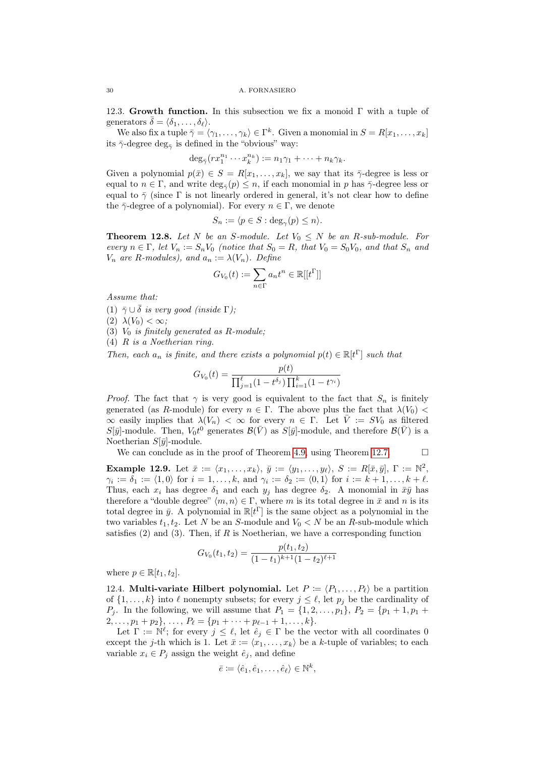12.3. **Growth function.** In this subsection we fix a monoid $\Gamma$ with a tuple of generators $\bar{\delta} = \langle \delta_1, \dots, \delta_\ell \rangle$.

We also fix a tuple $\bar{\gamma} = \langle \gamma_1, \dots, \gamma_k \rangle \in \Gamma^k$. Given a monomial in $S = R[x_1, \dots, x_k]$ its $\bar{\gamma}$-degree $\deg_{\bar{\gamma}}$ is defined in the "obvious" way:

$$\deg_{\bar{\gamma}}(r x_1^{n_1} \cdots x_k^{n_k}) := n_1 \gamma_1 + \dots + n_k \gamma_k.$$

Given a polynomial $p(\bar{x}) \in S = R[x_1, \dots, x_k]$, we say that its $\bar{\gamma}$-degree is less or equal to $n \in \Gamma$, and write $\deg_{\bar{\gamma}}(p) \le n$, if each monomial in $p$ has $\bar{\gamma}$-degree less or equal to $\bar{\gamma}$ (since $\Gamma$ is not linearly ordered in general, it's not clear how to define the $\bar{\gamma}$-degree of a polynomial). For every $n \in \Gamma$, we denote

$$S_n := \langle p \in S : \deg_{\gamma}(p) \le n \rangle.$$

**Theorem 12.8.** *Let $N$ be an $S$-module. Let $V_0 \le N$ be an $R$-sub-module. For every $n \in \Gamma$, let $V_n := S_n V_0$ (notice that $S_0 = R$, that $V_0 = S_0 V_0$, and that $S_n$ and $V_n$ are $R$-modules), and $a_n := \lambda(V_n)$. Define*

$$G_{V_0}(t) := \sum_{n \in \Gamma} a_n t^n \in \mathbb{R}[[t^\Gamma]]$$

*Assume that:*

(1) *$\bar{\gamma} \cup \bar{\delta}$ is very good (inside $\Gamma$);*
(2) *$\lambda(V_0) < \infty$;*
(3) *$V_0$ is finitely generated as $R$-module;*
(4) *$R$ is a Noetherian ring.*

*Then, each $a_n$ is finite, and there exists a polynomial $p(t) \in \mathbb{R}[t^\Gamma]$ such that*

$$G_{V_0}(t) = \frac{p(t)}{\prod_{j=1}^{\ell}(1 - t^{\delta_j}) \prod_{i=1}^{k}(1 - t^{\gamma_i})}$$

*Proof.* The fact that $\gamma$ is very good is equivalent to the fact that $S_n$ is finitely generated (as $R$-module) for every $n \in \Gamma$. The above plus the fact that $\lambda(V_0) < \infty$ easily implies that $\lambda(V_n) < \infty$ for every $n \in \Gamma$. Let $\bar{V} := S V_0$ as filtered $S[\bar{y}]$-module. Then, $V_0 t^0$ generates $\mathcal{B}(\bar{V})$ as $S[\bar{y}]$-module, and therefore $\mathcal{B}(\bar{V})$ is a Noetherian $S[\bar{y}]$-module.

We can conclude as in the proof of Theorem 4.9, using Theorem 12.7. $\square$

**Example 12.9.** Let $\bar{x} := \langle x_1, \dots, x_k \rangle$, $\bar{y} := \langle y_1, \dots, y_\ell \rangle$, $S := R[\bar{x}, \bar{y}]$, $\Gamma := \mathbb{N}^2$, $\gamma_i := \delta_1 := \langle 1, 0 \rangle$ for $i = 1, \dots, k$, and $\gamma_i := \delta_2 := \langle 0, 1 \rangle$ for $i := k+1, \dots, k+\ell$. Thus, each $x_i$ has degree $\delta_1$ and each $y_j$ has degree $\delta_2$. A monomial in $\bar{x}\bar{y}$ has therefore a "double degree" $\langle m, n \rangle \in \Gamma$, where $m$ is its total degree in $\bar{x}$ and $n$ is its total degree in $\bar{y}$. A polynomial in $\mathbb{R}[t^\Gamma]$ is the same object as a polynomial in the two variables $t_1, t_2$. Let $N$ be an $S$-module and $V_0 < N$ be an $R$-sub-module which satisfies (2) and (3). Then, if $R$ is Noetherian, we have a corresponding function

$$G_{V_0}(t_1, t_2) = \frac{p(t_1, t_2)}{(1 - t_1)^{k+1}(1 - t_2)^{\ell+1}}$$

where $p \in \mathbb{R}[t_1, t_2]$.

12.4. **Multi-variate Hilbert polynomial.** Let $P := \langle P_1, \dots, P_\ell \rangle$ be a partition of $\{1, \dots, k\}$ into $\ell$ nonempty subsets; for every $j \le \ell$, let $p_j$ be the cardinality of $P_j$. In the following, we will assume that $P_1 = \{1, 2, \dots, p_1\}$, $P_2 = \{p_1 + 1, p_1 + 2, \dots, p_1 + p_2\}$, $\dots$, $P_\ell = \{p_1 + \dots + p_{\ell-1} + 1, \dots, k\}$.

Let $\Gamma := \mathbb{N}^\ell$; for every $j \le \ell$, let $\hat{e}_j \in \Gamma$ be the vector with all coordinates 0 except the $j$-th which is 1. Let $\bar{x} := \langle x_1, \dots, x_k \rangle$ be a $k$-tuple of variables; to each variable $x_i \in P_j$ assign the weight $\hat{e}_j$, and define

$$\bar{e} := \langle \hat{e}_1, \hat{e}_1, \dots, \hat{e}_\ell \rangle \in \mathbb{N}^k,$$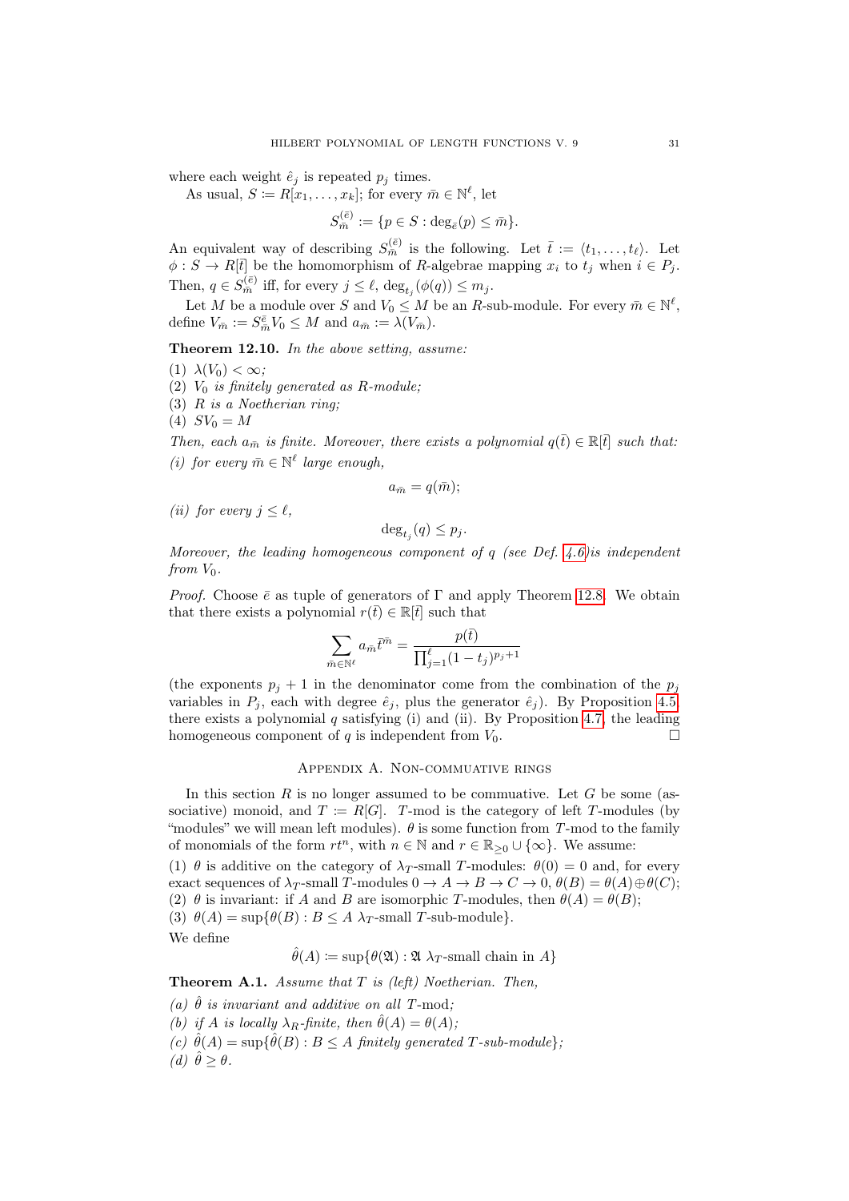where each weight $\hat{e}_j$ is repeated $p_j$ times.

As usual, $S := R[x_1, \dots, x_k]$; for every $\bar{m} \in \mathbb{N}^\ell$, let

$$S^{(\bar{e})}_{\bar{m}} := \{p \in S : \deg_{\bar{e}}(p) \leq \bar{m}\}.$$

An equivalent way of describing $S^{(\bar{e})}_{\bar{m}}$ is the following. Let $\bar{t} := \langle t_1, \dots, t_\ell \rangle$. Let $\phi : S \to R[\bar{t}]$ be the homomorphism of $R$-algebrae mapping $x_i$ to $t_j$ when $i \in P_j$. Then, $q \in S^{(\bar{e})}_{\bar{m}}$ iff, for every $j \leq \ell$, $\deg_{t_j}(\phi(q)) \leq m_j$.

Let $M$ be a module over $S$ and $V_0 \leq M$ be an $R$-sub-module. For every $\bar{m} \in \mathbb{N}^\ell$, define $V_{\bar{m}} := S^{\bar{e}}_{\bar{m}} V_0 \leq M$ and $a_{\bar{m}} := \lambda(V_{\bar{m}})$.

**Theorem 12.10.** *In the above setting, assume:*

(1) $\lambda(V_0) < \infty$;
(2) $V_0$ *is finitely generated as* $R$*-module;*
(3) $R$ *is a Noetherian ring;*
(4) $SV_0 = M$

*Then, each* $a_{\bar{m}}$ *is finite. Moreover, there exists a polynomial* $q(\bar{t}) \in \mathbb{R}[\bar{t}]$ *such that:*

*(i) for every* $\bar{m} \in \mathbb{N}^\ell$ *large enough,*

$$a_{\bar{m}} = q(\bar{m});$$

*(ii) for every* $j \leq \ell$,

$$\deg_{t_j}(q) \leq p_j.$$

*Moreover, the leading homogeneous component of* $q$ *(see Def. 4.6)is independent from* $V_0$.

*Proof.* Choose $\bar{e}$ as tuple of generators of $\Gamma$ and apply Theorem 12.8. We obtain that there exists a polynomial $r(\bar{t}) \in \mathbb{R}[\bar{t}]$ such that

$$\sum_{\bar{m} \in \mathbb{N}^\ell} a_{\bar{m}} \bar{t}^{\bar{m}} = \frac{p(\bar{t})}{\prod_{j=1}^{\ell} (1 - t_j)^{p_j + 1}}$$

(the exponents $p_j + 1$ in the denominator come from the combination of the $p_j$ variables in $P_j$, each with degree $\hat{e}_j$, plus the generator $\hat{e}_j$). By Proposition 4.5, there exists a polynomial $q$ satisfying (i) and (ii). By Proposition 4.7, the leading homogeneous component of $q$ is independent from $V_0$. $\square$

## Appendix A. Non-commutative rings

In this section $R$ is no longer assumed to be commutative. Let $G$ be some (associative) monoid, and $T := R[G]$. $T$-mod is the category of left $T$-modules (by "modules" we will mean left modules). $\theta$ is some function from $T$-mod to the family of monomials of the form $rt^n$, with $n \in \mathbb{N}$ and $r \in \mathbb{R}_{\geq 0} \cup \{\infty\}$. We assume:

(1) $\theta$ is additive on the category of $\lambda_T$-small $T$-modules: $\theta(0) = 0$ and, for every exact sequences of $\lambda_T$-small $T$-modules $0 \to A \to B \to C \to 0$, $\theta(B) = \theta(A) \oplus \theta(C)$;
(2) $\theta$ is invariant: if $A$ and $B$ are isomorphic $T$-modules, then $\theta(A) = \theta(B)$;
(3) $\theta(A) = \sup\{\theta(B) : B \leq A \ \lambda_T\text{-small } T\text{-sub-module}\}$.

We define

$$\hat{\theta}(A) := \sup\{\theta(\mathfrak{A}) : \mathfrak{A} \ \lambda_T\text{-small chain in } A\}$$

**Theorem A.1.** *Assume that* $T$ *is (left) Noetherian. Then,*

*(a)* $\hat{\theta}$ *is invariant and additive on all* $T$-mod*;*
*(b) if* $A$ *is locally* $\lambda_R$*-finite, then* $\hat{\theta}(A) = \theta(A)$*;*
*(c)* $\hat{\theta}(A) = \sup\{\hat{\theta}(B) : B \leq A \text{ finitely generated } T\text{-sub-module}\}$*;*
*(d)* $\hat{\theta} \geq \theta$.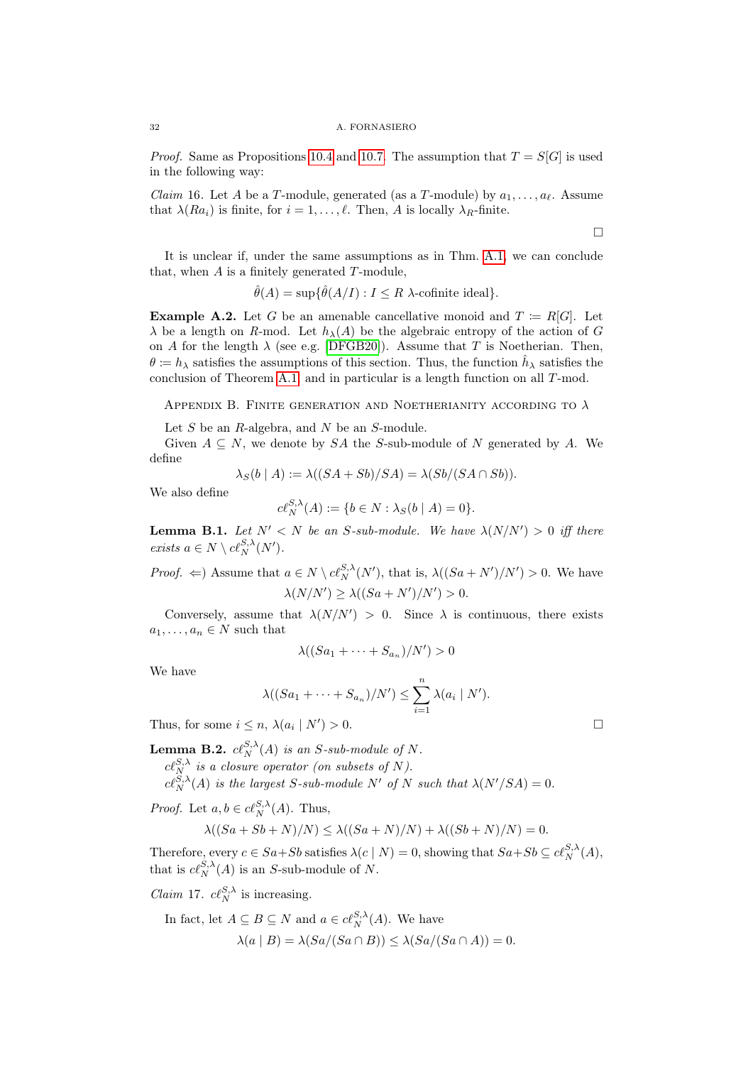*Proof.* Same as Propositions 10.4 and 10.7. The assumption that $T = S[G]$ is used in the following way:

*Claim* 16. Let $A$ be a $T$-module, generated (as a $T$-module) by $a_1, \dots, a_\ell$. Assume that $\lambda(Ra_i)$ is finite, for $i = 1, \dots, \ell$. Then, $A$ is locally $\lambda_R$-finite.

□

It is unclear if, under the same assumptions as in Thm. A.1, we can conclude that, when $A$ is a finitely generated $T$-module,

$$\hat{\theta}(A) = \sup\{\hat{\theta}(A/I) : I \leq R \ \lambda\text{-cofinite ideal}\}.$$

**Example A.2.** Let $G$ be an amenable cancellative monoid and $T \coloneqq R[G]$. Let $\lambda$ be a length on $R$-mod. Let $h_\lambda(A)$ be the algebraic entropy of the action of $G$ on $A$ for the length $\lambda$ (see e.g. [DFGB20]). Assume that $T$ is Noetherian. Then, $\theta \coloneqq h_\lambda$ satisfies the assumptions of this section. Thus, the function $\hat{h}_\lambda$ satisfies the conclusion of Theorem A.1 and in particular is a length function on all $T$-mod.

## Appendix B. Finite generation and Noetherianity according to $\lambda$

Let $S$ be an $R$-algebra, and $N$ be an $S$-module.

Given $A \subseteq N$, we denote by $SA$ the $S$-sub-module of $N$ generated by $A$. We define

$$\lambda_S(b \mid A) := \lambda((SA + Sb)/SA) = \lambda(Sb/(SA \cap Sb)).$$

We also define

$$c\ell_N^{S,\lambda}(A) := \{b \in N : \lambda_S(b \mid A) = 0\}.$$

**Lemma B.1.** *Let $N' < N$ be an $S$-sub-module. We have $\lambda(N/N') > 0$ iff there exists $a \in N \setminus c\ell_N^{S,\lambda}(N')$.*

*Proof.* $\Leftarrow$) Assume that $a \in N \setminus c\ell_N^{S,\lambda}(N')$, that is, $\lambda((Sa + N')/N') > 0$. We have

$$\lambda(N/N') \geq \lambda((Sa + N')/N') > 0.$$

Conversely, assume that $\lambda(N/N') > 0$. Since $\lambda$ is continuous, there exists $a_1, \dots, a_n \in N$ such that

$$\lambda((Sa_1 + \dots + S_{a_n})/N') > 0$$

We have

$$\lambda((Sa_1 + \dots + S_{a_n})/N') \leq \sum_{i=1}^{n} \lambda(a_i \mid N').$$

Thus, for some $i \leq n$, $\lambda(a_i \mid N') > 0$. □

**Lemma B.2.** *$c\ell_N^{S,\lambda}(A)$ is an $S$-sub-module of $N$.*
*$c\ell_N^{S,\lambda}$ is a closure operator (on subsets of $N$).*
*$c\ell_N^{S,\lambda}(A)$ is the largest $S$-sub-module $N'$ of $N$ such that $\lambda(N'/SA) = 0$.*

*Proof.* Let $a, b \in c\ell_N^{S,\lambda}(A)$. Thus,

$$\lambda((Sa + Sb + N)/N) \leq \lambda((Sa + N)/N) + \lambda((Sb + N)/N) = 0.$$

Therefore, every $c \in Sa+Sb$ satisfies $\lambda(c \mid N) = 0$, showing that $Sa+Sb \subseteq c\ell_N^{S,\lambda}(A)$, that is $c\ell_N^{S,\lambda}(A)$ is an $S$-sub-module of $N$.

*Claim* 17. $c\ell_N^{S,\lambda}$ is increasing.

In fact, let $A \subseteq B \subseteq N$ and $a \in c\ell_N^{S,\lambda}(A)$. We have

$$\lambda(a \mid B) = \lambda(Sa/(Sa \cap B)) \leq \lambda(Sa/(Sa \cap A)) = 0.$$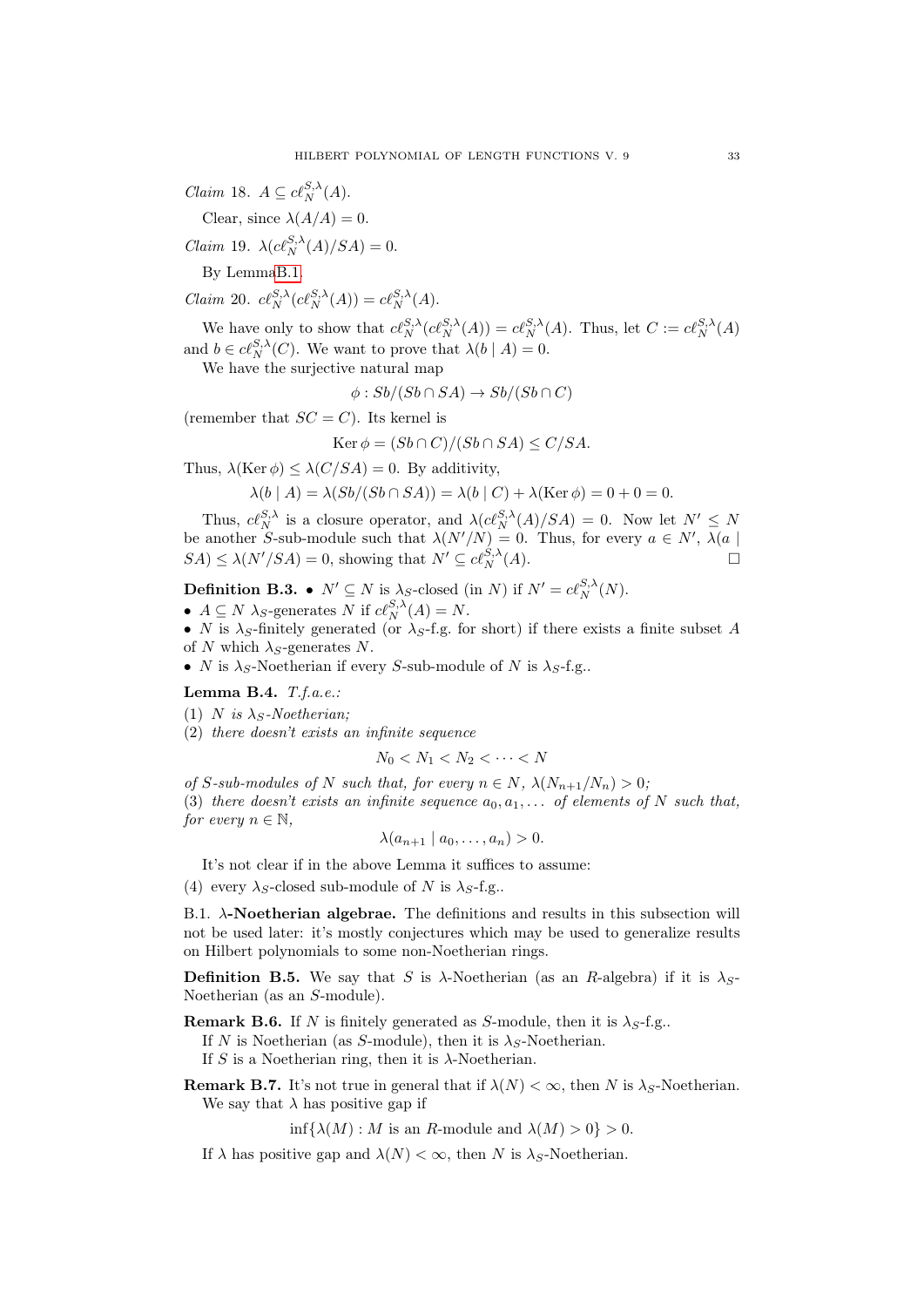*Claim* 18. $A \subseteq c\ell_N^{S,\lambda}(A)$.

Clear, since $\lambda(A/A) = 0$.

*Claim* 19. $\lambda(c\ell_N^{S,\lambda}(A)/SA) = 0$.

By LemmaB.1.

*Claim* 20. $c\ell_N^{S,\lambda}(c\ell_N^{S,\lambda}(A)) = c\ell_N^{S,\lambda}(A)$.

We have only to show that $c\ell_N^{S,\lambda}(c\ell_N^{S,\lambda}(A)) = c\ell_N^{S,\lambda}(A)$. Thus, let $C := c\ell_N^{S,\lambda}(A)$ and $b \in c\ell_N^{S,\lambda}(C)$. We want to prove that $\lambda(b \mid A) = 0$.

We have the surjective natural map

$$\phi : Sb/(Sb \cap SA) \to Sb/(Sb \cap C)$$

(remember that $SC = C$). Its kernel is

$$\operatorname{Ker} \phi = (Sb \cap C)/(Sb \cap SA) \leq C/SA.$$

Thus, $\lambda(\operatorname{Ker} \phi) \leq \lambda(C/SA) = 0$. By additivity,

$$\lambda(b \mid A) = \lambda(Sb/(Sb \cap SA)) = \lambda(b \mid C) + \lambda(\operatorname{Ker} \phi) = 0 + 0 = 0.$$

Thus, $c\ell_N^{S,\lambda}$ is a closure operator, and $\lambda(c\ell_N^{S,\lambda}(A)/SA) = 0$. Now let $N' \leq N$ be another $S$-sub-module such that $\lambda(N'/N) = 0$. Thus, for every $a \in N'$, $\lambda(a \mid SA) \leq \lambda(N'/SA) = 0$, showing that $N' \subseteq c\ell_N^{S,\lambda}(A)$. □

**Definition B.3.** • $N' \subseteq N$ is $\lambda_S$-closed (in $N$) if $N' = c\ell_N^{S,\lambda}(N)$.
• $A \subseteq N$ $\lambda_S$-generates $N$ if $c\ell_N^{S,\lambda}(A) = N$.
• $N$ is $\lambda_S$-finitely generated (or $\lambda_S$-f.g. for short) if there exists a finite subset $A$ of $N$ which $\lambda_S$-generates $N$.
• $N$ is $\lambda_S$-Noetherian if every $S$-sub-module of $N$ is $\lambda_S$-f.g..

**Lemma B.4.** *T.f.a.e.:*
(1) *$N$ is $\lambda_S$-Noetherian;*
(2) *there doesn't exists an infinite sequence*

$$N_0 < N_1 < N_2 < \cdots < N$$

*of $S$-sub-modules of $N$ such that, for every $n \in \mathbb{N}$, $\lambda(N_{n+1}/N_n) > 0$;*
(3) *there doesn't exists an infinite sequence $a_0, a_1, \ldots$ of elements of $N$ such that, for every $n \in \mathbb{N}$,*

$$\lambda(a_{n+1} \mid a_0, \ldots, a_n) > 0.$$

It's not clear if in the above Lemma it suffices to assume:
(4) every $\lambda_S$-closed sub-module of $N$ is $\lambda_S$-f.g..

B.1. **$\lambda$-Noetherian algebrae.** The definitions and results in this subsection will not be used later: it's mostly conjectures which may be used to generalize results on Hilbert polynomials to some non-Noetherian rings.

**Definition B.5.** We say that $S$ is $\lambda$-Noetherian (as an $R$-algebra) if it is $\lambda_S$-Noetherian (as an $S$-module).

**Remark B.6.** If $N$ is finitely generated as $S$-module, then it is $\lambda_S$-f.g..
If $N$ is Noetherian (as $S$-module), then it is $\lambda_S$-Noetherian.
If $S$ is a Noetherian ring, then it is $\lambda$-Noetherian.

**Remark B.7.** It's not true in general that if $\lambda(N) < \infty$, then $N$ is $\lambda_S$-Noetherian.
We say that $\lambda$ has positive gap if

$$\inf\{\lambda(M) : M \text{ is an } R\text{-module and } \lambda(M) > 0\} > 0.$$

If $\lambda$ has positive gap and $\lambda(N) < \infty$, then $N$ is $\lambda_S$-Noetherian.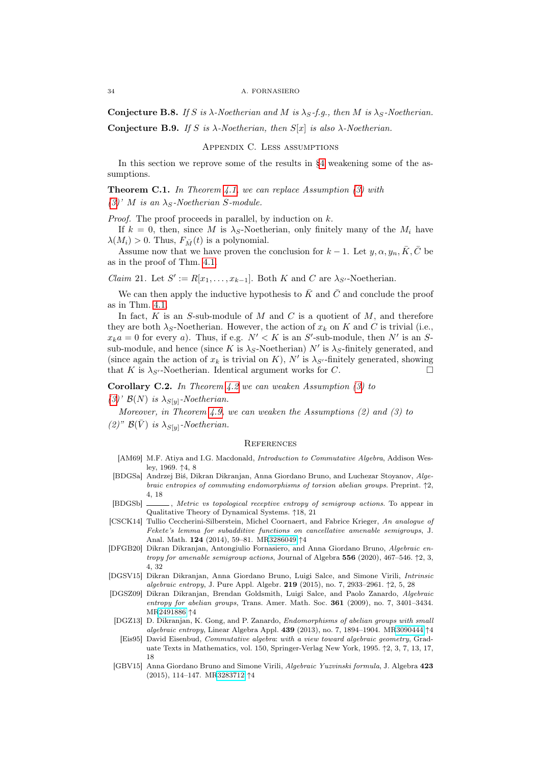**Conjecture B.8.** *If $S$ is $\lambda$-Noetherian and $M$ is $\lambda_S$-f.g., then $M$ is $\lambda_S$-Noetherian.*

**Conjecture B.9.** *If $S$ is $\lambda$-Noetherian, then $S[x]$ is also $\lambda$-Noetherian.*

## Appendix C. Less assumptions

In this section we reprove some of the results in §4 weakening some of the assumptions.

**Theorem C.1.** *In Theorem 4.1, we can replace Assumption (3) with*
*(3)' $M$ is an $\lambda_S$-Noetherian $S$-module.*

*Proof.* The proof proceeds in parallel, by induction on $k$.

If $k = 0$, then, since $M$ is $\lambda_S$-Noetherian, only finitely many of the $M_i$ have $\lambda(M_i) > 0$. Thus, $F_{\bar{M}}(t)$ is a polynomial.

Assume now that we have proven the conclusion for $k-1$. Let $y, \alpha, y_n, \bar{K}, \bar{C}$ be as in the proof of Thm. 4.1.

*Claim* 21. Let $S' := R[x_1, \dots, x_{k-1}]$. Both $K$ and $C$ are $\lambda_{S'}$-Noetherian.

We can then apply the inductive hypothesis to $\bar{K}$ and $\bar{C}$ and conclude the proof as in Thm. 4.1.

In fact, $K$ is an $S$-sub-module of $M$ and $C$ is a quotient of $M$, and therefore they are both $\lambda_S$-Noetherian. However, the action of $x_k$ on $K$ and $C$ is trivial (i.e., $x_k a = 0$ for every $a$). Thus, if e.g. $N' < K$ is an $S'$-sub-module, then $N'$ is an $S$-sub-module, and hence (since $K$ is $\lambda_S$-Noetherian) $N'$ is $\lambda_S$-finitely generated, and (since again the action of $x_k$ is trivial on $K$), $N'$ is $\lambda_{S'}$-finitely generated, showing that $K$ is $\lambda_{S'}$-Noetherian. Identical argument works for $C$. ☐

**Corollary C.2.** *In Theorem 4.2 we can weaken Assumption (3) to*
*(3)' $\mathcal{B}(N)$ is $\lambda_{S[y]}$-Noetherian.*

*Moreover, in Theorem 4.9, we can weaken the Assumptions (2) and (3) to*
*(2)" $\mathcal{B}(\bar{V})$ is $\lambda_{S[y]}$-Noetherian.*

## References

- [AM69] M.F. Atiya and I.G. Macdonald, *Introduction to Commutative Algebra*, Addison Wesley, 1969. ↑4, 8
- [BDGSa] Andrzej Biś, Dikran Dikranjan, Anna Giordano Bruno, and Luchezar Stoyanov, *Algebraic entropies of commuting endomorphisms of torsion abelian groups*. Preprint. ↑2, 4, 18
- [BDGSb] ———, *Metric vs topological receptive entropy of semigroup actions*. To appear in Qualitative Theory of Dynamical Systems. ↑18, 21
- [CSCK14] Tullio Ceccherini-Silberstein, Michel Coornaert, and Fabrice Krieger, *An analogue of Fekete's lemma for subadditive functions on cancellative amenable semigroups*, J. Anal. Math. **124** (2014), 59–81. MR3286049 ↑4
- [DFGB20] Dikran Dikranjan, Antongiulio Fornasiero, and Anna Giordano Bruno, *Algebraic entropy for amenable semigroup actions*, Journal of Algebra **556** (2020), 467–546. ↑2, 3, 4, 32
- [DGSV15] Dikran Dikranjan, Anna Giordano Bruno, Luigi Salce, and Simone Virili, *Intrinsic algebraic entropy*, J. Pure Appl. Algebr. **219** (2015), no. 7, 2933–2961. ↑2, 5, 28
- [DGSZ09] Dikran Dikranjan, Brendan Goldsmith, Luigi Salce, and Paolo Zanardo, *Algebraic entropy for abelian groups*, Trans. Amer. Math. Soc. **361** (2009), no. 7, 3401–3434. MR2491886 ↑4
- [DGZ13] D. Dikranjan, K. Gong, and P. Zanardo, *Endomorphisms of abelian groups with small algebraic entropy*, Linear Algebra Appl. **439** (2013), no. 7, 1894–1904. MR3090444 ↑4
- [Eis95] David Eisenbud, *Commutative algebra: with a view toward algebraic geometry*, Graduate Texts in Mathematics, vol. 150, Springer-Verlag New York, 1995. ↑2, 3, 7, 13, 17, 18
- [GBV15] Anna Giordano Bruno and Simone Virili, *Algebraic Yuzvinski formula*, J. Algebra **423** (2015), 114–147. MR3283712 ↑4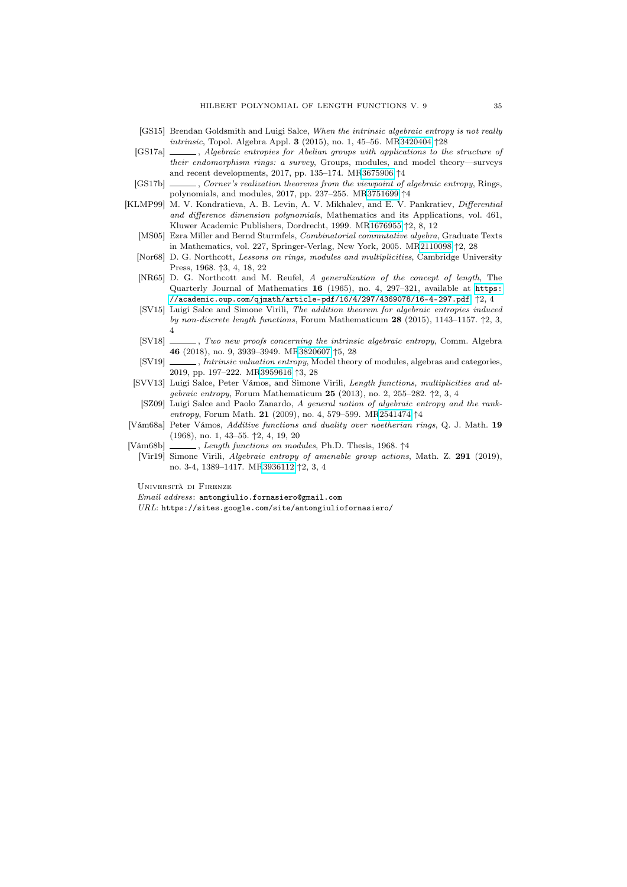[GS15] Brendan Goldsmith and Luigi Salce, *When the intrinsic algebraic entropy is not really intrinsic*, Topol. Algebra Appl. **3** (2015), no. 1, 45–56. MR3420404 ↑28

[GS17a] ______, *Algebraic entropies for Abelian groups with applications to the structure of their endomorphism rings: a survey*, Groups, modules, and model theory—surveys and recent developments, 2017, pp. 135–174. MR3675906 ↑4

[GS17b] ______, *Corner's realization theorems from the viewpoint of algebraic entropy*, Rings, polynomials, and modules, 2017, pp. 237–255. MR3751699 ↑4

[KLMP99] M. V. Kondratieva, A. B. Levin, A. V. Mikhalev, and E. V. Pankratiev, *Differential and difference dimension polynomials*, Mathematics and its Applications, vol. 461, Kluwer Academic Publishers, Dordrecht, 1999. MR1676955 ↑2, 8, 12

[MS05] Ezra Miller and Bernd Sturmfels, *Combinatorial commutative algebra*, Graduate Texts in Mathematics, vol. 227, Springer-Verlag, New York, 2005. MR2110098 ↑2, 28

[Nor68] D. G. Northcott, *Lessons on rings, modules and multiplicities*, Cambridge University Press, 1968. ↑3, 4, 18, 22

[NR65] D. G. Northcott and M. Reufel, *A generalization of the concept of length*, The Quarterly Journal of Mathematics **16** (1965), no. 4, 297–321, available at https://academic.oup.com/qjmath/article-pdf/16/4/297/4369078/16-4-297.pdf. ↑2, 4

[SV15] Luigi Salce and Simone Virili, *The addition theorem for algebraic entropies induced by non-discrete length functions*, Forum Mathematicum **28** (2015), 1143–1157. ↑2, 3, 4

[SV18] ______, *Two new proofs concerning the intrinsic algebraic entropy*, Comm. Algebra **46** (2018), no. 9, 3939–3949. MR3820607 ↑5, 28

[SV19] ______, *Intrinsic valuation entropy*, Model theory of modules, algebras and categories, 2019, pp. 197–222. MR3959616 ↑3, 28

[SVV13] Luigi Salce, Peter Vámos, and Simone Virili, *Length functions, multiplicities and algebraic entropy*, Forum Mathematicum **25** (2013), no. 2, 255–282. ↑2, 3, 4

[SZ09] Luigi Salce and Paolo Zanardo, *A general notion of algebraic entropy and the rank-entropy*, Forum Math. **21** (2009), no. 4, 579–599. MR2541474 ↑4

[Vám68a] Peter Vámos, *Additive functions and duality over noetherian rings*, Q. J. Math. **19** (1968), no. 1, 43–55. ↑2, 4, 19, 20

[Vám68b] ______, *Length functions on modules*, Ph.D. Thesis, 1968. ↑4

[Vir19] Simone Virili, *Algebraic entropy of amenable group actions*, Math. Z. **291** (2019), no. 3-4, 1389–1417. MR3936112 ↑2, 3, 4

Università di Firenze

*Email address*: antongiulio.fornasiero@gmail.com

*URL*: https://sites.google.com/site/antongiuliofornasiero/